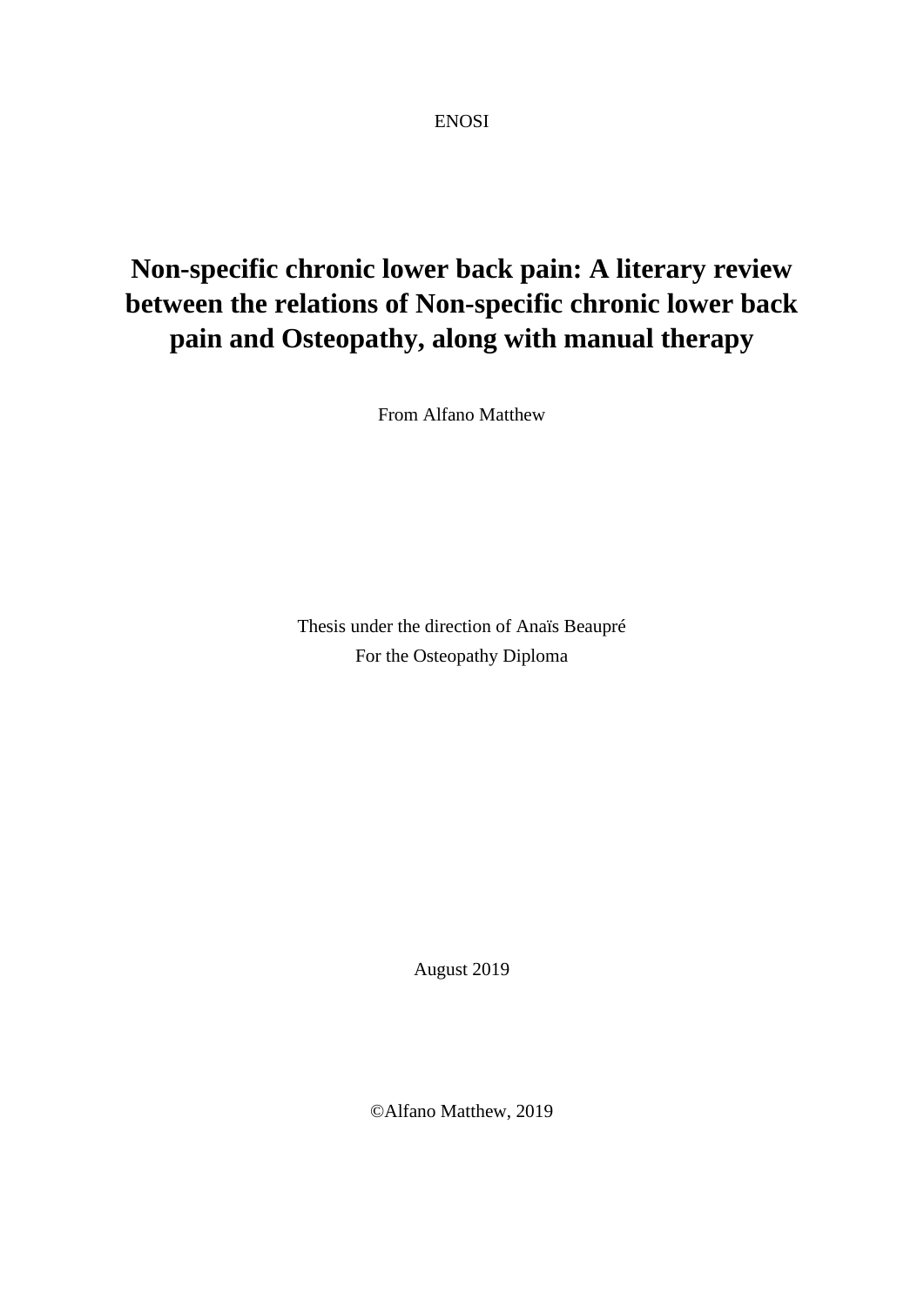ENOSI

# Non-specific chronic lower back pain: A literary review between the relations of Non-specific chronic lower back pain and Osteopathy, along with manual therapy

From Alfano Matthew

Thesis under the direction of Anaïs Beaupré

For the Osteopathy Diploma

August 2019

©Alfano Matthew, 2019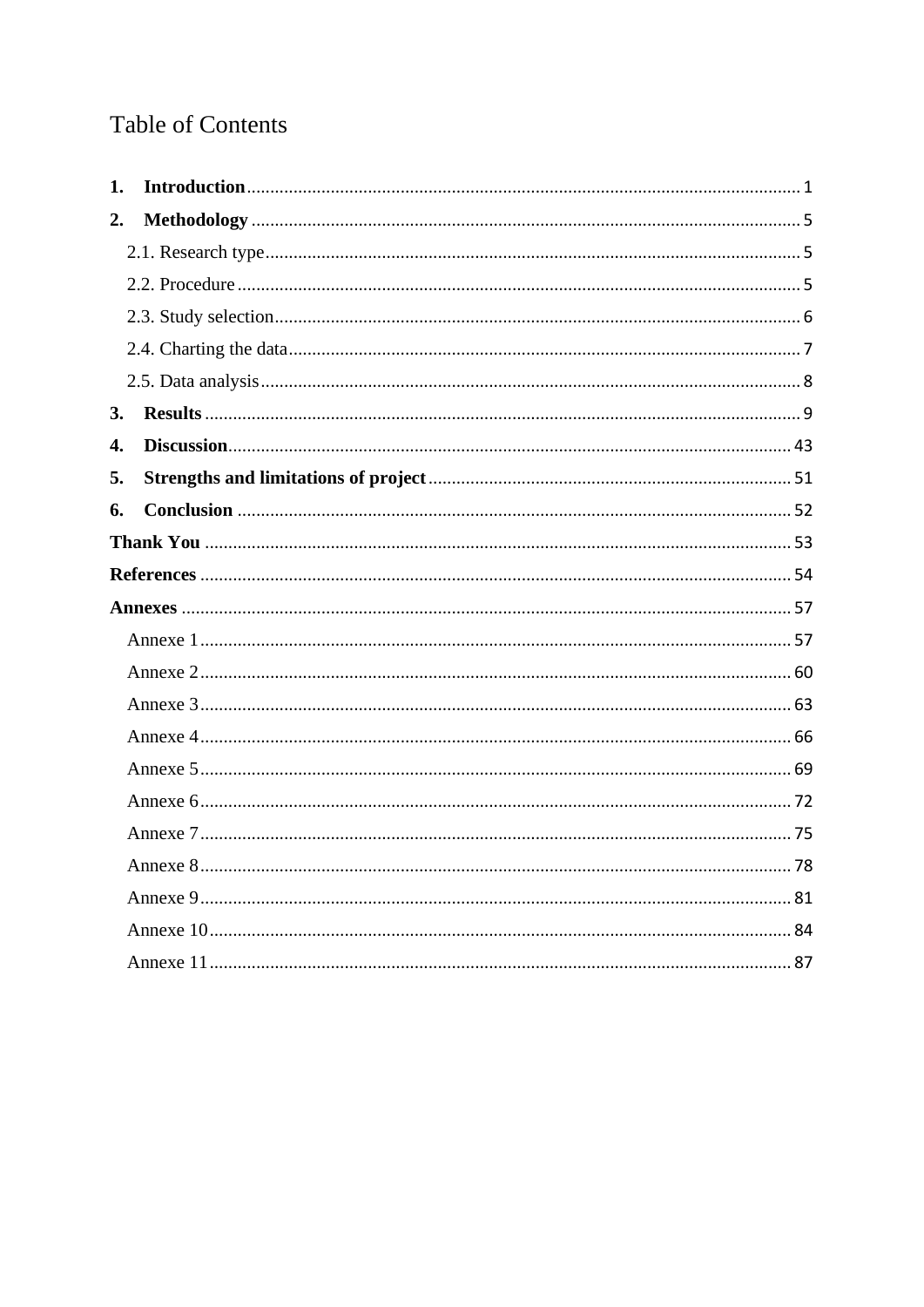# Table of Contents

**1. Introduction** ........ 1

**2. Methodology** ........ 5

- 2.1. Research type ........ 5
- 2.2. Procedure ........ 5
- 2.3. Study selection ........ 6
- 2.4. Charting the data ........ 7
- 2.5. Data analysis ........ 8

**3. Results** ........ 9

**4. Discussion** ........ 43

**5. Strengths and limitations of project** ........ 51

**6. Conclusion** ........ 52

**Thank You** ........ 53

**References** ........ 54

**Annexes** ........ 57

- Annexe 1 ........ 57
- Annexe 2 ........ 60
- Annexe 3 ........ 63
- Annexe 4 ........ 66
- Annexe 5 ........ 69
- Annexe 6 ........ 72
- Annexe 7 ........ 75
- Annexe 8 ........ 78
- Annexe 9 ........ 81
- Annexe 10 ........ 84
- Annexe 11 ........ 87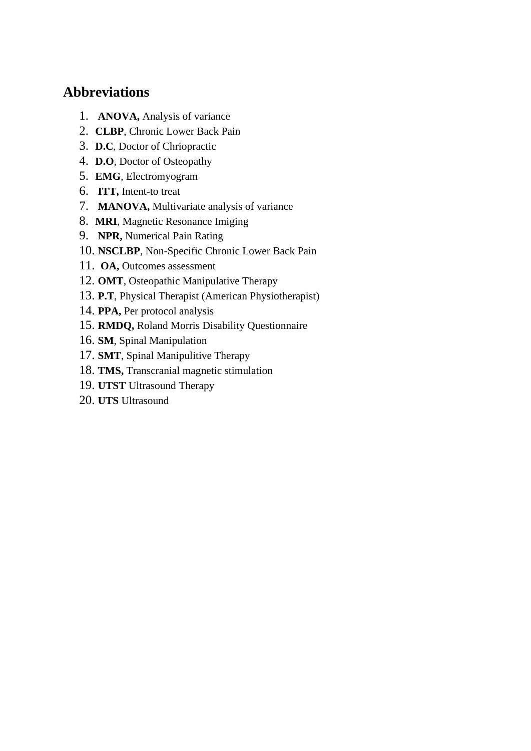## Abbreviations

1. **ANOVA,** Analysis of variance
2. **CLBP**, Chronic Lower Back Pain
3. **D.C**, Doctor of Chriopractic
4. **D.O**, Doctor of Osteopathy
5. **EMG**, Electromyogram
6. **ITT,** Intent-to treat
7. **MANOVA,** Multivariate analysis of variance
8. **MRI**, Magnetic Resonance Imiging
9. **NPR,** Numerical Pain Rating
10. **NSCLBP**, Non-Specific Chronic Lower Back Pain
11. **OA,** Outcomes assessment
12. **OMT**, Osteopathic Manipulative Therapy
13. **P.T**, Physical Therapist (American Physiotherapist)
14. **PPA,** Per protocol analysis
15. **RMDQ,** Roland Morris Disability Questionnaire
16. **SM**, Spinal Manipulation
17. **SMT**, Spinal Manipulitive Therapy
18. **TMS,** Transcranial magnetic stimulation
19. **UTST** Ultrasound Therapy
20. **UTS** Ultrasound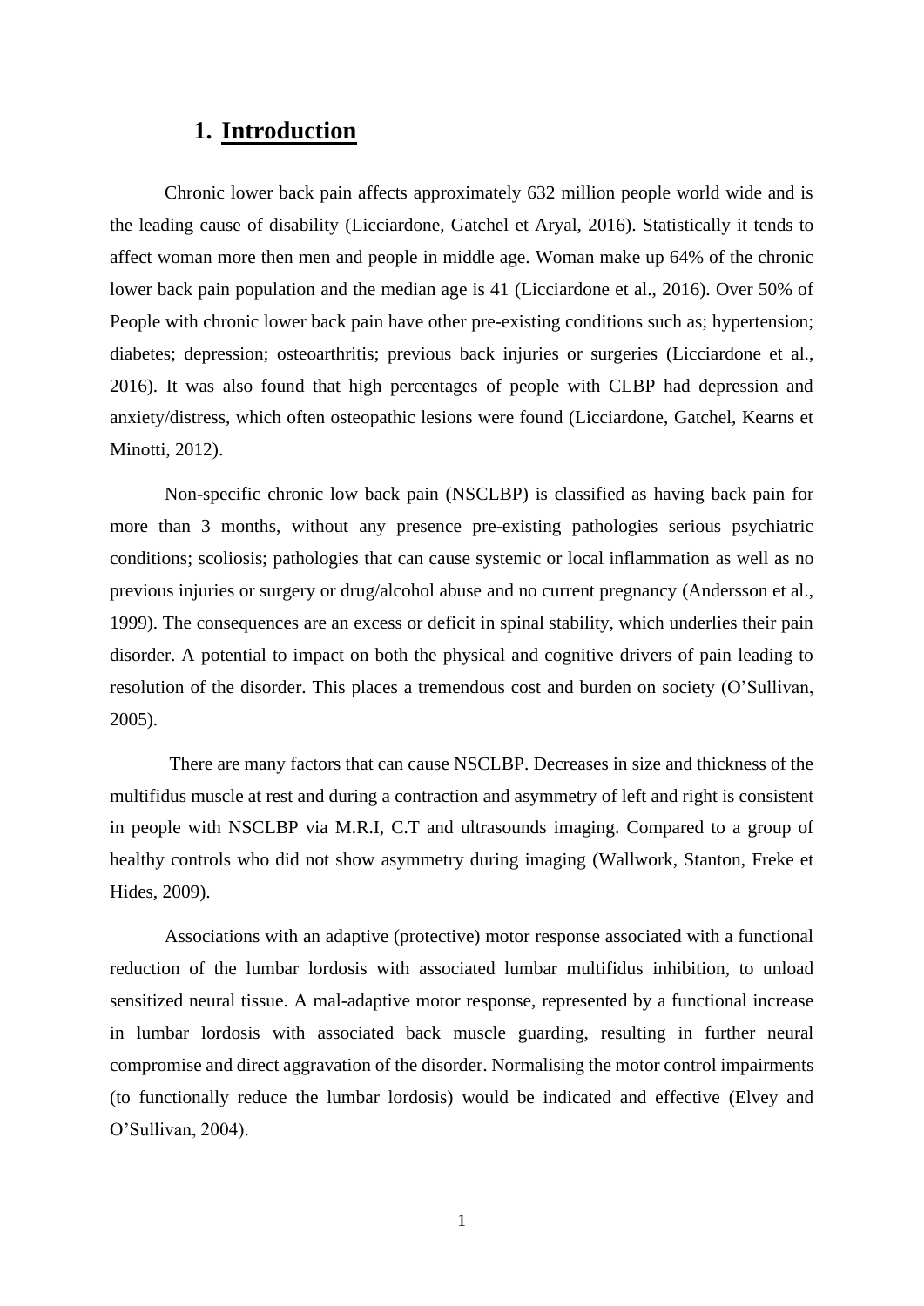# 1. Introduction

Chronic lower back pain affects approximately 632 million people world wide and is the leading cause of disability (Licciardone, Gatchel et Aryal, 2016). Statistically it tends to affect woman more then men and people in middle age. Woman make up 64% of the chronic lower back pain population and the median age is 41 (Licciardone et al., 2016). Over 50% of People with chronic lower back pain have other pre-existing conditions such as; hypertension; diabetes; depression; osteoarthritis; previous back injuries or surgeries (Licciardone et al., 2016). It was also found that high percentages of people with CLBP had depression and anxiety/distress, which often osteopathic lesions were found (Licciardone, Gatchel, Kearns et Minotti, 2012).

Non-specific chronic low back pain (NSCLBP) is classified as having back pain for more than 3 months, without any presence pre-existing pathologies serious psychiatric conditions; scoliosis; pathologies that can cause systemic or local inflammation as well as no previous injuries or surgery or drug/alcohol abuse and no current pregnancy (Andersson et al., 1999). The consequences are an excess or deficit in spinal stability, which underlies their pain disorder. A potential to impact on both the physical and cognitive drivers of pain leading to resolution of the disorder. This places a tremendous cost and burden on society (O'Sullivan, 2005).

There are many factors that can cause NSCLBP. Decreases in size and thickness of the multifidus muscle at rest and during a contraction and asymmetry of left and right is consistent in people with NSCLBP via M.R.I, C.T and ultrasounds imaging. Compared to a group of healthy controls who did not show asymmetry during imaging (Wallwork, Stanton, Freke et Hides, 2009).

Associations with an adaptive (protective) motor response associated with a functional reduction of the lumbar lordosis with associated lumbar multifidus inhibition, to unload sensitized neural tissue. A mal-adaptive motor response, represented by a functional increase in lumbar lordosis with associated back muscle guarding, resulting in further neural compromise and direct aggravation of the disorder. Normalising the motor control impairments (to functionally reduce the lumbar lordosis) would be indicated and effective (Elvey and O'Sullivan, 2004).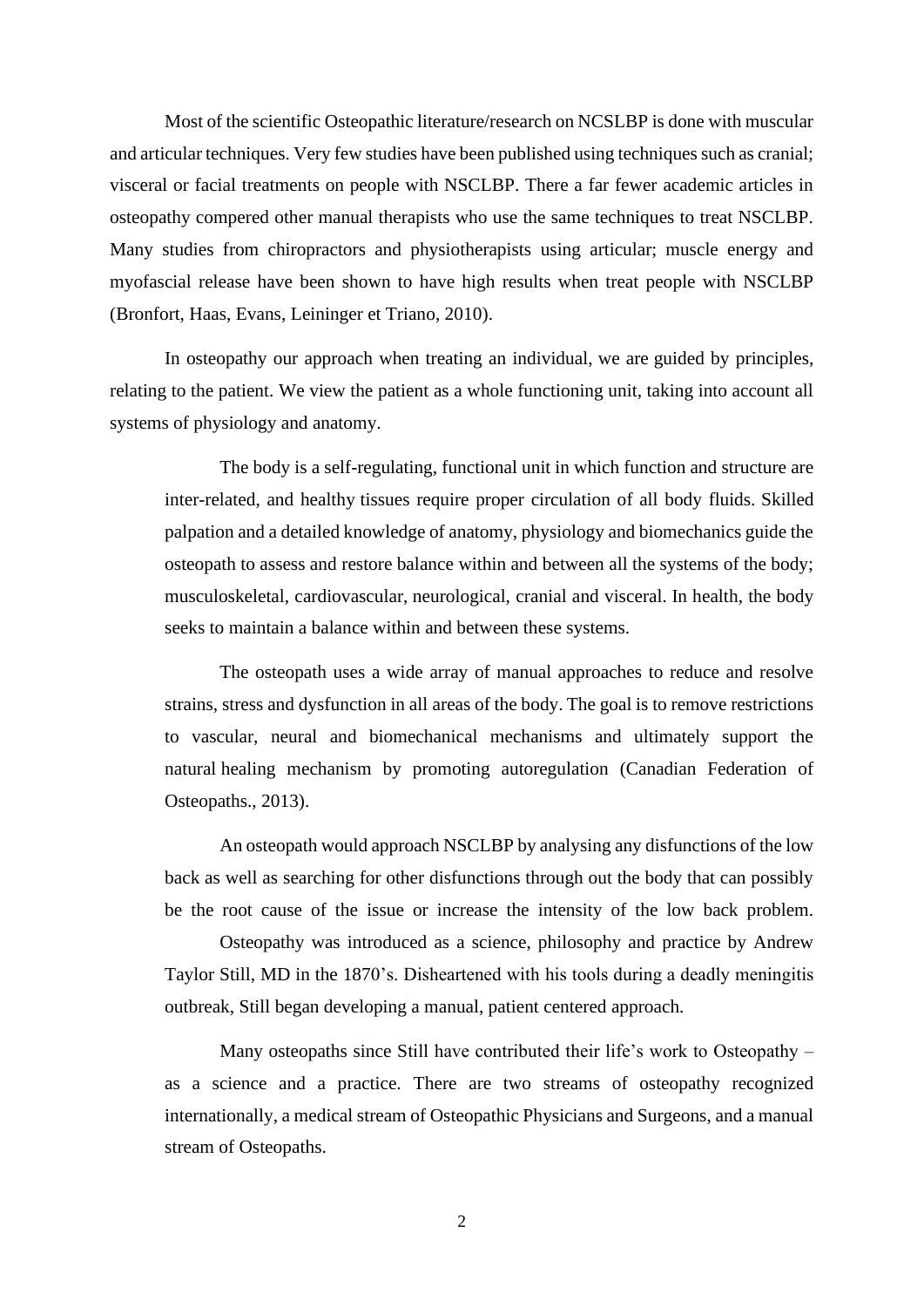Most of the scientific Osteopathic literature/research on NCSLBP is done with muscular and articular techniques. Very few studies have been published using techniques such as cranial; visceral or facial treatments on people with NSCLBP. There a far fewer academic articles in osteopathy compered other manual therapists who use the same techniques to treat NSCLBP. Many studies from chiropractors and physiotherapists using articular; muscle energy and myofascial release have been shown to have high results when treat people with NSCLBP (Bronfort, Haas, Evans, Leininger et Triano, 2010).

In osteopathy our approach when treating an individual, we are guided by principles, relating to the patient. We view the patient as a whole functioning unit, taking into account all systems of physiology and anatomy.

> The body is a self-regulating, functional unit in which function and structure are inter-related, and healthy tissues require proper circulation of all body fluids. Skilled palpation and a detailed knowledge of anatomy, physiology and biomechanics guide the osteopath to assess and restore balance within and between all the systems of the body; musculoskeletal, cardiovascular, neurological, cranial and visceral. In health, the body seeks to maintain a balance within and between these systems.
>
> The osteopath uses a wide array of manual approaches to reduce and resolve strains, stress and dysfunction in all areas of the body. The goal is to remove restrictions to vascular, neural and biomechanical mechanisms and ultimately support the natural healing mechanism by promoting autoregulation (Canadian Federation of Osteopaths., 2013).
>
> An osteopath would approach NSCLBP by analysing any disfunctions of the low back as well as searching for other disfunctions through out the body that can possibly be the root cause of the issue or increase the intensity of the low back problem.
>
> Osteopathy was introduced as a science, philosophy and practice by Andrew Taylor Still, MD in the 1870's. Disheartened with his tools during a deadly meningitis outbreak, Still began developing a manual, patient centered approach.
>
> Many osteopaths since Still have contributed their life's work to Osteopathy – as a science and a practice. There are two streams of osteopathy recognized internationally, a medical stream of Osteopathic Physicians and Surgeons, and a manual stream of Osteopaths.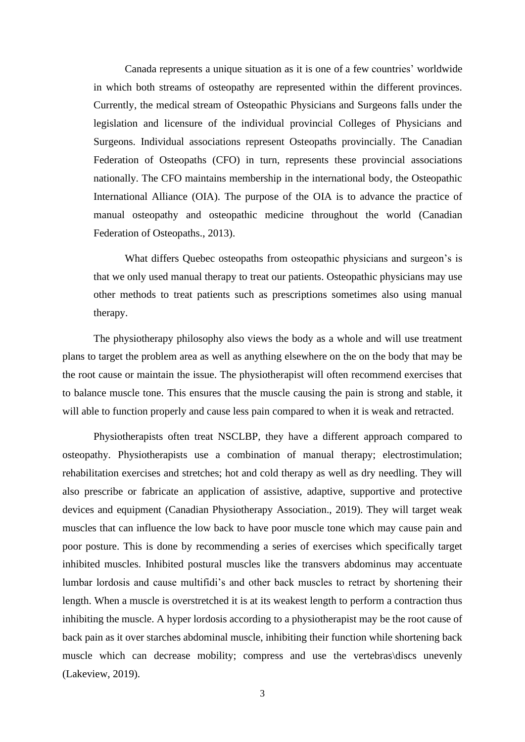Canada represents a unique situation as it is one of a few countries' worldwide in which both streams of osteopathy are represented within the different provinces. Currently, the medical stream of Osteopathic Physicians and Surgeons falls under the legislation and licensure of the individual provincial Colleges of Physicians and Surgeons. Individual associations represent Osteopaths provincially. The Canadian Federation of Osteopaths (CFO) in turn, represents these provincial associations nationally. The CFO maintains membership in the international body, the Osteopathic International Alliance (OIA). The purpose of the OIA is to advance the practice of manual osteopathy and osteopathic medicine throughout the world (Canadian Federation of Osteopaths., 2013).

What differs Quebec osteopaths from osteopathic physicians and surgeon's is that we only used manual therapy to treat our patients. Osteopathic physicians may use other methods to treat patients such as prescriptions sometimes also using manual therapy.

The physiotherapy philosophy also views the body as a whole and will use treatment plans to target the problem area as well as anything elsewhere on the on the body that may be the root cause or maintain the issue. The physiotherapist will often recommend exercises that to balance muscle tone. This ensures that the muscle causing the pain is strong and stable, it will able to function properly and cause less pain compared to when it is weak and retracted.

Physiotherapists often treat NSCLBP, they have a different approach compared to osteopathy. Physiotherapists use a combination of manual therapy; electrostimulation; rehabilitation exercises and stretches; hot and cold therapy as well as dry needling. They will also prescribe or fabricate an application of assistive, adaptive, supportive and protective devices and equipment (Canadian Physiotherapy Association., 2019). They will target weak muscles that can influence the low back to have poor muscle tone which may cause pain and poor posture. This is done by recommending a series of exercises which specifically target inhibited muscles. Inhibited postural muscles like the transvers abdominus may accentuate lumbar lordosis and cause multifidi's and other back muscles to retract by shortening their length. When a muscle is overstretched it is at its weakest length to perform a contraction thus inhibiting the muscle. A hyper lordosis according to a physiotherapist may be the root cause of back pain as it over starches abdominal muscle, inhibiting their function while shortening back muscle which can decrease mobility; compress and use the vertebras\discs unevenly (Lakeview, 2019).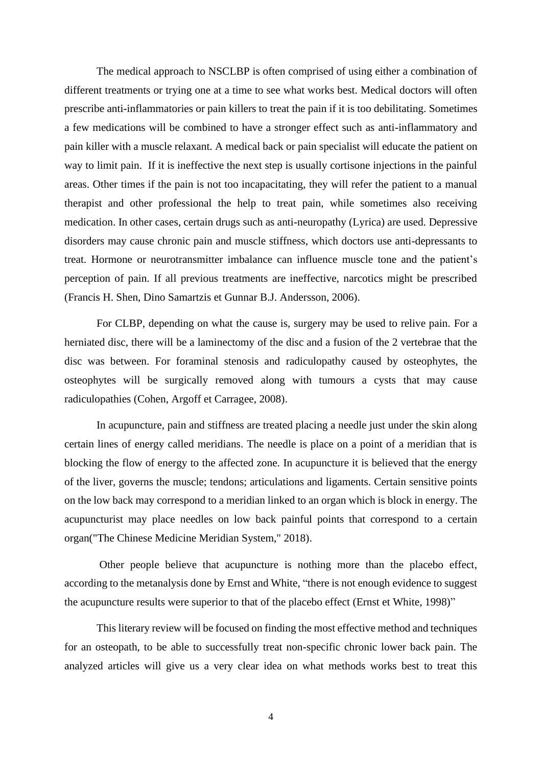The medical approach to NSCLBP is often comprised of using either a combination of different treatments or trying one at a time to see what works best. Medical doctors will often prescribe anti-inflammatories or pain killers to treat the pain if it is too debilitating. Sometimes a few medications will be combined to have a stronger effect such as anti-inflammatory and pain killer with a muscle relaxant. A medical back or pain specialist will educate the patient on way to limit pain. If it is ineffective the next step is usually cortisone injections in the painful areas. Other times if the pain is not too incapacitating, they will refer the patient to a manual therapist and other professional the help to treat pain, while sometimes also receiving medication. In other cases, certain drugs such as anti-neuropathy (Lyrica) are used. Depressive disorders may cause chronic pain and muscle stiffness, which doctors use anti-depressants to treat. Hormone or neurotransmitter imbalance can influence muscle tone and the patient's perception of pain. If all previous treatments are ineffective, narcotics might be prescribed (Francis H. Shen, Dino Samartzis et Gunnar B.J. Andersson, 2006).

For CLBP, depending on what the cause is, surgery may be used to relive pain. For a herniated disc, there will be a laminectomy of the disc and a fusion of the 2 vertebrae that the disc was between. For foraminal stenosis and radiculopathy caused by osteophytes, the osteophytes will be surgically removed along with tumours a cysts that may cause radiculopathies (Cohen, Argoff et Carragee, 2008).

In acupuncture, pain and stiffness are treated placing a needle just under the skin along certain lines of energy called meridians. The needle is place on a point of a meridian that is blocking the flow of energy to the affected zone. In acupuncture it is believed that the energy of the liver, governs the muscle; tendons; articulations and ligaments. Certain sensitive points on the low back may correspond to a meridian linked to an organ which is block in energy. The acupuncturist may place needles on low back painful points that correspond to a certain organ("The Chinese Medicine Meridian System," 2018).

Other people believe that acupuncture is nothing more than the placebo effect, according to the metanalysis done by Ernst and White, "there is not enough evidence to suggest the acupuncture results were superior to that of the placebo effect (Ernst et White, 1998)"

This literary review will be focused on finding the most effective method and techniques for an osteopath, to be able to successfully treat non-specific chronic lower back pain. The analyzed articles will give us a very clear idea on what methods works best to treat this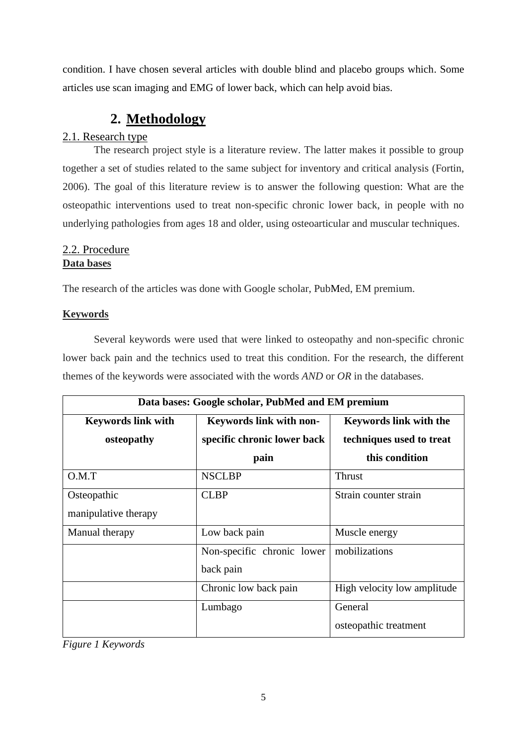condition. I have chosen several articles with double blind and placebo groups which. Some articles use scan imaging and EMG of lower back, which can help avoid bias.

## 2. Methodology

### 2.1. Research type

The research project style is a literature review. The latter makes it possible to group together a set of studies related to the same subject for inventory and critical analysis (Fortin, 2006). The goal of this literature review is to answer the following question: What are the osteopathic interventions used to treat non-specific chronic lower back, in people with no underlying pathologies from ages 18 and older, using osteoarticular and muscular techniques.

### 2.2. Procedure

**Data bases**

The research of the articles was done with Google scholar, PubMed, EM premium.

**Keywords**

Several keywords were used that were linked to osteopathy and non-specific chronic lower back pain and the technics used to treat this condition. For the research, the different themes of the keywords were associated with the words *AND* or *OR* in the databases.

| Data bases: Google scholar, PubMed and EM premium | | |
|---|---|---|
| **Keywords link with osteopathy** | **Keywords link with non-specific chronic lower back pain** | **Keywords link with the techniques used to treat this condition** |
| O.M.T | NSCLBP | Thrust |
| Osteopathic manipulative therapy | CLBP | Strain counter strain |
| Manual therapy | Low back pain | Muscle energy |
| | Non-specific chronic lower back pain | mobilizations |
| | Chronic low back pain | High velocity low amplitude |
| | Lumbago | General osteopathic treatment |

*Figure 1 Keywords*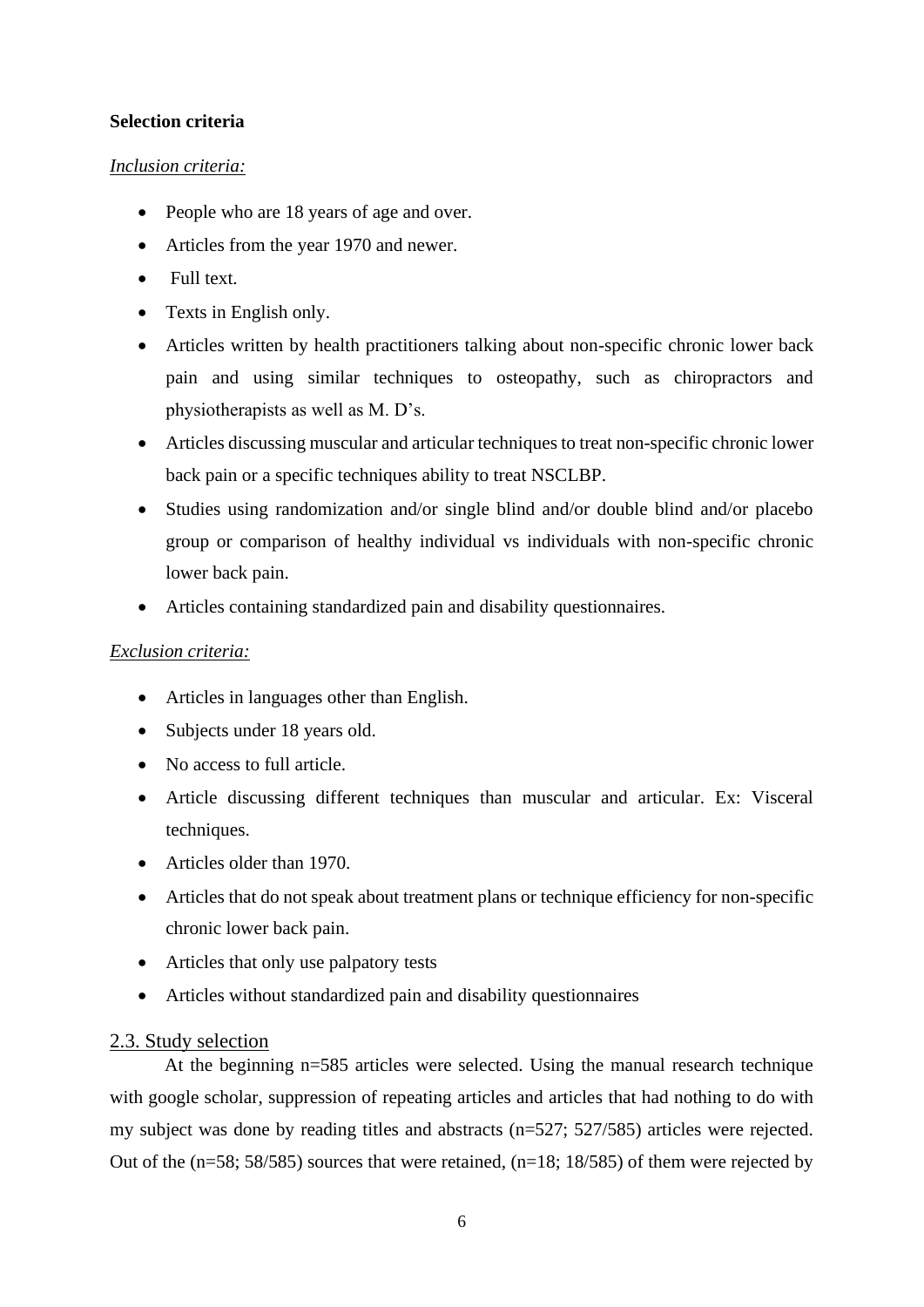**Selection criteria**

*Inclusion criteria:*

- People who are 18 years of age and over.
- Articles from the year 1970 and newer.
- Full text.
- Texts in English only.
- Articles written by health practitioners talking about non-specific chronic lower back pain and using similar techniques to osteopathy, such as chiropractors and physiotherapists as well as M. D's.
- Articles discussing muscular and articular techniques to treat non-specific chronic lower back pain or a specific techniques ability to treat NSCLBP.
- Studies using randomization and/or single blind and/or double blind and/or placebo group or comparison of healthy individual vs individuals with non-specific chronic lower back pain.
- Articles containing standardized pain and disability questionnaires.

*Exclusion criteria:*

- Articles in languages other than English.
- Subjects under 18 years old.
- No access to full article.
- Article discussing different techniques than muscular and articular. Ex: Visceral techniques.
- Articles older than 1970.
- Articles that do not speak about treatment plans or technique efficiency for non-specific chronic lower back pain.
- Articles that only use palpatory tests
- Articles without standardized pain and disability questionnaires

## 2.3. Study selection

At the beginning n=585 articles were selected. Using the manual research technique with google scholar, suppression of repeating articles and articles that had nothing to do with my subject was done by reading titles and abstracts (n=527; 527/585) articles were rejected. Out of the (n=58; 58/585) sources that were retained, (n=18; 18/585) of them were rejected by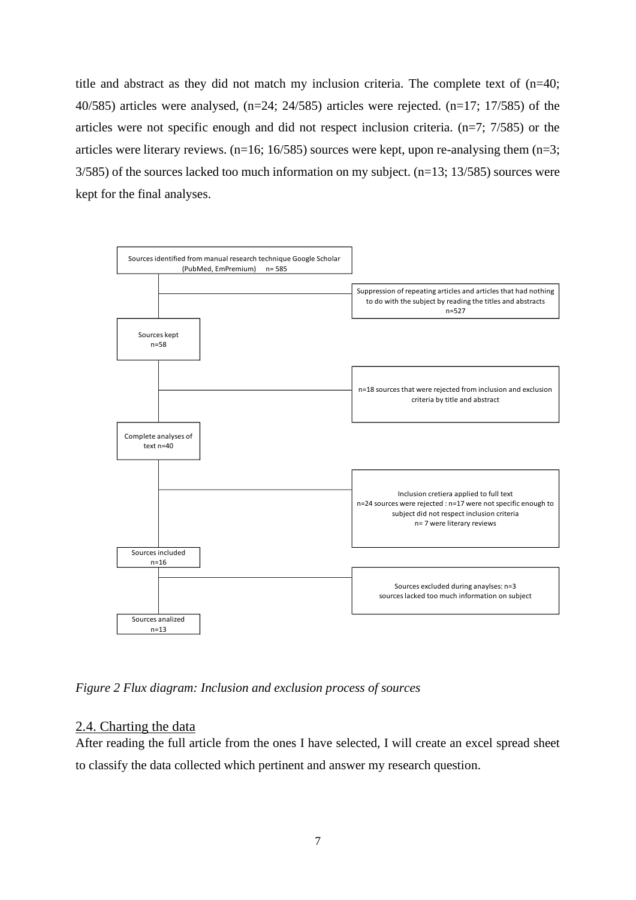title and abstract as they did not match my inclusion criteria. The complete text of (n=40; 40/585) articles were analysed, (n=24; 24/585) articles were rejected. (n=17; 17/585) of the articles were not specific enough and did not respect inclusion criteria. (n=7; 7/585) or the articles were literary reviews. (n=16; 16/585) sources were kept, upon re-analysing them (n=3; 3/585) of the sources lacked too much information on my subject. (n=13; 13/585) sources were kept for the final analyses.

Sources identified from manual research technique Google Scholar (PubMed, EmPremium) n= 585

Suppression of repeating articles and articles that had nothing to do with the subject by reading the titles and abstracts n=527

Sources kept n=58

n=18 sources that were rejected from inclusion and exclusion criteria by title and abstract

Complete analyses of text n=40

Inclusion cretiera applied to full text
n=24 sources were rejected : n=17 were not specific enough to subject did not respect inclusion criteria
n= 7 were literary reviews

Sources included n=16

Sources excluded during anaylses: n=3
sources lacked too much information on subject

Sources analized n=13

*Figure 2 Flux diagram: Inclusion and exclusion process of sources*

## 2.4. Charting the data

After reading the full article from the ones I have selected, I will create an excel spread sheet to classify the data collected which pertinent and answer my research question.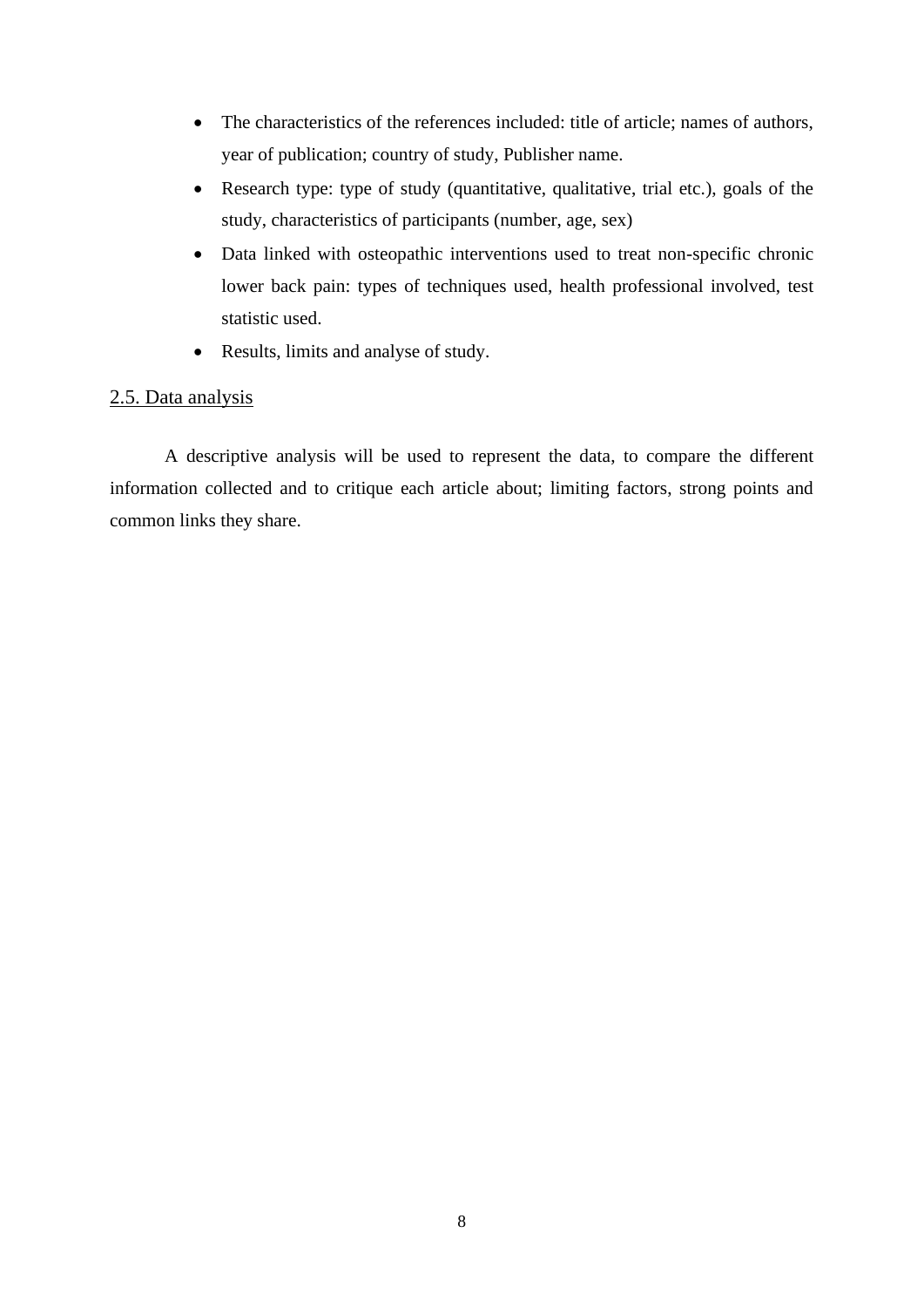- The characteristics of the references included: title of article; names of authors, year of publication; country of study, Publisher name.
- Research type: type of study (quantitative, qualitative, trial etc.), goals of the study, characteristics of participants (number, age, sex)
- Data linked with osteopathic interventions used to treat non-specific chronic lower back pain: types of techniques used, health professional involved, test statistic used.
- Results, limits and analyse of study.

## 2.5. Data analysis

A descriptive analysis will be used to represent the data, to compare the different information collected and to critique each article about; limiting factors, strong points and common links they share.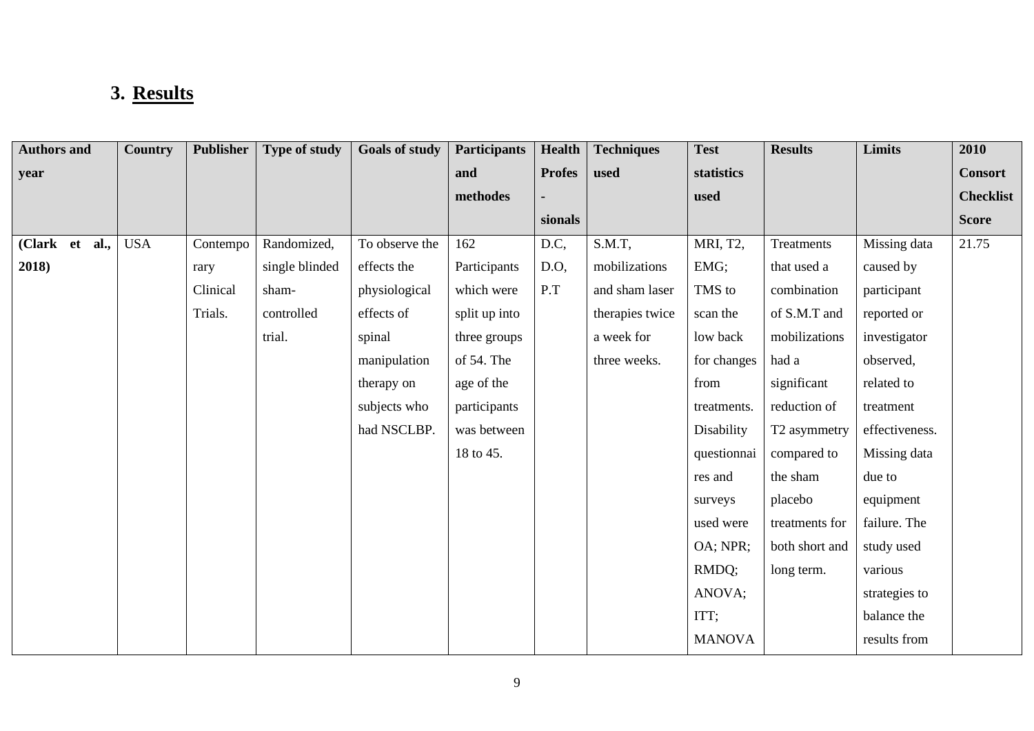# 3. Results

| Authors and year | Country | Publisher | Type of study | Goals of study | Participants and methodes | Health Profes-sionals | Techniques used | Test statistics used | Results | Limits | 2010 Consort Checklist Score |
|---|---|---|---|---|---|---|---|---|---|---|---|
| **(Clark et al., 2018)** | USA | Contemporary Clinical Trials. | Randomized, single blinded sham-controlled trial. | To observe the effects the physiological effects of spinal manipulation therapy on subjects who had NSCLBP. | 162 Participants which were split up into three groups of 54. The age of the participants was between 18 to 45. | D.C, D.O, P.T | S.M.T, mobilizations and sham laser therapies twice a week for three weeks. | MRI, T2, EMG; TMS to scan the low back for changes from treatments. Disability questionnaires and surveys used were OA; NPR; RMDQ; ANOVA; ITT; MANOVA | Treatments that used a combination of S.M.T and mobilizations had a significant reduction of T2 asymmetry compared to the sham placebo treatments for both short and long term. | Missing data caused by participant reported or investigator observed, related to treatment effectiveness. Missing data due to equipment failure. The study used various strategies to balance the results from | 21.75 |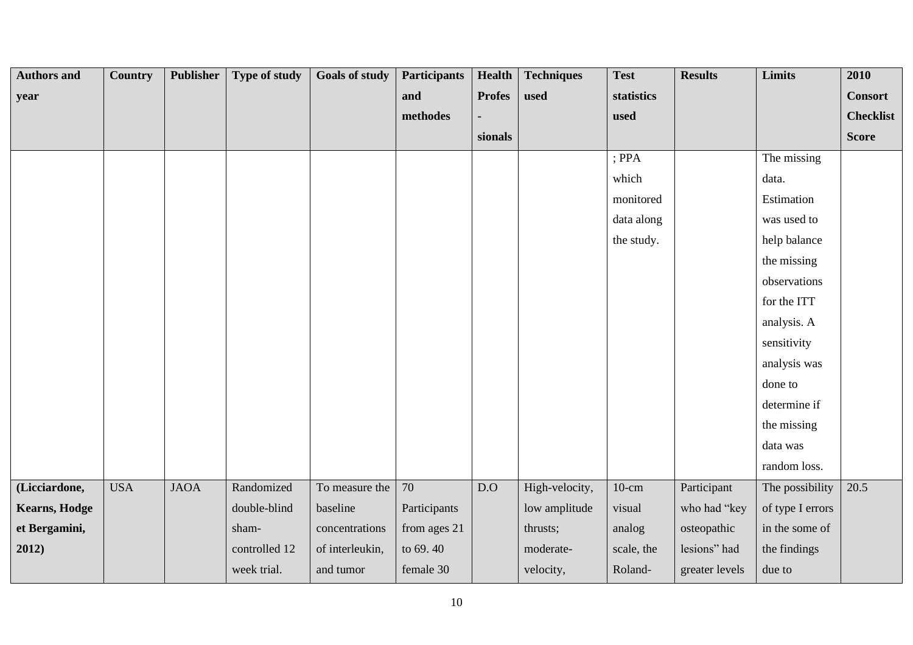| **Authors and year** | **Country** | **Publisher** | **Type of study** | **Goals of study** | **Participants and methodes** | **Health Profes - sionals** | **Techniques used** | **Test statistics used** | **Results** | **Limits** | **2010 Consort Checklist Score** |
|---|---|---|---|---|---|---|---|---|---|---|---|
| | | | | | | | | ; PPA which monitored data along the study. | | The missing data. Estimation was used to help balance the missing observations for the ITT analysis. A sensitivity analysis was done to determine if the missing data was random loss. | |
| **(Licciardone, Kearns, Hodge et Bergamini, 2012)** | USA | JAOA | Randomized double-blind sham-controlled 12 week trial. | To measure the baseline concentrations of interleukin, and tumor | 70 Participants from ages 21 to 69. 40 female 30 | D.O | High-velocity, low amplitude thrusts; moderate-velocity, | 10-cm visual analog scale, the Roland- | Participant who had "key osteopathic lesions" had greater levels | The possibility of type I errors in the some of the findings due to | 20.5 |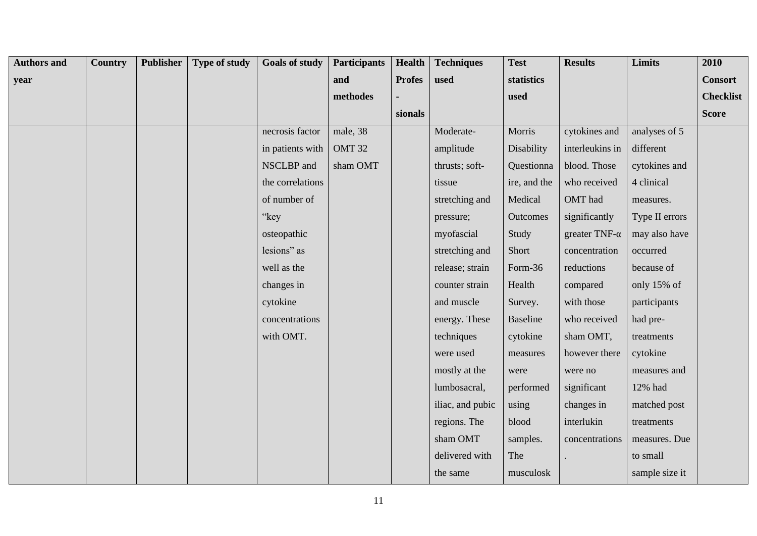| Authors and year | Country | Publisher | Type of study | Goals of study | Participants and methodes | Health Profes - sionals | Techniques used | Test statistics used | Results | Limits | 2010 Consort Checklist Score |
|---|---|---|---|---|---|---|---|---|---|---|---|
| | | | | necrosis factor in patients with NSCLBP and the correlations of number of "key osteopathic lesions" as well as the changes in cytokine concentrations with OMT. | male, 38 OMT 32 sham OMT | | Moderate-amplitude thrusts; soft-tissue stretching and pressure; myofascial stretching and release; strain counter strain and muscle energy. These techniques were used mostly at the lumbosacral, iliac, and pubic regions. The sham OMT delivered with the same | Morris Disability Questionnaire, and the Medical Outcomes Study Short Form-36 Health Survey. Baseline cytokine measures were performed using blood samples. The musculosk | cytokines and interleukins in blood. Those who received OMT had significantly greater TNF-α concentration reductions compared with those who received sham OMT, however there were no significant changes in interlukin concentrations. | analyses of 5 different cytokines and 4 clinical measures. Type II errors may also have occurred because of only 15% of participants had pre-treatments cytokine measures and 12% had matched post treatments measures. Due to small sample size it | |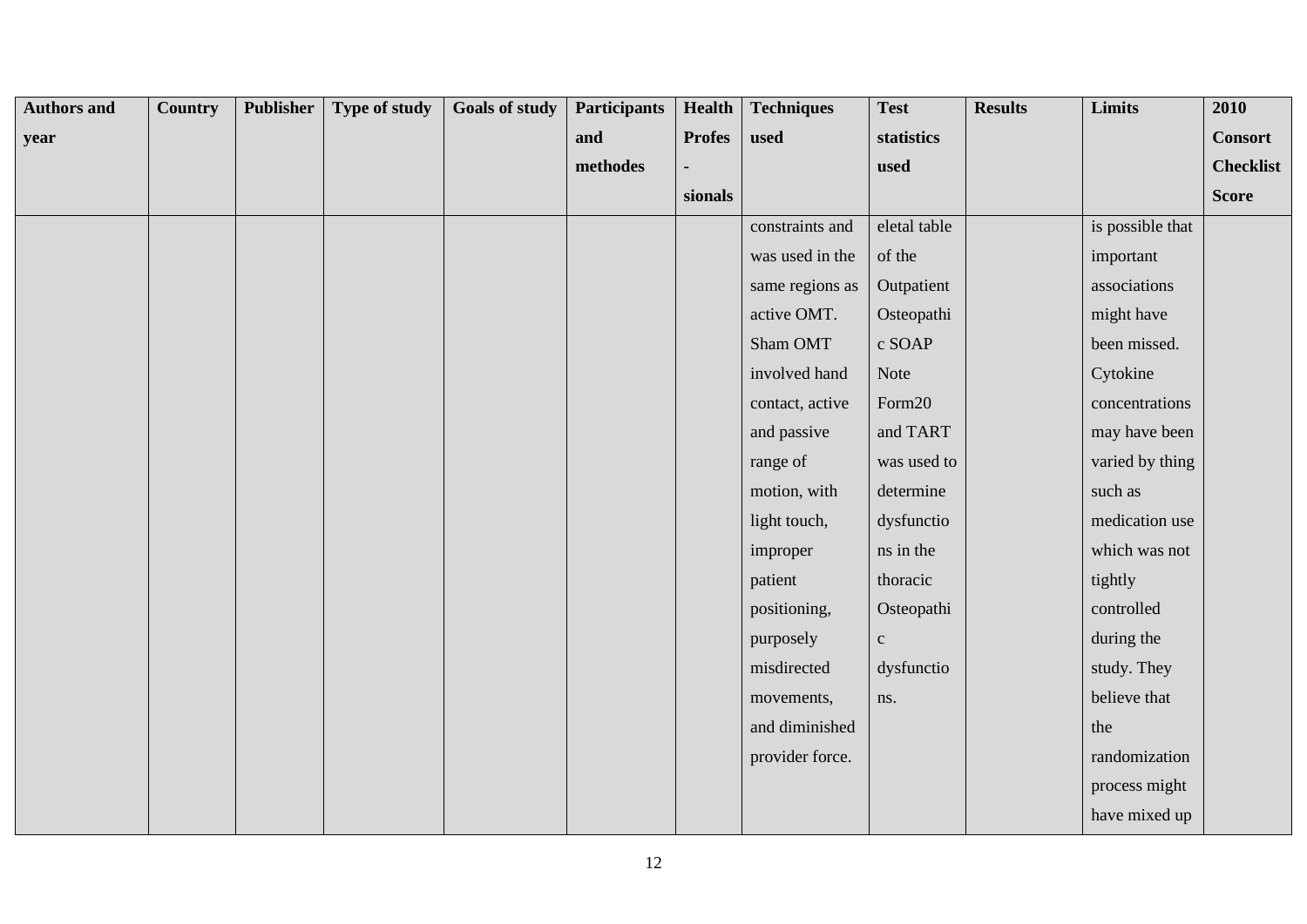| Authors and year | Country | Publisher | Type of study | Goals of study | Participants and methodes | Health Profes - sionals | Techniques used | Test statistics used | Results | Limits | 2010 Consort Checklist Score |
|---|---|---|---|---|---|---|---|---|---|---|---|
| | | | | | | | constraints and was used in the same regions as active OMT. Sham OMT involved hand contact, active and passive range of motion, with light touch, improper patient positioning, purposely misdirected movements, and diminished provider force. | eletal table of the Outpatient Osteopathic SOAP Note Form20 and TART was used to determine dysfunctions in the thoracic Osteopathic dysfunctions. | | is possible that important associations might have been missed. Cytokine concentrations may have been varied by thing such as medication use which was not tightly controlled during the study. They believe that the randomization process might have mixed up | |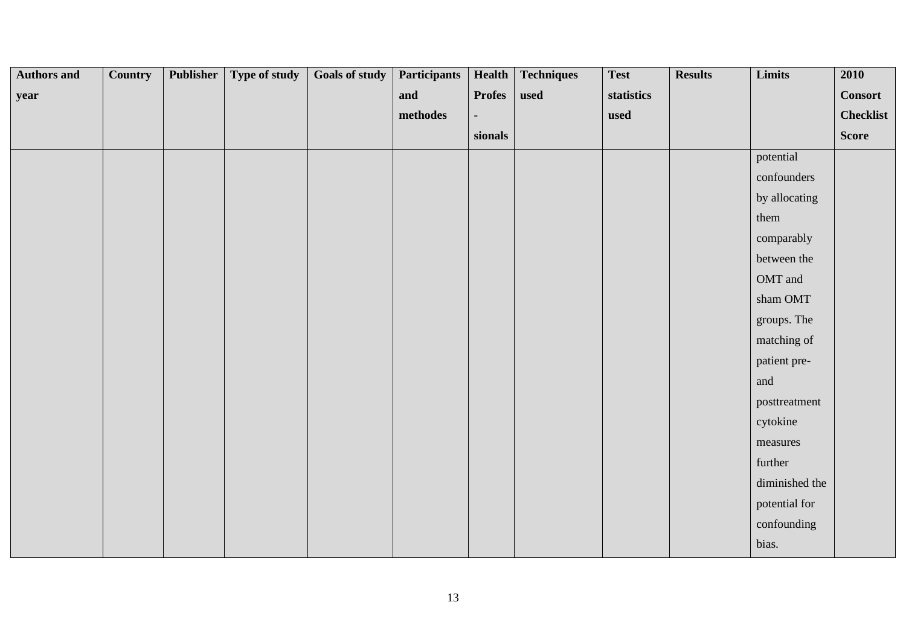| Authors and year | Country | Publisher | Type of study | Goals of study | Participants and methodes | Health Profes - sionals | Techniques used | Test statistics used | Results | Limits | 2010 Consort Checklist Score |
|---|---|---|---|---|---|---|---|---|---|---|---|
| | | | | | | | | | | potential confounders by allocating them comparably between the OMT and sham OMT groups. The matching of patient pre- and posttreatment cytokine measures further diminished the potential for confounding bias. | |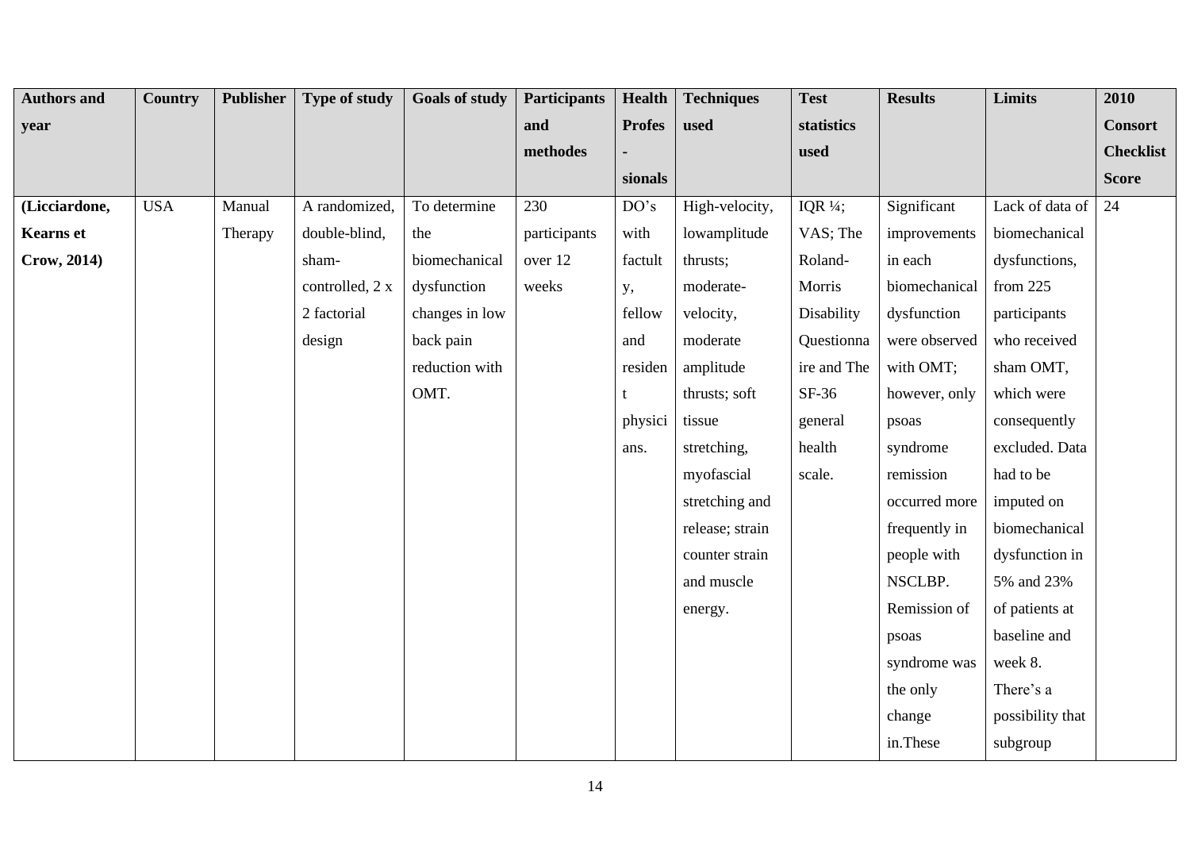| Authors and year | Country | Publisher | Type of study | Goals of study | Participants and methodes | Health Profes - sionals | Techniques used | Test statistics used | Results | Limits | 2010 Consort Checklist Score |
|---|---|---|---|---|---|---|---|---|---|---|---|
| **(Licciardone, Kearns et Crow, 2014)** | USA | Manual Therapy | A randomized, double-blind, sham-controlled, 2 x 2 factorial design | To determine the biomechanical dysfunction changes in low back pain reduction with OMT. | 230 participants over 12 weeks | DO's with factulty, fellow and resident physicians. | High-velocity, lowamplitude thrusts; moderate-velocity, moderate amplitude thrusts; soft tissue stretching, myofascial stretching and release; strain counter strain and muscle energy. | IQR ¼; VAS; The Roland-Morris Disability Questionnaire and The SF-36 general health scale. | Significant improvements in each biomechanical dysfunction were observed with OMT; however, only psoas syndrome remission occurred more frequently in people with NSCLBP. Remission of psoas syndrome was the only change in.These | Lack of data of biomechanical dysfunctions, from 225 participants who received sham OMT, which were consequently excluded. Data had to be imputed on biomechanical dysfunction in 5% and 23% of patients at baseline and week 8. There's a possibility that subgroup | 24 |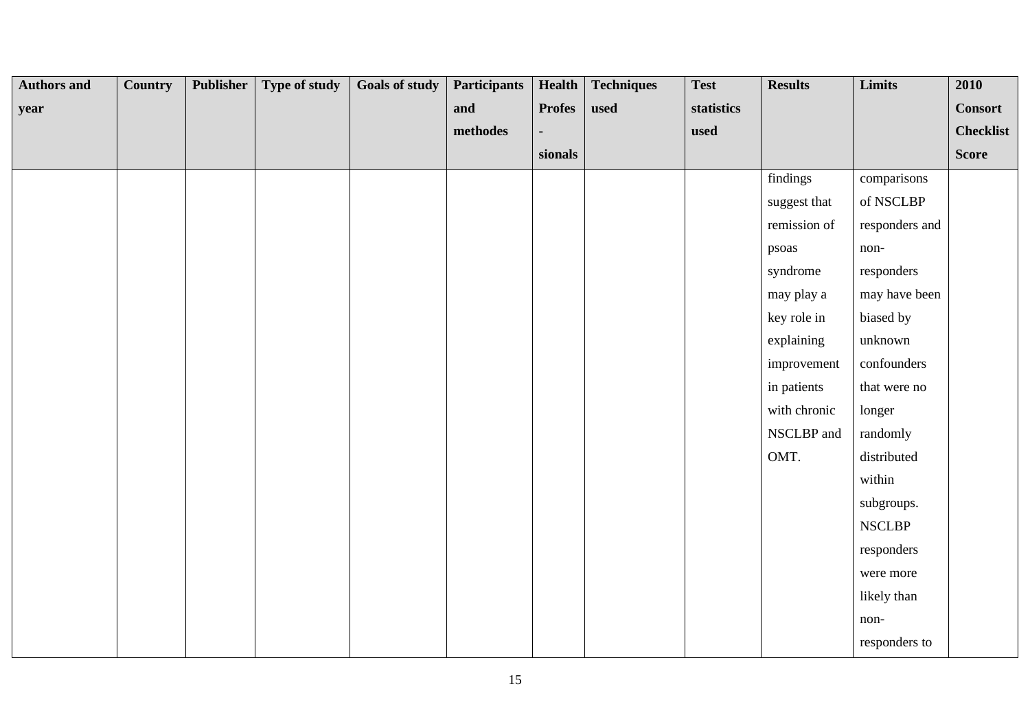| Authors and year | Country | Publisher | Type of study | Goals of study | Participants and methodes | Health Profes - sionals | Techniques used | Test statistics used | Results | Limits | 2010 Consort Checklist Score |
|---|---|---|---|---|---|---|---|---|---|---|---|
| | | | | | | | | | findings suggest that remission of psoas syndrome may play a key role in explaining improvement in patients with chronic NSCLBP and OMT. | comparisons of NSCLBP responders and non-responders may have been biased by unknown confounders that were no longer randomly distributed within subgroups. NSCLBP responders were more likely than non-responders to | |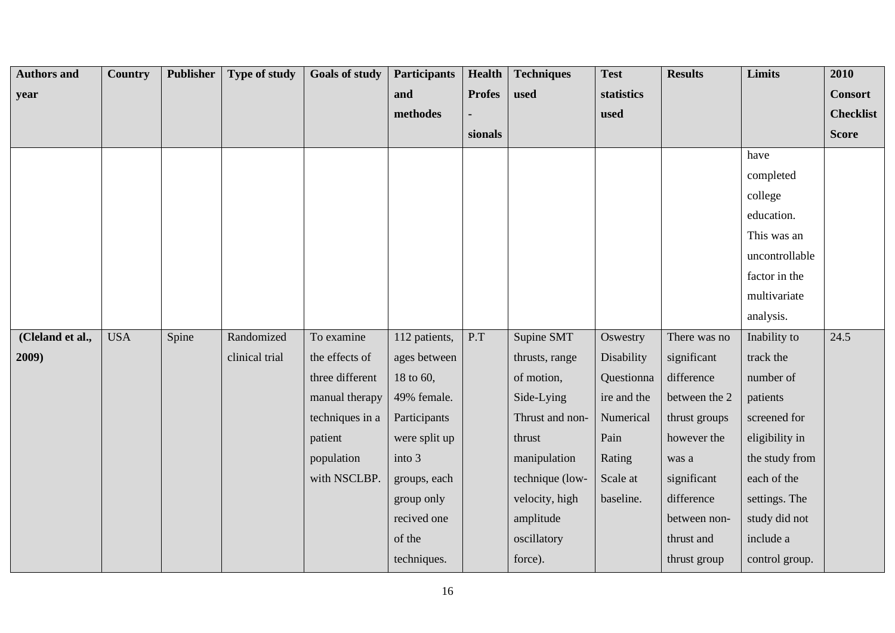| Authors and year | Country | Publisher | Type of study | Goals of study | Participants and methodes | Health Profes - sionals | Techniques used | Test statistics used | Results | Limits | 2010 Consort Checklist Score |
|---|---|---|---|---|---|---|---|---|---|---|---|
| | | | | | | | | | | have completed college education. This was an uncontrollable factor in the multivariate analysis. | |
| (Cleland et al., 2009) | USA | Spine | Randomized clinical trial | To examine the effects of three different manual therapy techniques in a patient population with NSCLBP. | 112 patients, ages between 18 to 60, 49% female. Participants were split up into 3 groups, each group only recived one of the techniques. | P.T | Supine SMT thrusts, range of motion, Side-Lying Thrust and non-thrust manipulation technique (low-velocity, high amplitude oscillatory force). | Oswestry Disability Questionnaire and the Numerical Pain Rating Scale at baseline. | There was no significant difference between the 2 thrust groups however the was a significant difference between non-thrust and thrust group | Inability to track the number of patients screened for eligibility in the study from each of the settings. The study did not include a control group. | 24.5 |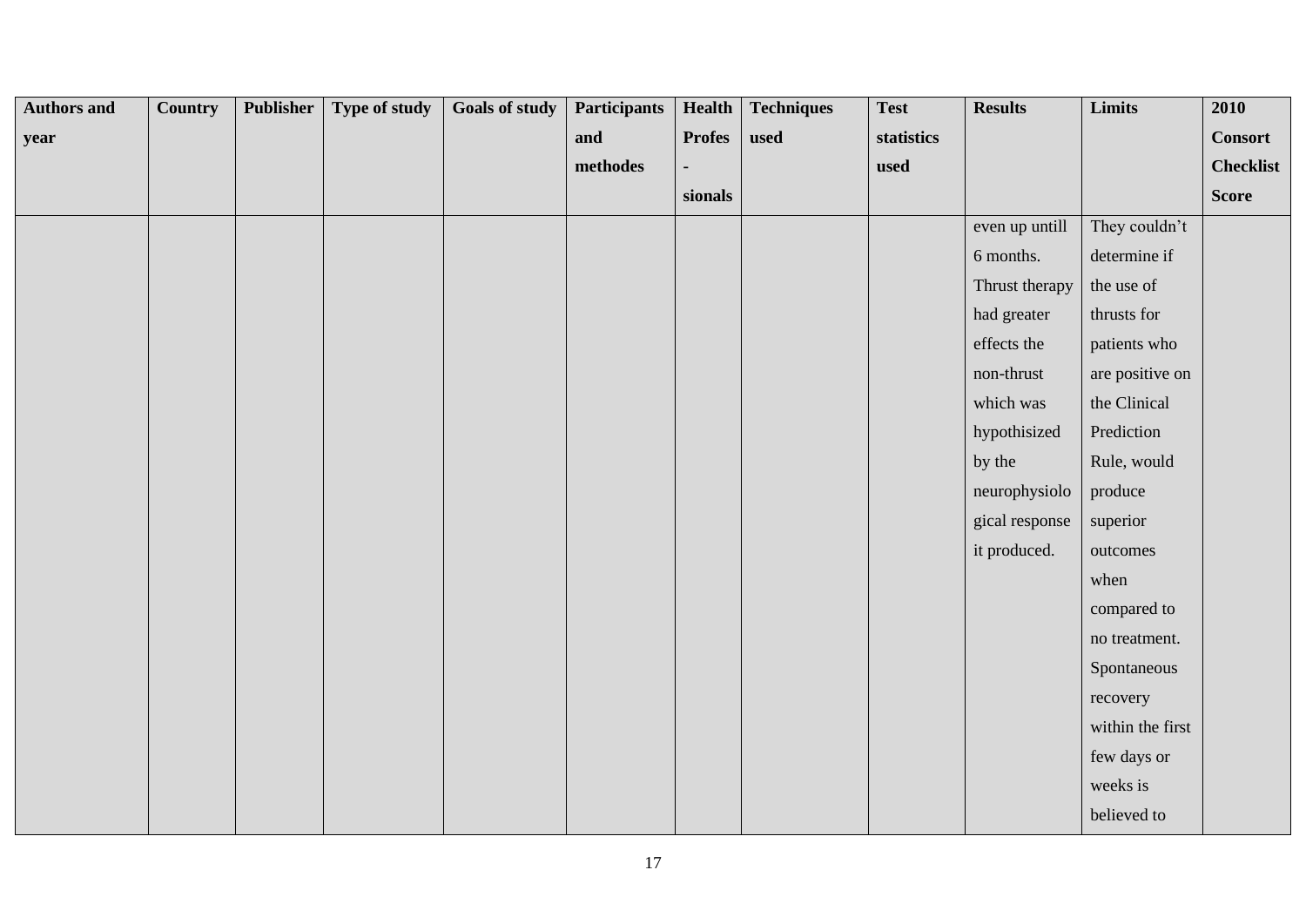| Authors and year | Country | Publisher | Type of study | Goals of study | Participants and methodes | Health Profes - sionals | Techniques used | Test statistics used | Results | Limits | 2010 Consort Checklist Score |
|---|---|---|---|---|---|---|---|---|---|---|---|
| | | | | | | | | | even up untill 6 months. Thrust therapy had greater effects the non-thrust which was hypothisized by the neurophysiological response it produced. | They couldn't determine if the use of thrusts for patients who are positive on the Clinical Prediction Rule, would produce superior outcomes when compared to no treatment. Spontaneous recovery within the first few days or weeks is believed to | |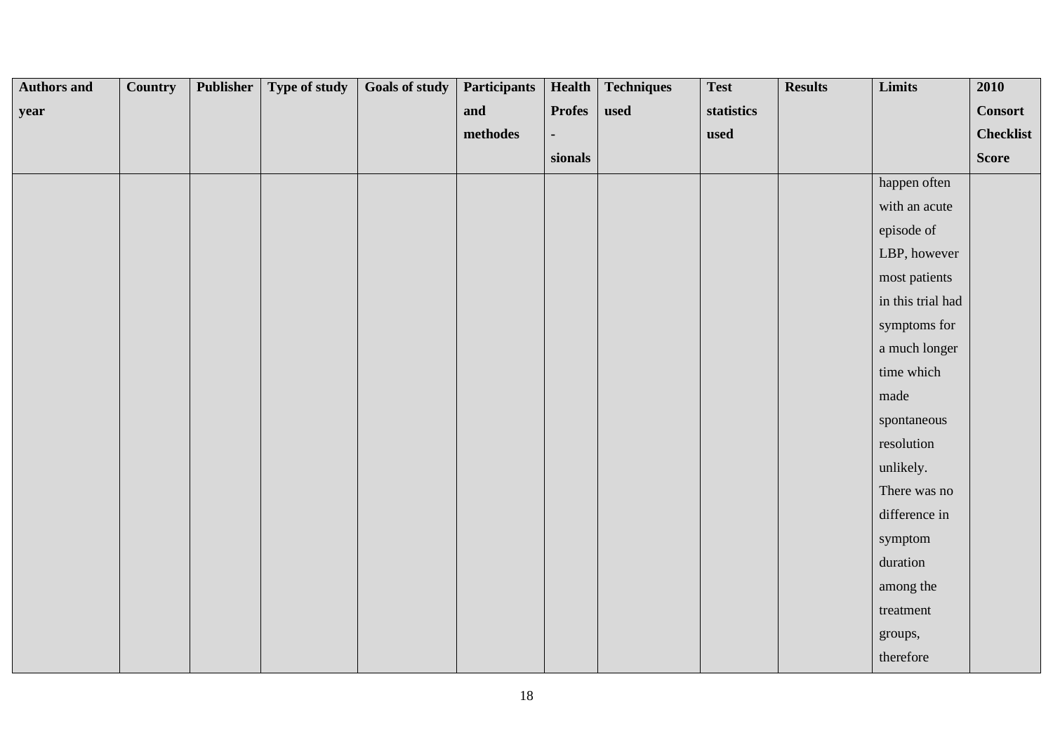| Authors and year | Country | Publisher | Type of study | Goals of study | Participants and methodes | Health Profes - sionals | Techniques used | Test statistics used | Results | Limits | 2010 Consort Checklist Score |
|---|---|---|---|---|---|---|---|---|---|---|---|
| | | | | | | | | | | happen often with an acute episode of LBP, however most patients in this trial had symptoms for a much longer time which made spontaneous resolution unlikely. There was no difference in symptom duration among the treatment groups, therefore | |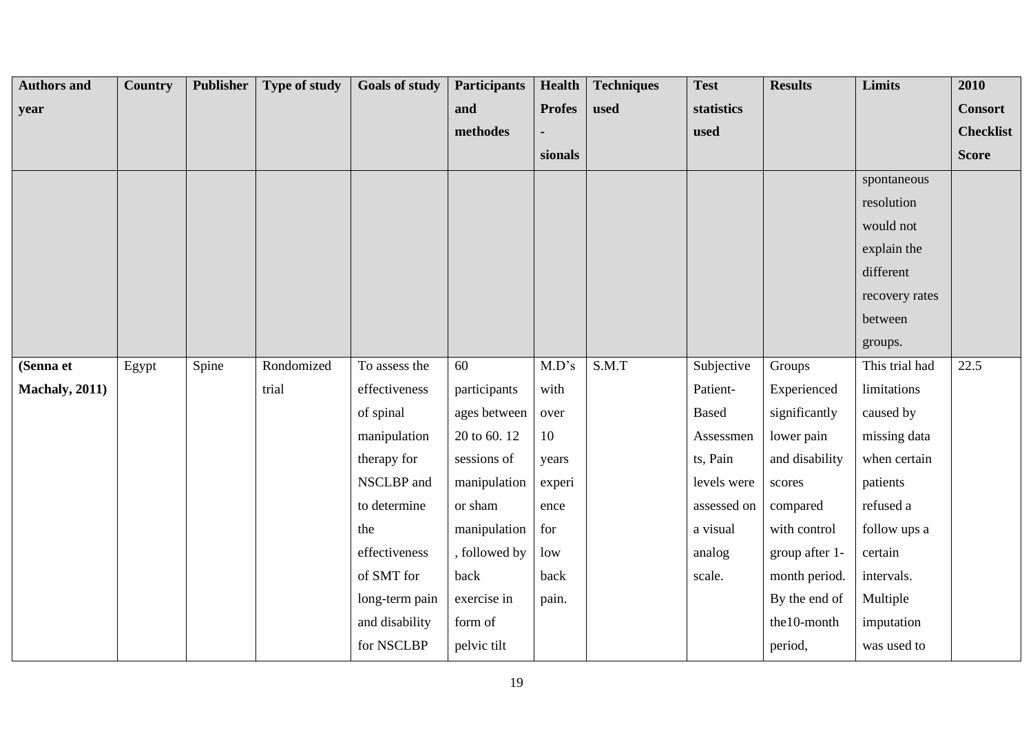| Authors and year | Country | Publisher | Type of study | Goals of study | Participants and methodes | Health Profes - sionals | Techniques used | Test statistics used | Results | Limits | 2010 Consort Checklist Score |
|---|---|---|---|---|---|---|---|---|---|---|---|
| | | | | | | | | | | spontaneous resolution would not explain the different recovery rates between groups. | |
| **(Senna et Machaly, 2011)** | Egypt | Spine | Rondomized trial | To assess the effectiveness of spinal manipulation therapy for NSCLBP and to determine the effectiveness of SMT for long-term pain and disability for NSCLBP | 60 participants ages between 20 to 60. 12 sessions of manipulation or sham manipulation, followed by back exercise in form of pelvic tilt | M.D's with over 10 years experience for low back pain. | S.M.T | Subjective Patient-Based Assessments, Pain levels were assessed on a visual analog scale. | Groups Experienced significantly lower pain and disability scores compared with control group after 1-month period. By the end of the10-month period, | This trial had limitations caused by missing data when certain patients refused a follow ups a certain intervals. Multiple imputation was used to | 22.5 |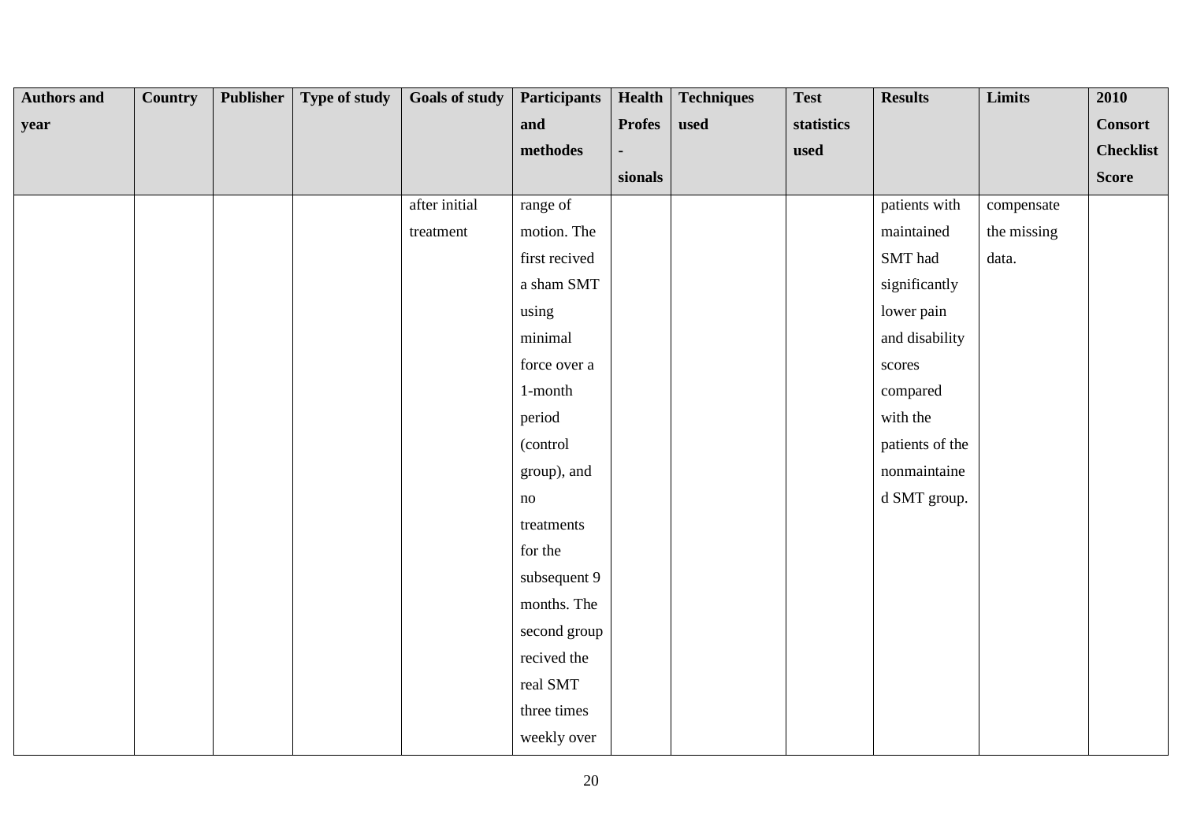| Authors and year | Country | Publisher | Type of study | Goals of study | Participants and methodes | Health Profes - sionals | Techniques used | Test statistics used | Results | Limits | 2010 Consort Checklist Score |
|---|---|---|---|---|---|---|---|---|---|---|---|
| | | | | after initial treatment | range of motion. The first recived a sham SMT using minimal force over a 1-month period (control group), and no treatments for the subsequent 9 months. The second group recived the real SMT three times weekly over | | | | patients with maintained SMT had significantly lower pain and disability scores compared with the patients of the nonmaintaine d SMT group. | compensate the missing data. | |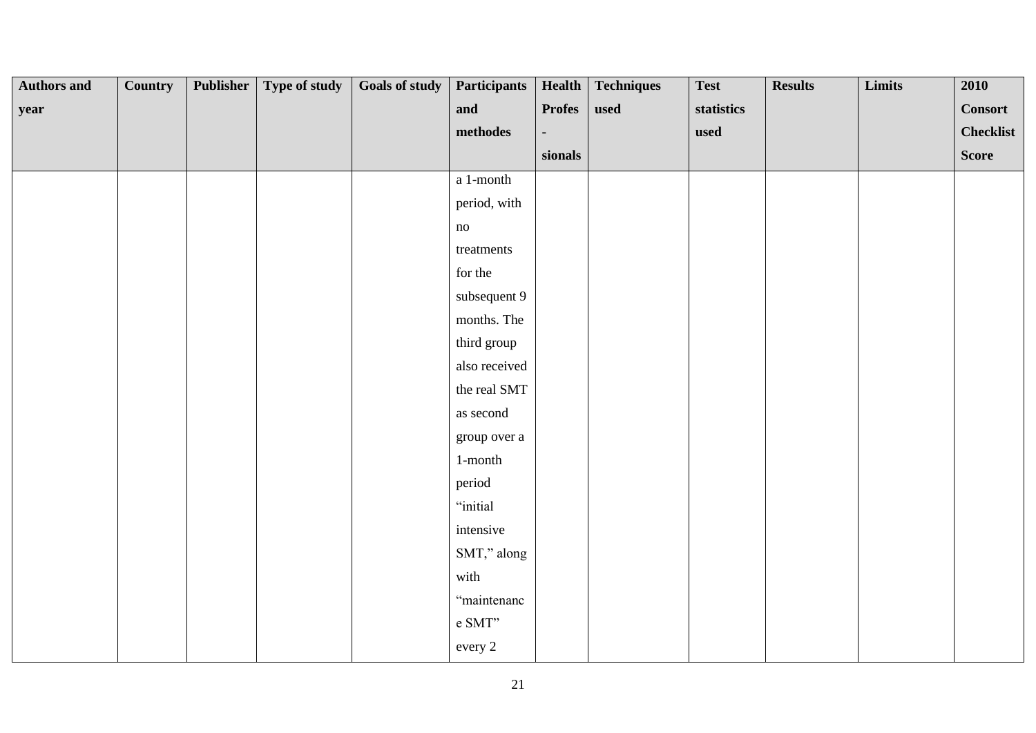| Authors and year | Country | Publisher | Type of study | Goals of study | Participants and methodes | Health Profes - sionals | Techniques used | Test statistics used | Results | Limits | 2010 Consort Checklist Score |
|---|---|---|---|---|---|---|---|---|---|---|---|
| | | | | | a 1-month period, with no treatments for the subsequent 9 months. The third group also received the real SMT as second group over a 1-month period “initial intensive SMT,” along with “maintenance SMT” every 2 | | | | | | |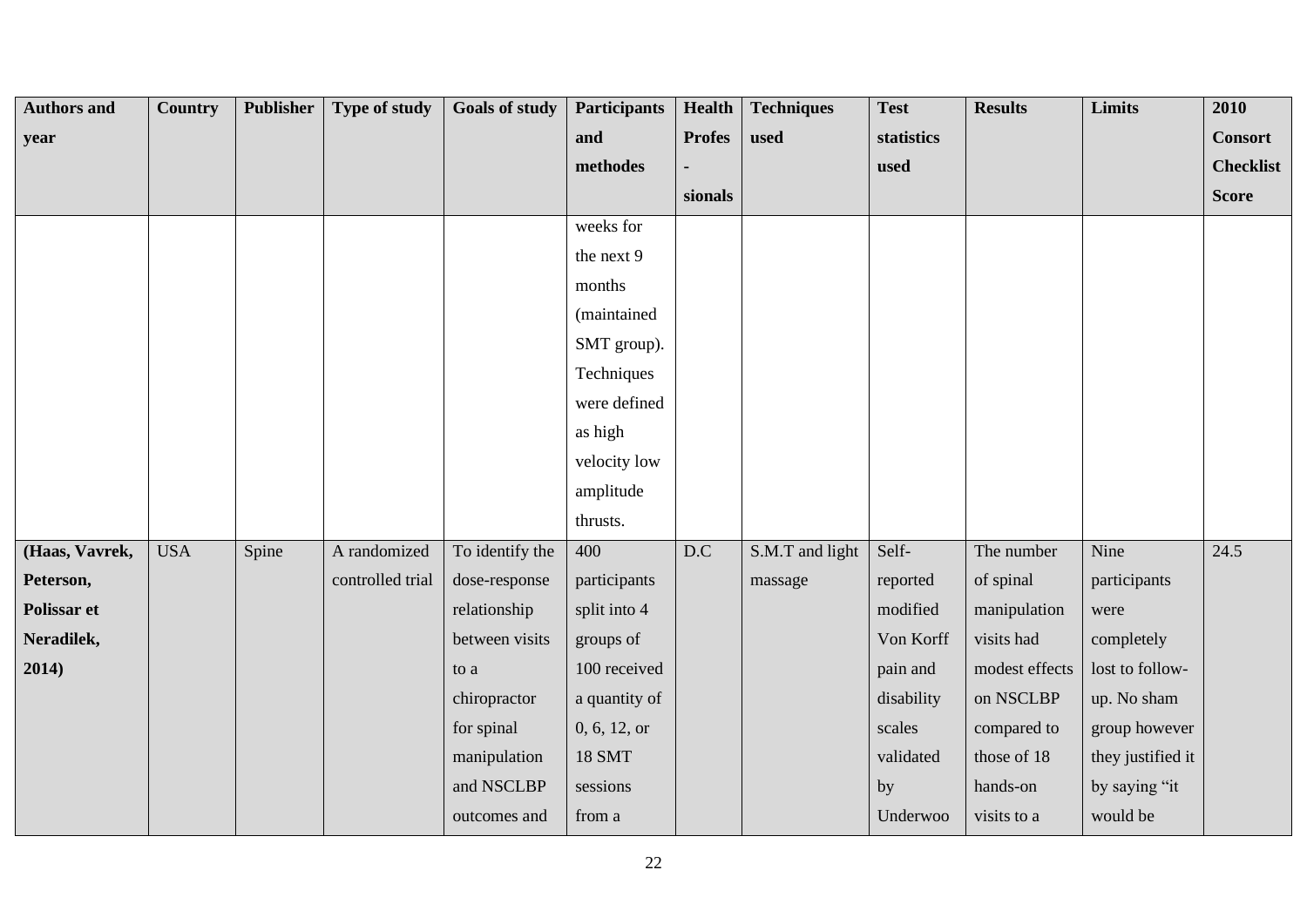| Authors and year | Country | Publisher | Type of study | Goals of study | Participants and methodes | Health Profes - sionals | Techniques used | Test statistics used | Results | Limits | 2010 Consort Checklist Score |
|---|---|---|---|---|---|---|---|---|---|---|---|
| | | | | | weeks for the next 9 months (maintained SMT group). Techniques were defined as high velocity low amplitude thrusts. | | | | | | |
| **(Haas, Vavrek, Peterson, Polissar et Neradilek, 2014)** | USA | Spine | A randomized controlled trial | To identify the dose-response relationship between visits to a chiropractor for spinal manipulation and NSCLBP outcomes and | 400 participants split into 4 groups of 100 received a quantity of 0, 6, 12, or 18 SMT sessions from a | D.C | S.M.T and light massage | Self-reported modified Von Korff pain and disability scales validated by Underwoo | The number of spinal manipulation visits had modest effects on NSCLBP compared to those of 18 hands-on visits to a | Nine participants were completely lost to follow-up. No sham group however they justified it by saying "it would be | 24.5 |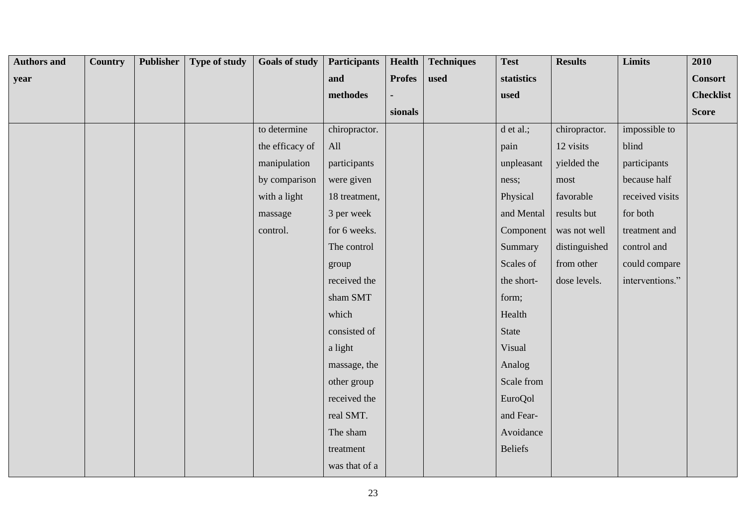| Authors and year | Country | Publisher | Type of study | Goals of study | Participants and methodes | Health Profes - sionals | Techniques used | Test statistics used | Results | Limits | 2010 Consort Checklist Score |
|---|---|---|---|---|---|---|---|---|---|---|---|
| | | | | to determine the efficacy of manipulation by comparison with a light massage control. | chiropractor. All participants were given 18 treatment, 3 per week for 6 weeks. The control group received the sham SMT which consisted of a light massage, the other group received the real SMT. The sham treatment was that of a | | | d et al.; pain unpleasant ness; Physical and Mental Component Summary Scales of the short-form; Health State Visual Analog Scale from EuroQol and Fear-Avoidance Beliefs | chiropractor. 12 visits yielded the most favorable results but was not well distinguished from other dose levels. | impossible to blind participants because half received visits for both treatment and control and could compare interventions." | |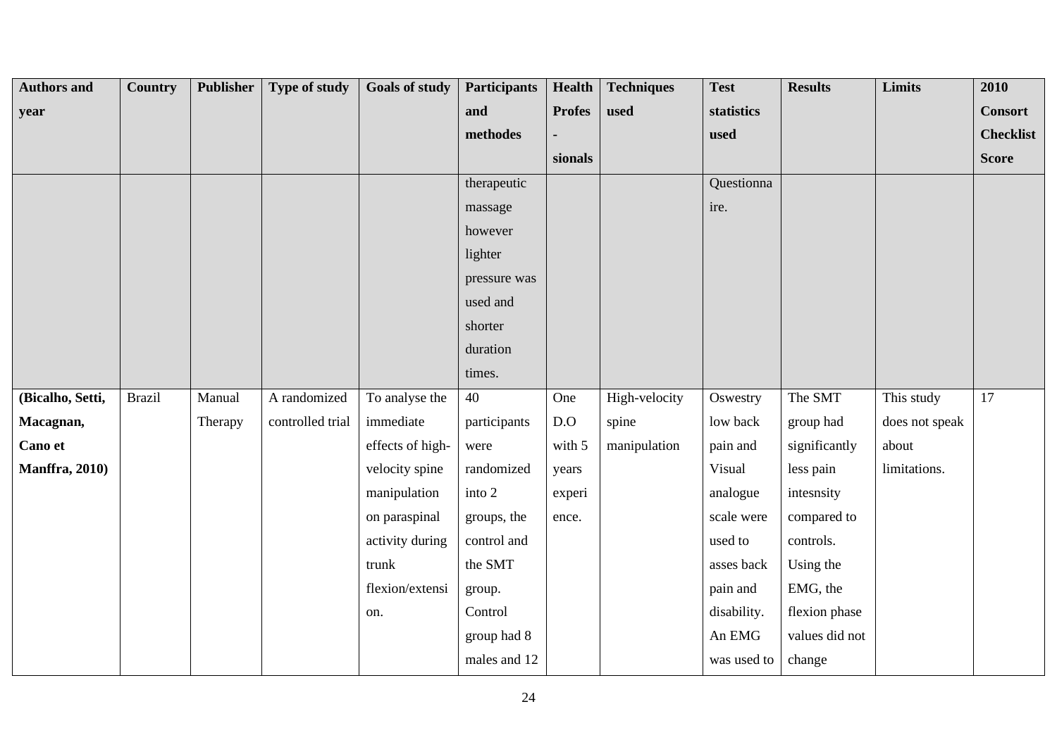| Authors and year | Country | Publisher | Type of study | Goals of study | Participants and methodes | Health Profes - sionals | Techniques used | Test statistics used | Results | Limits | 2010 Consort Checklist Score |
|---|---|---|---|---|---|---|---|---|---|---|---|
| | | | | | therapeutic massage however lighter pressure was used and shorter duration times. | | | Questionnaire. | | | |
| **(Bicalho, Setti, Macagnan, Cano et Manffra, 2010)** | Brazil | Manual Therapy | A randomized controlled trial | To analyse the immediate effects of high-velocity spine manipulation on paraspinal activity during trunk flexion/extension. | 40 participants were randomized into 2 groups, the control and the SMT group. Control group had 8 males and 12 | One D.O with 5 years experience. | High-velocity spine manipulation | Oswestry low back pain and Visual analogue scale were used to asses back pain and disability. An EMG was used to | The SMT group had significantly less pain intesnsity compared to controls. Using the EMG, the flexion phase values did not change | This study does not speak about limitations. | 17 |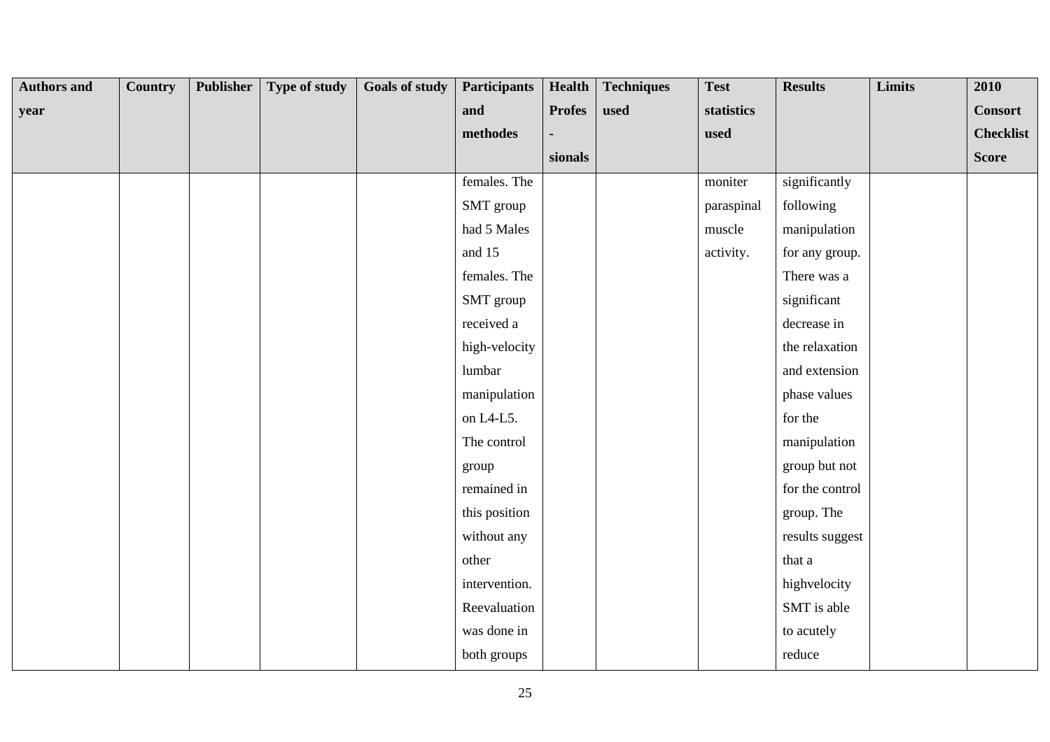| Authors and year | Country | Publisher | Type of study | Goals of study | Participants and methodes | Health Profes - sionals | Techniques used | Test statistics used | Results | Limits | 2010 Consort Checklist Score |
|---|---|---|---|---|---|---|---|---|---|---|---|
| | | | | | females. The SMT group had 5 Males and 15 females. The SMT group received a high-velocity lumbar manipulation on L4-L5. The control group remained in this position without any other intervention. Reevaluation was done in both groups | | | moniter paraspinal muscle activity. | significantly following manipulation for any group. There was a significant decrease in the relaxation and extension phase values for the manipulation group but not for the control group. The results suggest that a highvelocity SMT is able to acutely reduce | | |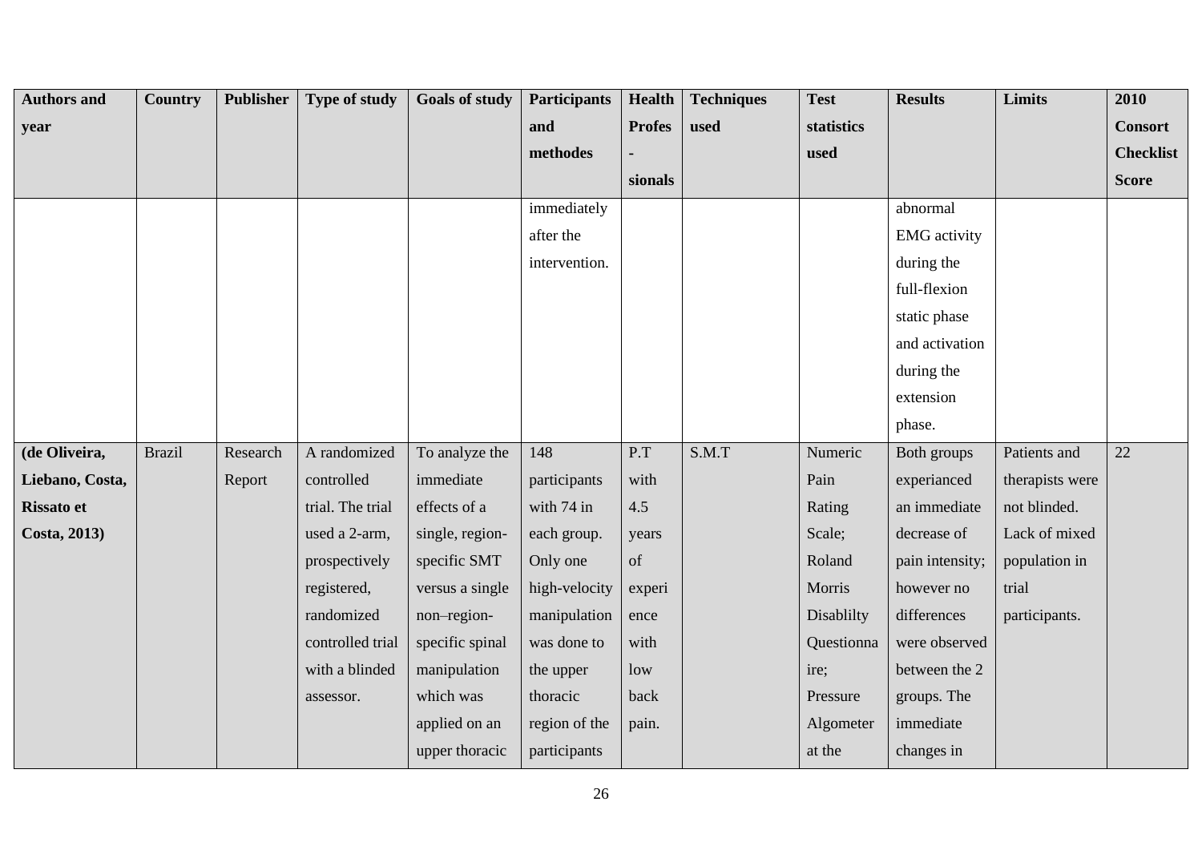| Authors and year | Country | Publisher | Type of study | Goals of study | Participants and methodes | Health Profes - sionals | Techniques used | Test statistics used | Results | Limits | 2010 Consort Checklist Score |
|---|---|---|---|---|---|---|---|---|---|---|---|
| | | | | | immediately after the intervention. | | | | abnormal EMG activity during the full-flexion static phase and activation during the extension phase. | | |
| **(de Oliveira, Liebano, Costa, Rissato et Costa, 2013)** | Brazil | Research Report | A randomized controlled trial. The trial used a 2-arm, prospectively registered, randomized controlled trial with a blinded assessor. | To analyze the immediate effects of a single, region-specific SMT versus a single non–region-specific spinal manipulation which was applied on an upper thoracic | 148 participants with 74 in each group. Only one high-velocity manipulation was done to the upper thoracic region of the participants | P.T with 4.5 years of experience with low back pain. | S.M.T | Numeric Pain Rating Scale; Roland Morris Disablilty Questionnaire; Pressure Algometer at the | Both groups experianced an immediate decrease of pain intensity; however no differences were observed between the 2 groups. The immediate changes in | Patients and therapists were not blinded. Lack of mixed population in trial participants. | 22 |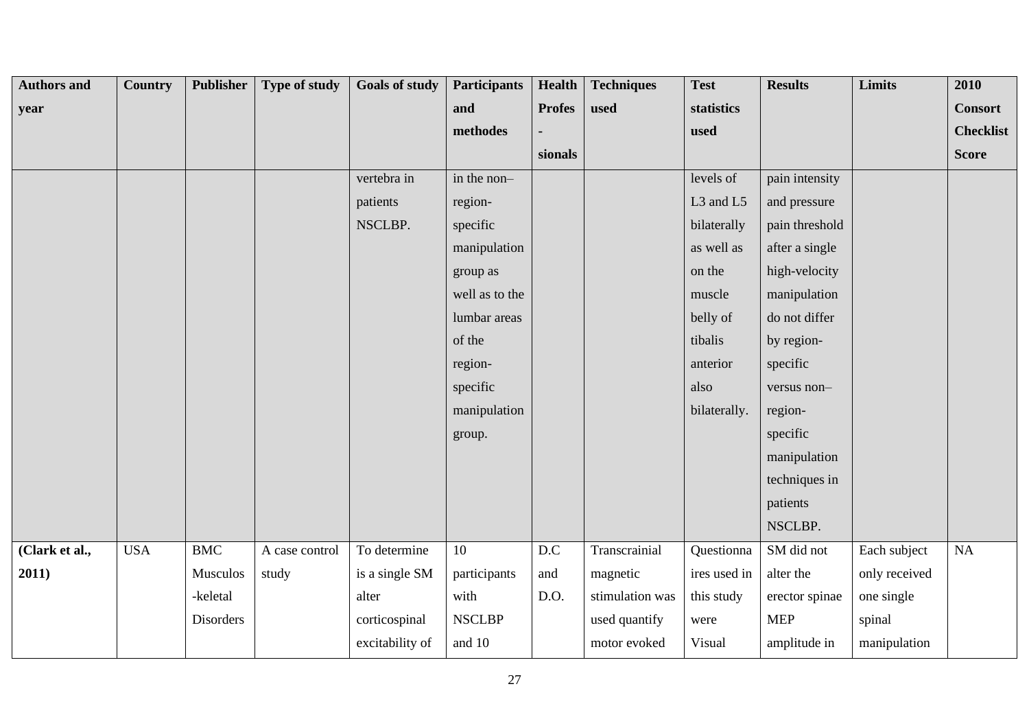| Authors and year | Country | Publisher | Type of study | Goals of study | Participants and methodes | Health Profes-sionals | Techniques used | Test statistics used | Results | Limits | 2010 Consort Checklist Score |
|---|---|---|---|---|---|---|---|---|---|---|---|
| | | | | vertebra in patients NSCLBP. | in the non–region-specific manipulation group as well as to the lumbar areas of the region-specific manipulation group. | | | levels of L3 and L5 bilaterally as well as on the muscle belly of tibalis anterior also bilaterally. | pain intensity and pressure pain threshold after a single high-velocity manipulation do not differ by region-specific versus non–region-specific manipulation techniques in patients NSCLBP. | | |
| **(Clark et al., 2011)** | USA | BMC Musculos-keletal Disorders | A case control study | To determine is a single SM alter corticospinal excitability of | 10 participants with NSCLBP and 10 | D.C and D.O. | Transcrainial magnetic stimulation was used quantify motor evoked | Questionnaires used in this study were Visual | SM did not alter the erector spinae MEP amplitude in | Each subject only received one single spinal manipulation | NA |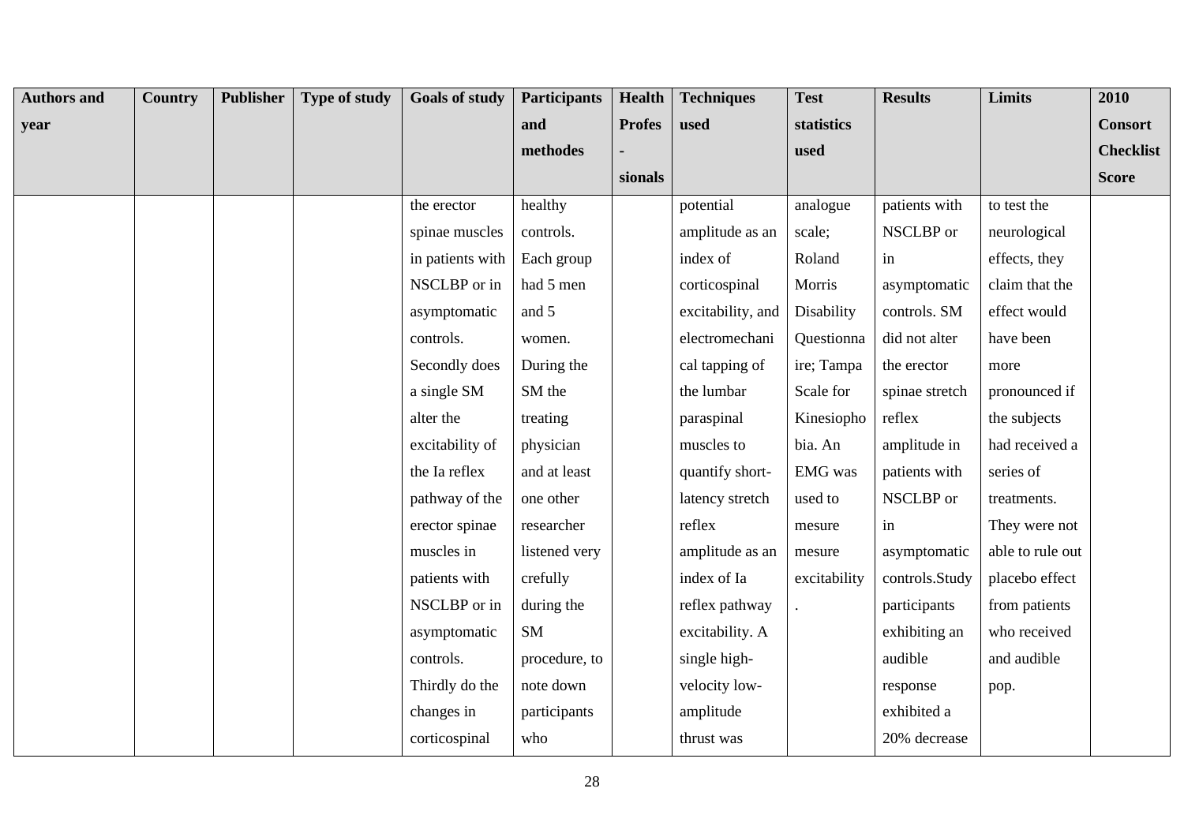| Authors and year | Country | Publisher | Type of study | Goals of study | Participants and methodes | Health Profes - sionals | Techniques used | Test statistics used | Results | Limits | 2010 Consort Checklist Score |
|---|---|---|---|---|---|---|---|---|---|---|---|
| | | | | the erector spinae muscles in patients with NSCLBP or in asymptomatic controls. Secondly does a single SM alter the excitability of the Ia reflex pathway of the erector spinae muscles in patients with NSCLBP or in asymptomatic controls. Thirdly do the changes in corticospinal | healthy controls. Each group had 5 men and 5 women. During the SM the treating physician and at least one other researcher listened very crefully during the SM procedure, to note down participants who | | potential amplitude as an index of corticospinal excitability, and electromechanical tapping of the lumbar paraspinal muscles to quantify short-latency stretch reflex amplitude as an index of Ia reflex pathway excitability. A single high-velocity low-amplitude thrust was | analogue scale; Roland Morris Disability Questionnaire; Tampa Scale for Kinesiophobia. An EMG was used to mesure mesure excitability. | patients with NSCLBP or in asymptomatic controls. SM did not alter the erector spinae stretch reflex amplitude in patients with NSCLBP or in asymptomatic controls.Study participants exhibiting an audible response exhibited a 20% decrease | to test the neurological effects, they claim that the effect would have been more pronounced if the subjects had received a series of treatments. They were not able to rule out placebo effect from patients who received and audible pop. | |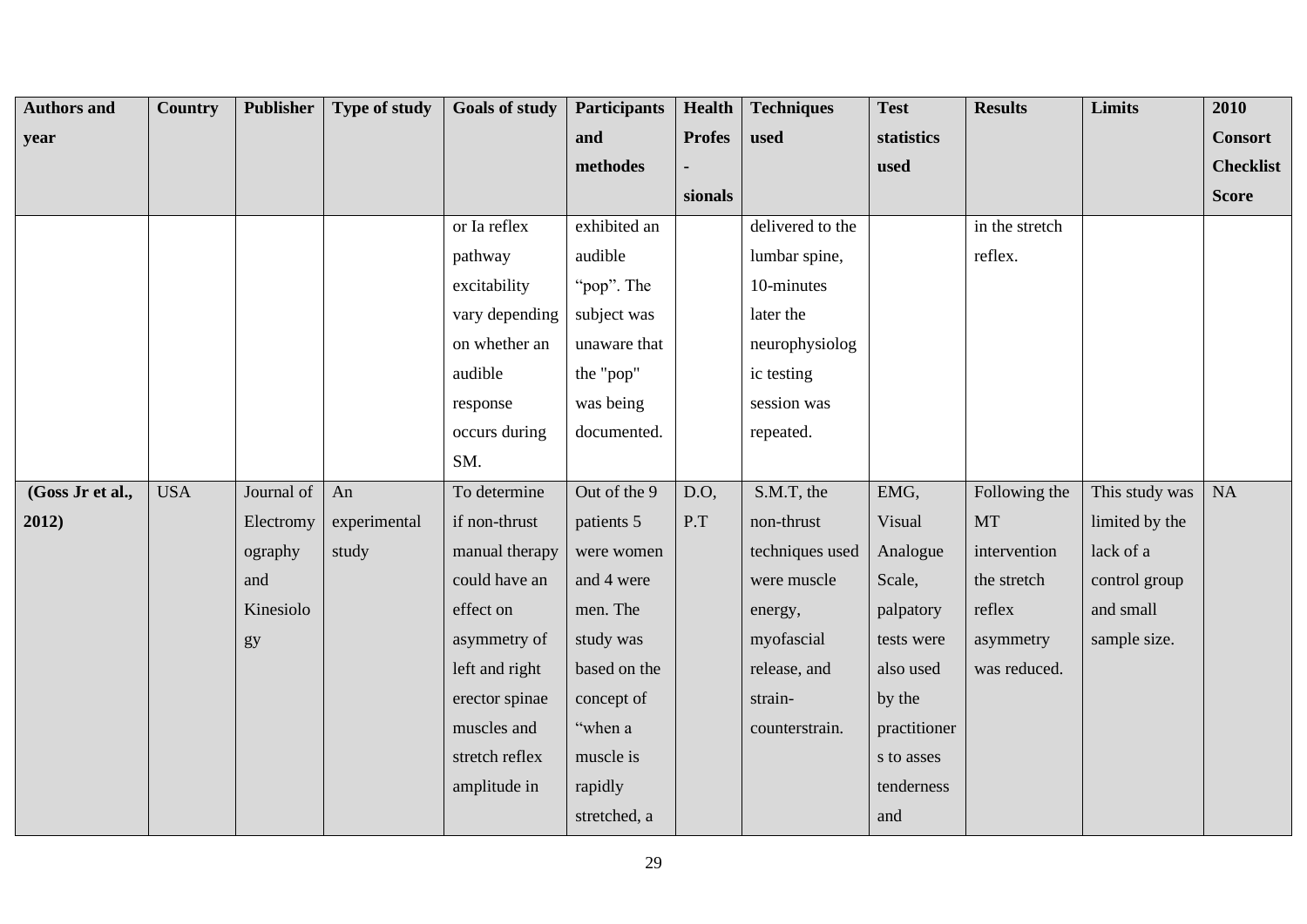| Authors and year | Country | Publisher | Type of study | Goals of study | Participants and methodes | Health Profes - sionals | Techniques used | Test statistics used | Results | Limits | 2010 Consort Checklist Score |
|---|---|---|---|---|---|---|---|---|---|---|---|
| | | | | or Ia reflex pathway excitability vary depending on whether an audible response occurs during SM. | exhibited an audible "pop". The subject was unaware that the "pop" was being documented. | | delivered to the lumbar spine, 10-minutes later the neurophysiologic testing session was repeated. | | in the stretch reflex. | | |
| **(Goss Jr et al., 2012)** | USA | Journal of Electromyography and Kinesiology | An experimental study | To determine if non-thrust manual therapy could have an effect on asymmetry of left and right erector spinae muscles and stretch reflex amplitude in | Out of the 9 patients 5 were women and 4 were men. The study was based on the concept of "when a muscle is rapidly stretched, a | D.O, P.T | S.M.T, the non-thrust techniques used were muscle energy, myofascial release, and strain-counterstrain. | EMG, Visual Analogue Scale, palpatory tests were also used by the practitioners to asses tenderness and | Following the MT intervention the stretch reflex asymmetry was reduced. | This study was limited by the lack of a control group and small sample size. | NA |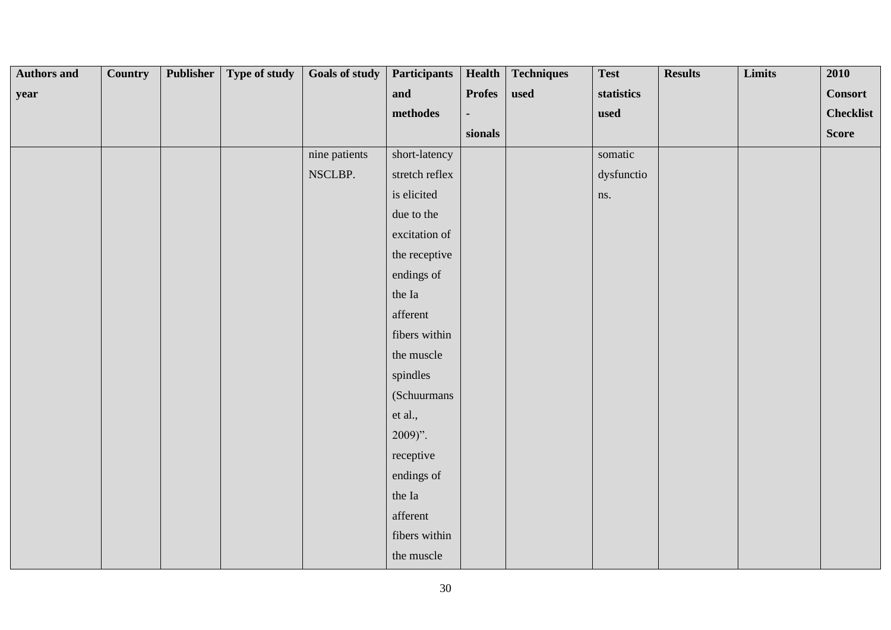| Authors and year | Country | Publisher | Type of study | Goals of study | Participants and methodes | Health Profes - sionals | Techniques used | Test statistics used | Results | Limits | 2010 Consort Checklist Score |
|---|---|---|---|---|---|---|---|---|---|---|---|
| | | | | nine patients NSCLBP. | short-latency stretch reflex is elicited due to the excitation of the receptive endings of the Ia afferent fibers within the muscle spindles (Schuurmans et al., 2009)". receptive endings of the Ia afferent fibers within the muscle | | | somatic dysfunctions. | | | |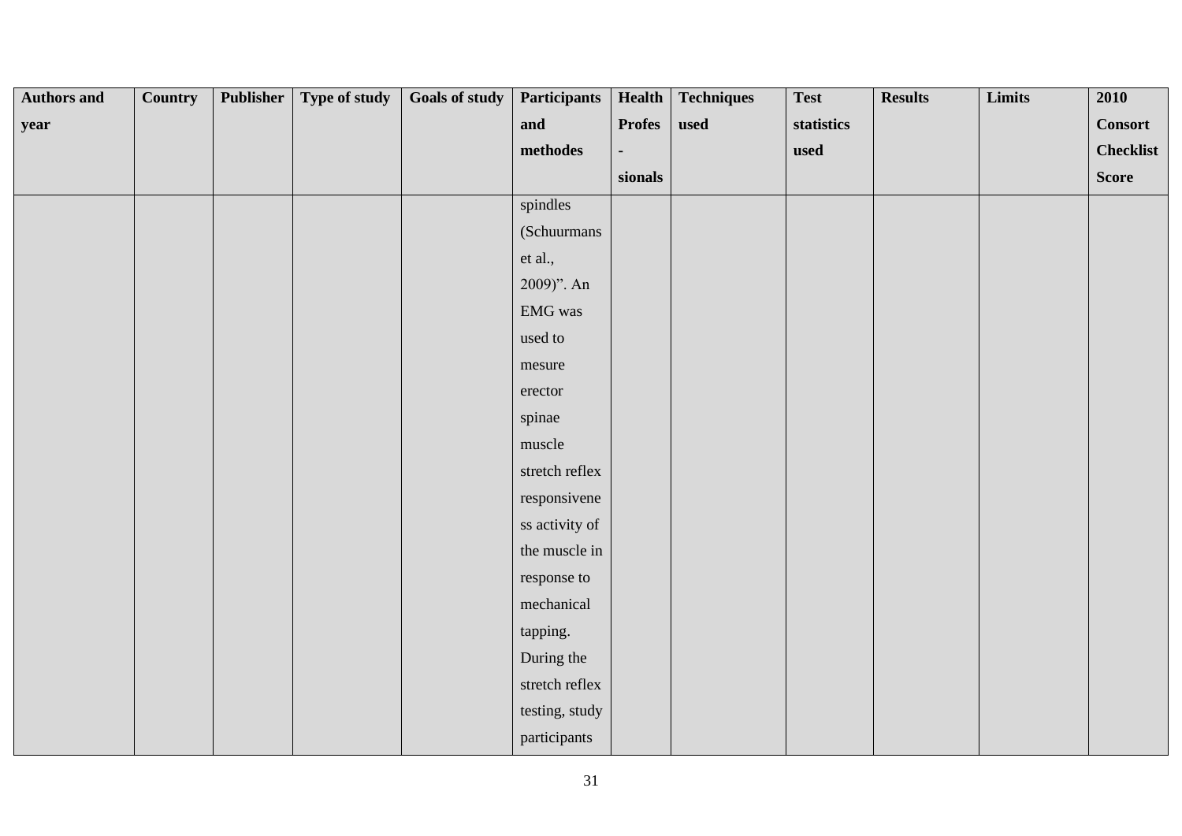| Authors and year | Country | Publisher | Type of study | Goals of study | Participants and methodes | Health Profes - sionals | Techniques used | Test statistics used | Results | Limits | 2010 Consort Checklist Score |
|---|---|---|---|---|---|---|---|---|---|---|---|
| | | | | | spindles (Schuurmans et al., 2009)". An EMG was used to mesure erector spinae muscle stretch reflex responsiveness activity of the muscle in response to mechanical tapping. During the stretch reflex testing, study participants | | | | | | |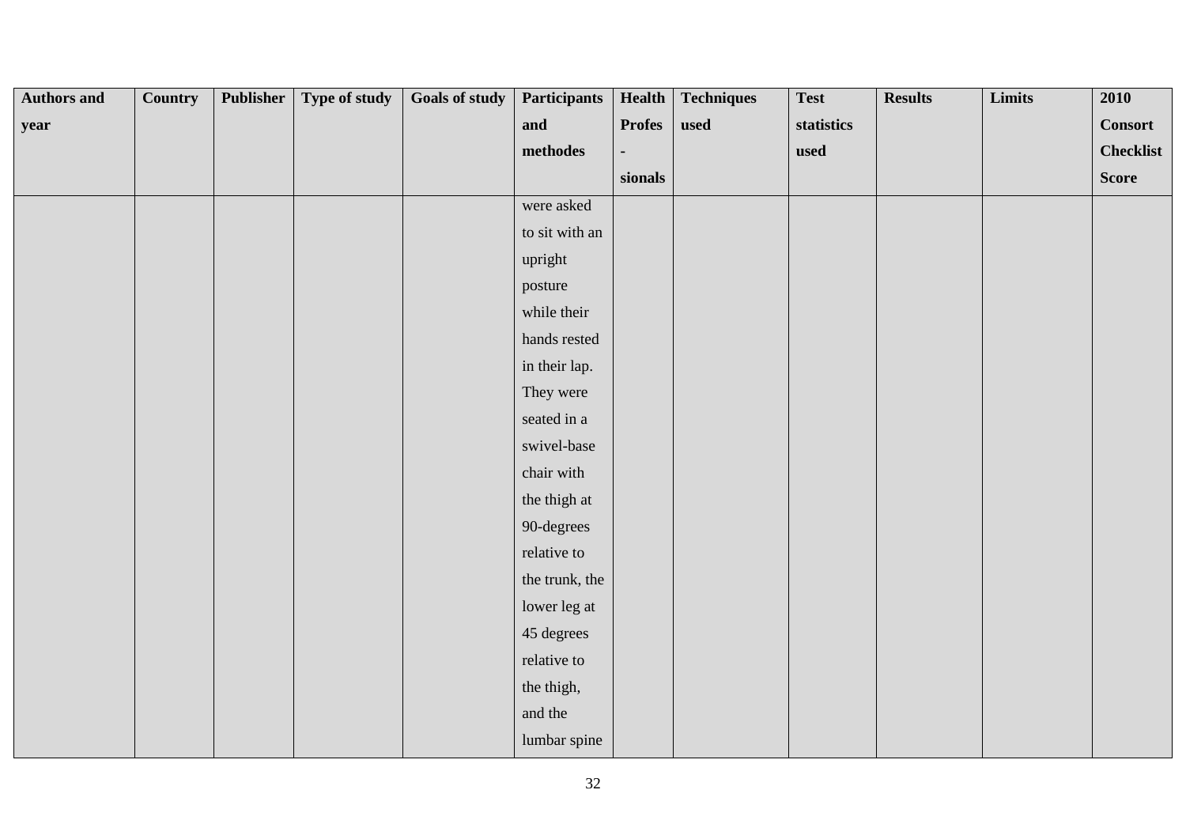| Authors and year | Country | Publisher | Type of study | Goals of study | Participants and methodes | Health Profes - sionals | Techniques used | Test statistics used | Results | Limits | 2010 Consort Checklist Score |
|---|---|---|---|---|---|---|---|---|---|---|---|
| | | | | | were asked to sit with an upright posture while their hands rested in their lap. They were seated in a swivel-base chair with the thigh at 90-degrees relative to the trunk, the lower leg at 45 degrees relative to the thigh, and the lumbar spine | | | | | | |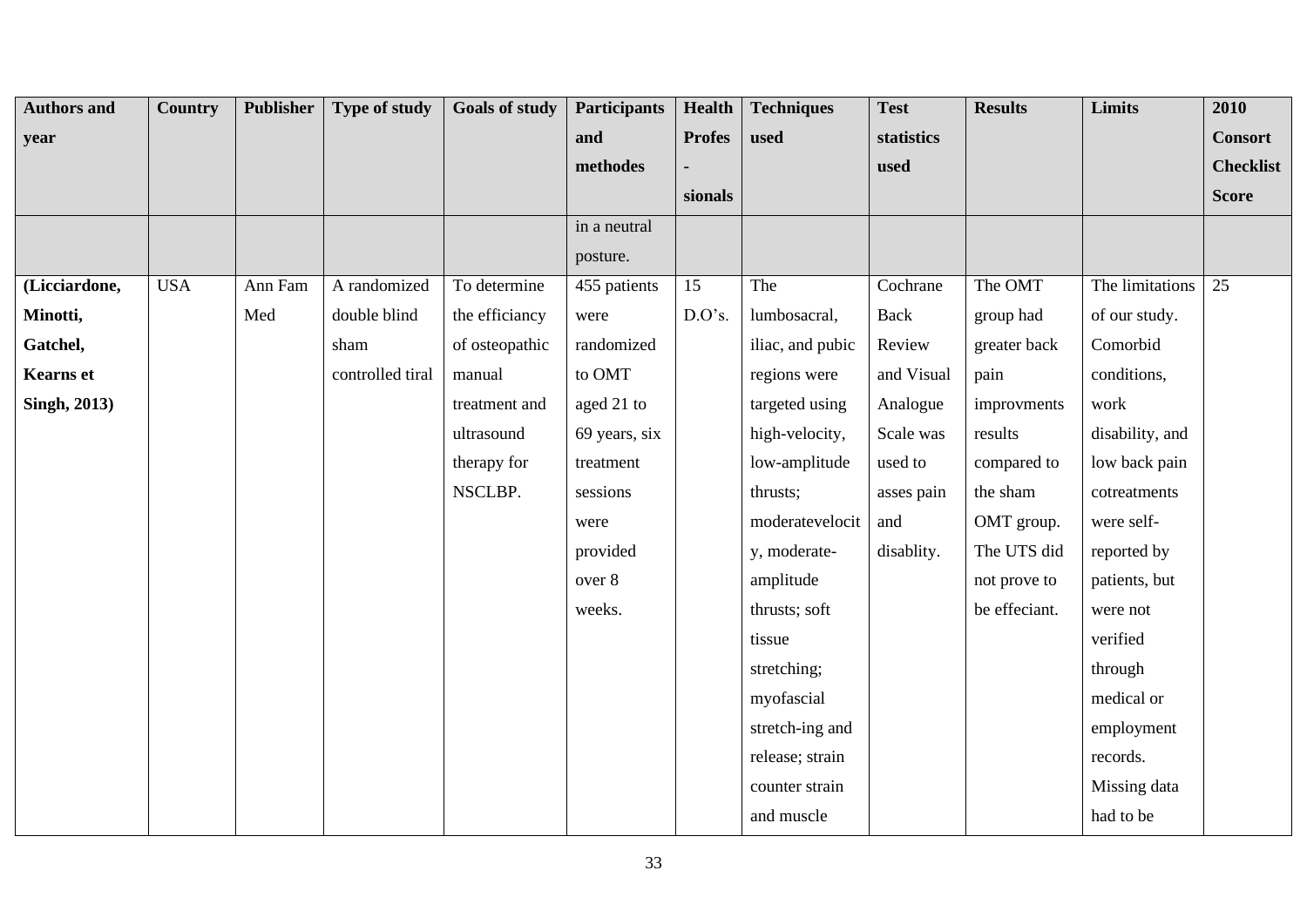| Authors and year | Country | Publisher | Type of study | Goals of study | Participants and methodes | Health Profes - sionals | Techniques used | Test statistics used | Results | Limits | 2010 Consort Checklist Score |
|---|---|---|---|---|---|---|---|---|---|---|---|
| | | | | | in a neutral posture. | | | | | | |
| **(Licciardone, Minotti, Gatchel, Kearns et Singh, 2013)** | USA | Ann Fam Med | A randomized double blind sham controlled tiral | To determine the efficiancy of osteopathic manual treatment and ultrasound therapy for NSCLBP. | 455 patients were randomized to OMT aged 21 to 69 years, six treatment sessions were provided over 8 weeks. | 15 D.O's. | The lumbosacral, iliac, and pubic regions were targeted using high-velocity, low-amplitude thrusts; moderatevelocity, moderate-amplitude thrusts; soft tissue stretching; myofascial stretch-ing and release; strain counter strain and muscle | Cochrane Back Review and Visual Analogue Scale was used to asses pain and disablity. | The OMT group had greater back pain improvments results compared to the sham OMT group. The UTS did not prove to be effeciant. | The limitations of our study. Comorbid conditions, work disability, and low back pain cotreatments were self-reported by patients, but were not verified through medical or employment records. Missing data had to be | 25 |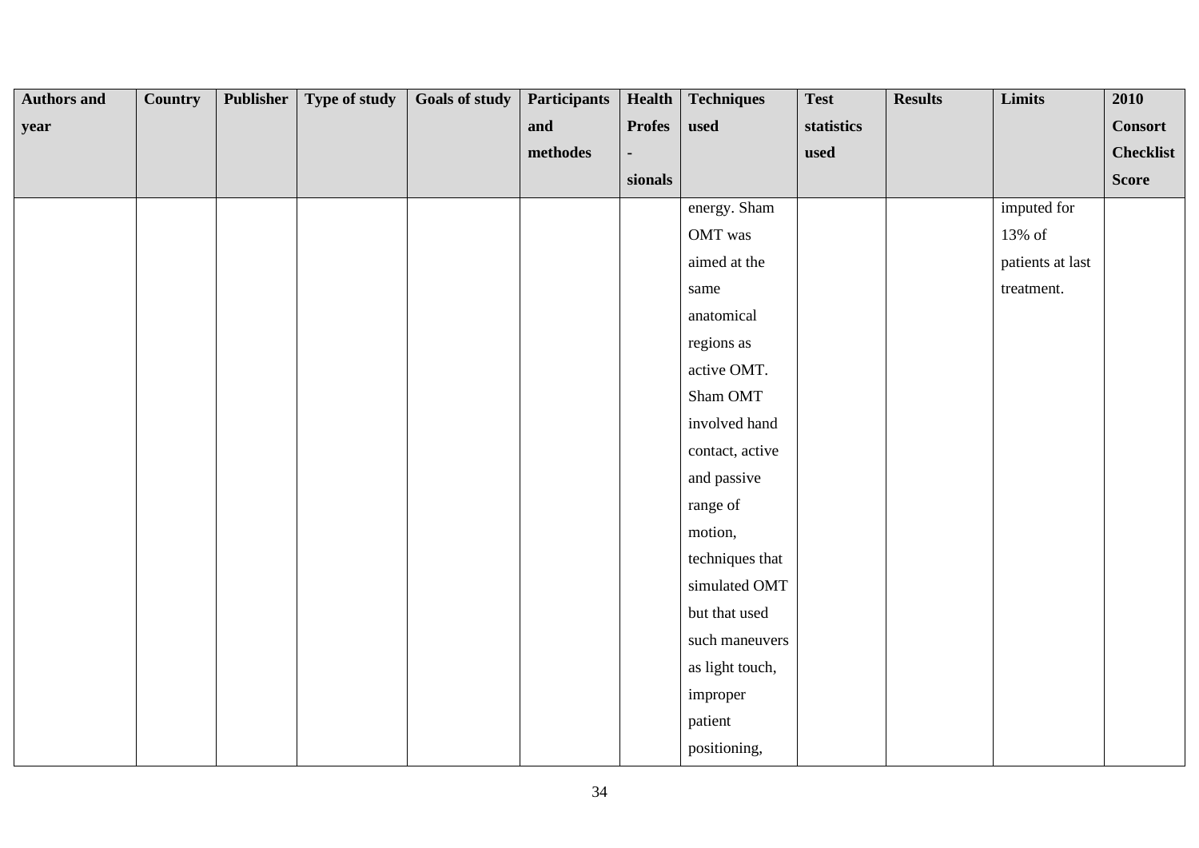| Authors and year | Country | Publisher | Type of study | Goals of study | Participants and methodes | Health Profes - sionals | Techniques used | Test statistics used | Results | Limits | 2010 Consort Checklist Score |
|---|---|---|---|---|---|---|---|---|---|---|---|
| | | | | | | | energy. Sham OMT was aimed at the same anatomical regions as active OMT. Sham OMT involved hand contact, active and passive range of motion, techniques that simulated OMT but that used such maneuvers as light touch, improper patient positioning, | | | imputed for 13% of patients at last treatment. | |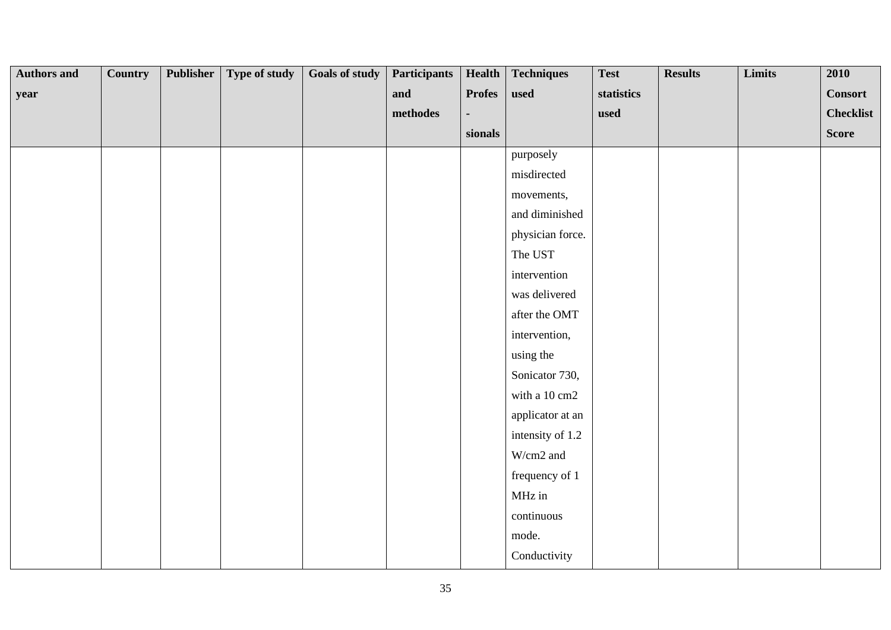| Authors and year | Country | Publisher | Type of study | Goals of study | Participants and methodes | Health Profes - sionals | Techniques used | Test statistics used | Results | Limits | 2010 Consort Checklist Score |
|---|---|---|---|---|---|---|---|---|---|---|---|
| | | | | | | | purposely misdirected movements, and diminished physician force. The UST intervention was delivered after the OMT intervention, using the Sonicator 730, with a 10 cm2 applicator at an intensity of 1.2 W/cm2 and frequency of 1 MHz in continuous mode. Conductivity | | | | |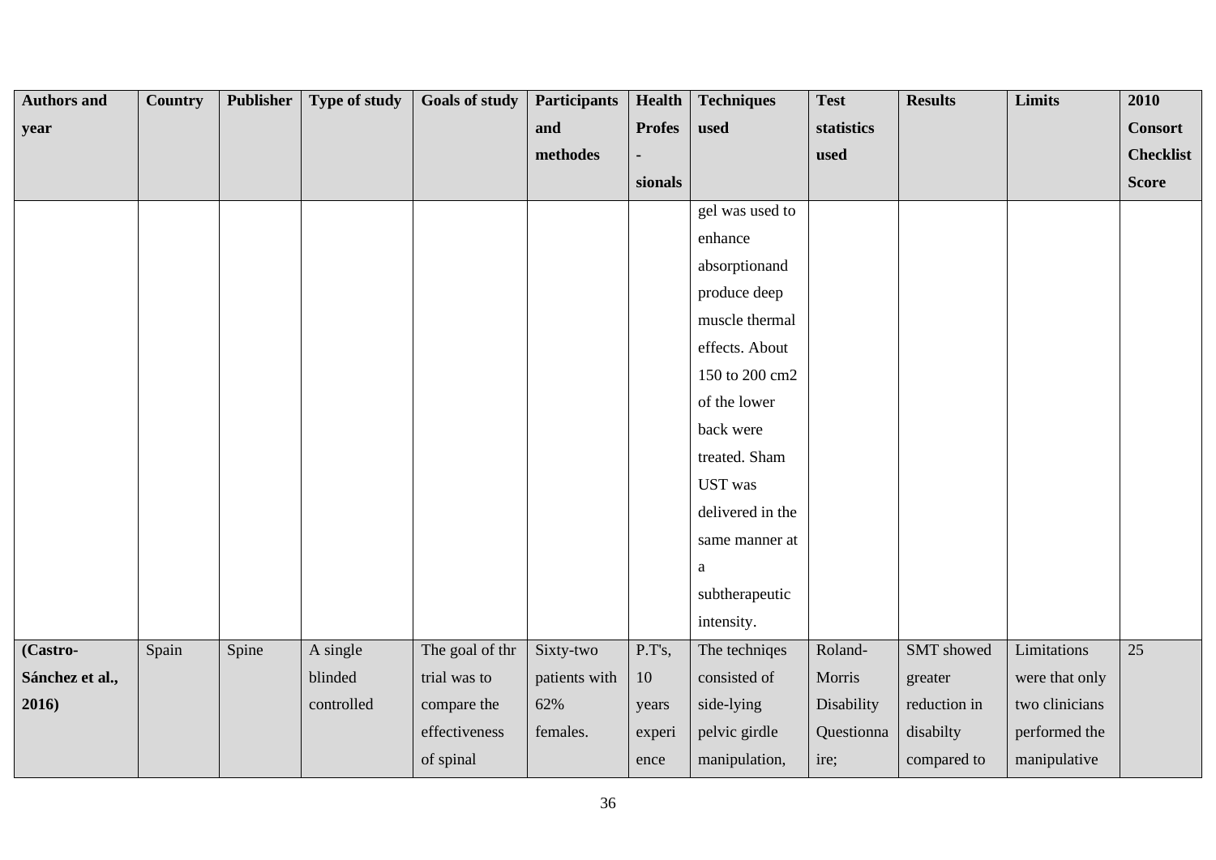| Authors and year | Country | Publisher | Type of study | Goals of study | Participants and methodes | Health Profes - sionals | Techniques used | Test statistics used | Results | Limits | 2010 Consort Checklist Score |
|---|---|---|---|---|---|---|---|---|---|---|---|
| | | | | | | | gel was used to enhance absorptionand produce deep muscle thermal effects. About 150 to 200 cm2 of the lower back were treated. Sham UST was delivered in the same manner at a subtherapeutic intensity. | | | | |
| **(Castro-Sánchez et al., 2016)** | Spain | Spine | A single blinded controlled | The goal of thr trial was to compare the effectiveness of spinal | Sixty-two patients with 62% females. | P.T's, 10 years experi ence | The techniqes consisted of side-lying pelvic girdle manipulation, | Roland-Morris Disability Questionna ire; | SMT showed greater reduction in disabilty compared to | Limitations were that only two clinicians performed the manipulative | 25 |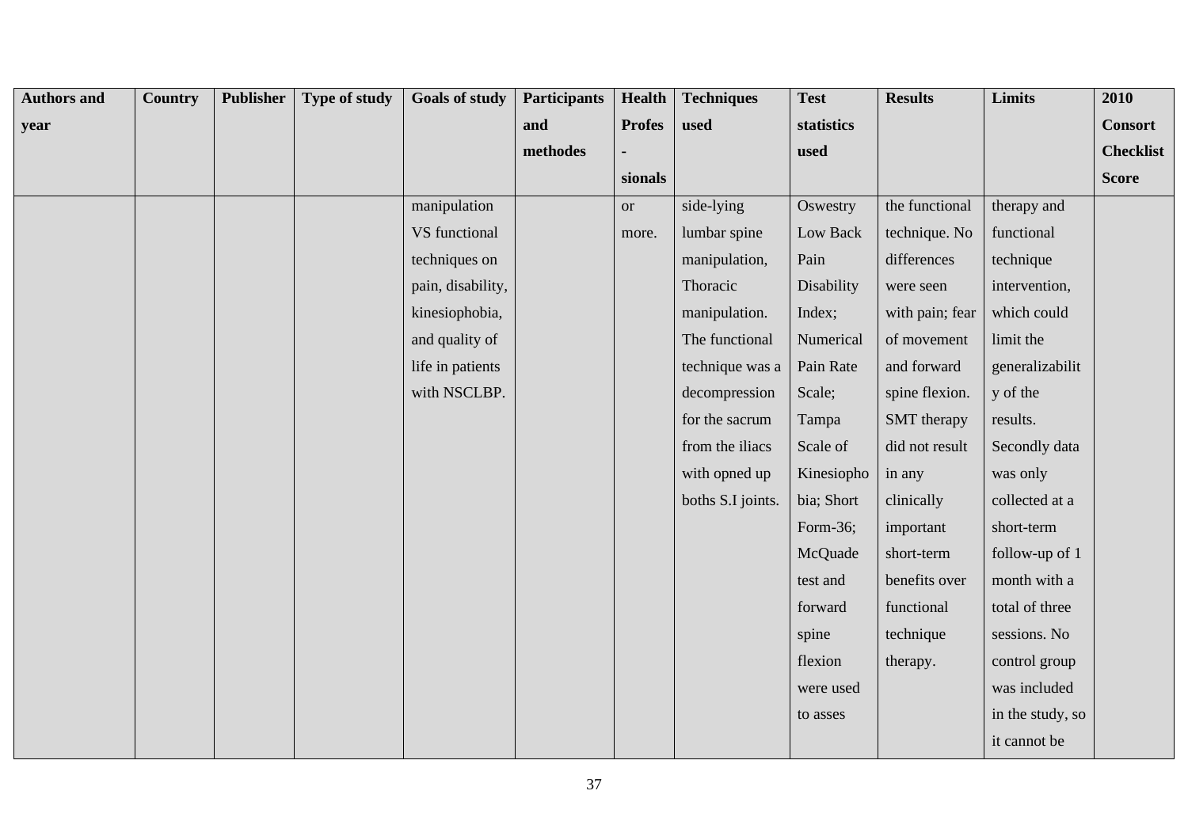| Authors and year | Country | Publisher | Type of study | Goals of study | Participants and methodes | Health Profes - sionals | Techniques used | Test statistics used | Results | Limits | 2010 Consort Checklist Score |
|---|---|---|---|---|---|---|---|---|---|---|---|
| | | | | manipulation VS functional techniques on pain, disability, kinesiophobia, and quality of life in patients with NSCLBP. | | or more. | side-lying lumbar spine manipulation, Thoracic manipulation. The functional technique was a decompression for the sacrum from the iliacs with opned up boths S.I joints. | Oswestry Low Back Pain Disability Index; Numerical Pain Rate Scale; Tampa Scale of Kinesiophobia; Short Form-36; McQuade test and forward spine flexion were used to asses | the functional technique. No differences were seen with pain; fear of movement and forward spine flexion. SMT therapy did not result in any clinically important short-term benefits over functional technique therapy. | therapy and functional technique intervention, which could limit the generalizability of the results. Secondly data was only collected at a short-term follow-up of 1 month with a total of three sessions. No control group was included in the study, so it cannot be | |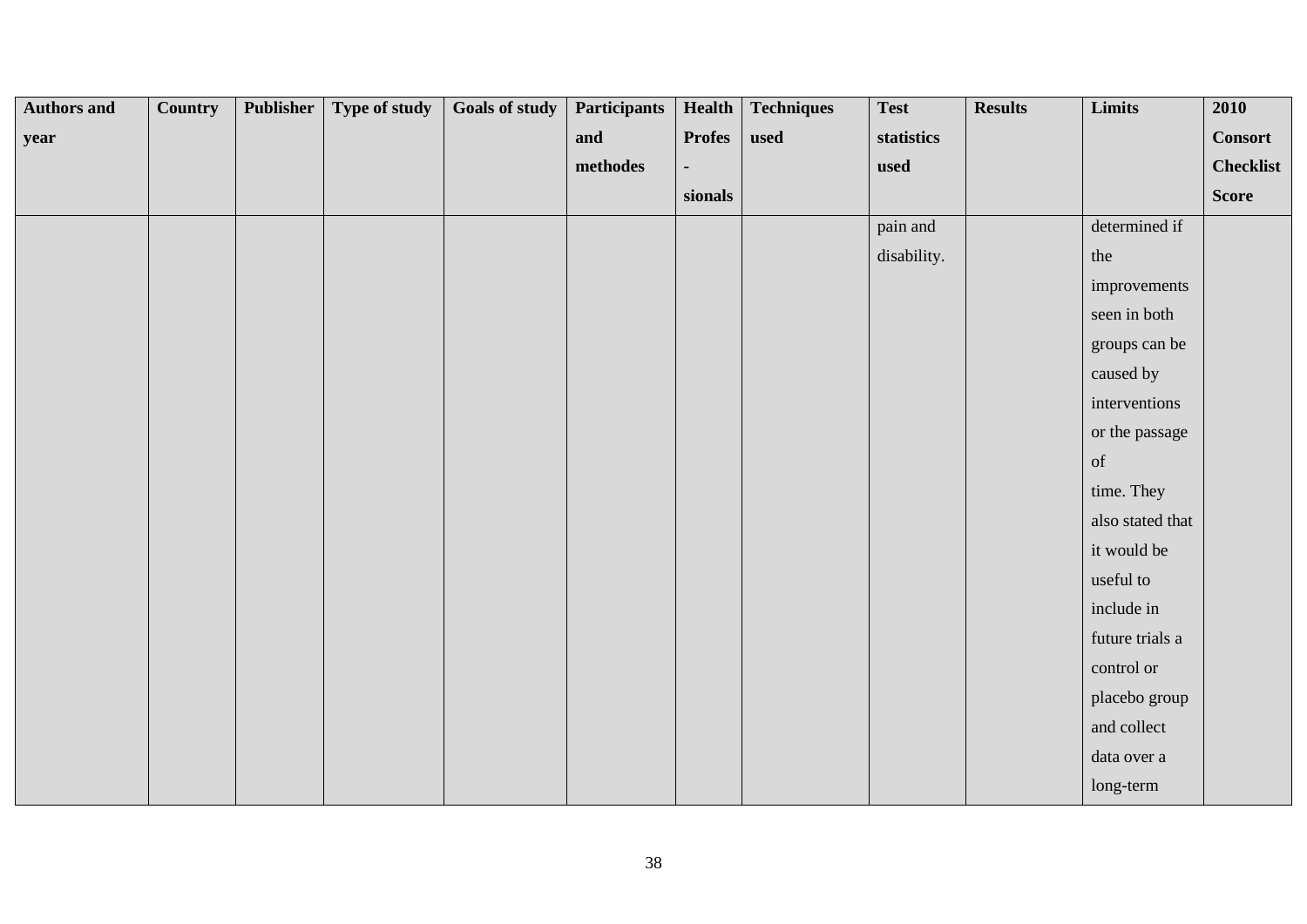| Authors and year | Country | Publisher | Type of study | Goals of study | Participants and methodes | Health Profes - sionals | Techniques used | Test statistics used | Results | Limits | 2010 Consort Checklist Score |
|---|---|---|---|---|---|---|---|---|---|---|---|
| | | | | | | | | pain and disability. | | determined if the improvements seen in both groups can be caused by interventions or the passage of time. They also stated that it would be useful to include in future trials a control or placebo group and collect data over a long-term | |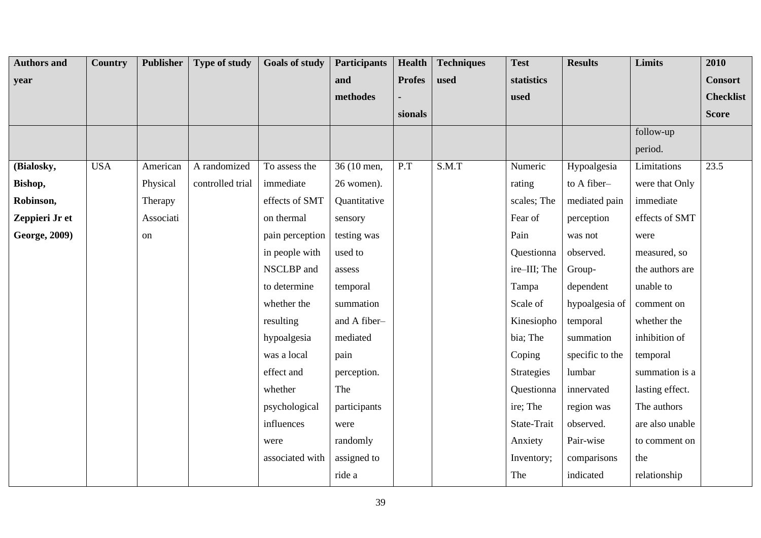| Authors and year | Country | Publisher | Type of study | Goals of study | Participants and methodes | Health Profes - sionals | Techniques used | Test statistics used | Results | Limits | 2010 Consort Checklist Score |
|---|---|---|---|---|---|---|---|---|---|---|---|
| | | | | | | | | | | follow-up period. | |
| **(Bialosky, Bishop, Robinson, Zeppieri Jr et George, 2009)** | USA | American Physical Therapy Association | A randomized controlled trial | To assess the immediate effects of SMT on thermal pain perception in people with NSCLBP and to determine whether the resulting hypoalgesia was a local effect and whether psychological influences were associated with | 36 (10 men, 26 women). Quantitative sensory testing was used to assess temporal summation and A fiber–mediated pain perception. The participants were randomly assigned to ride a | P.T | S.M.T | Numeric rating scales; The Fear of Pain Questionnaire–III; The Tampa Scale of Kinesiophobia; The Coping Strategies Questionnaire; The State-Trait Anxiety Inventory; The | Hypoalgesia to A fiber–mediated pain perception was not observed. Group-dependent hypoalgesia of temporal summation specific to the lumbar innervated region was observed. Pair-wise comparisons indicated | Limitations were that Only immediate effects of SMT were measured, so the authors are unable to comment on whether the inhibition of temporal summation is a lasting effect. The authors are also unable to comment on the relationship | 23.5 |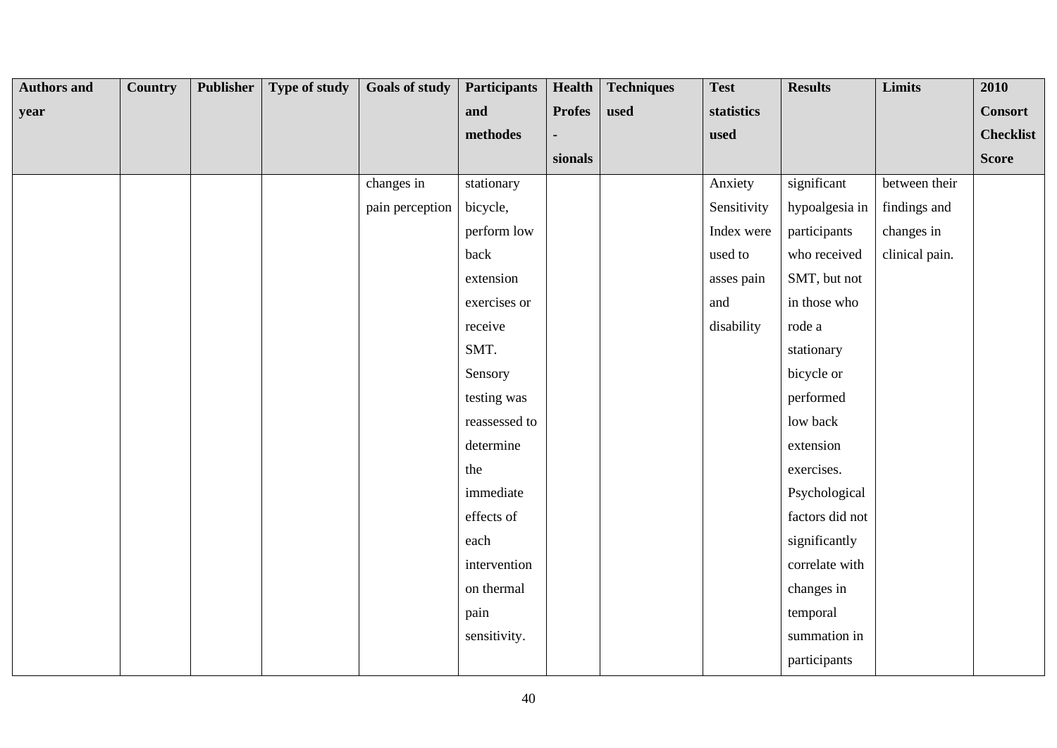| Authors and year | Country | Publisher | Type of study | Goals of study | Participants and methodes | Health Profes - sionals | Techniques used | Test statistics used | Results | Limits | 2010 Consort Checklist Score |
|---|---|---|---|---|---|---|---|---|---|---|---|
| | | | | changes in pain perception | stationary bicycle, perform low back extension exercises or receive SMT. Sensory testing was reassessed to determine the immediate effects of each intervention on thermal pain sensitivity. | | | Anxiety Sensitivity Index were used to asses pain and disability | significant hypoalgesia in participants who received SMT, but not in those who rode a stationary bicycle or performed low back extension exercises. Psychological factors did not significantly correlate with changes in temporal summation in participants | between their findings and changes in clinical pain. | |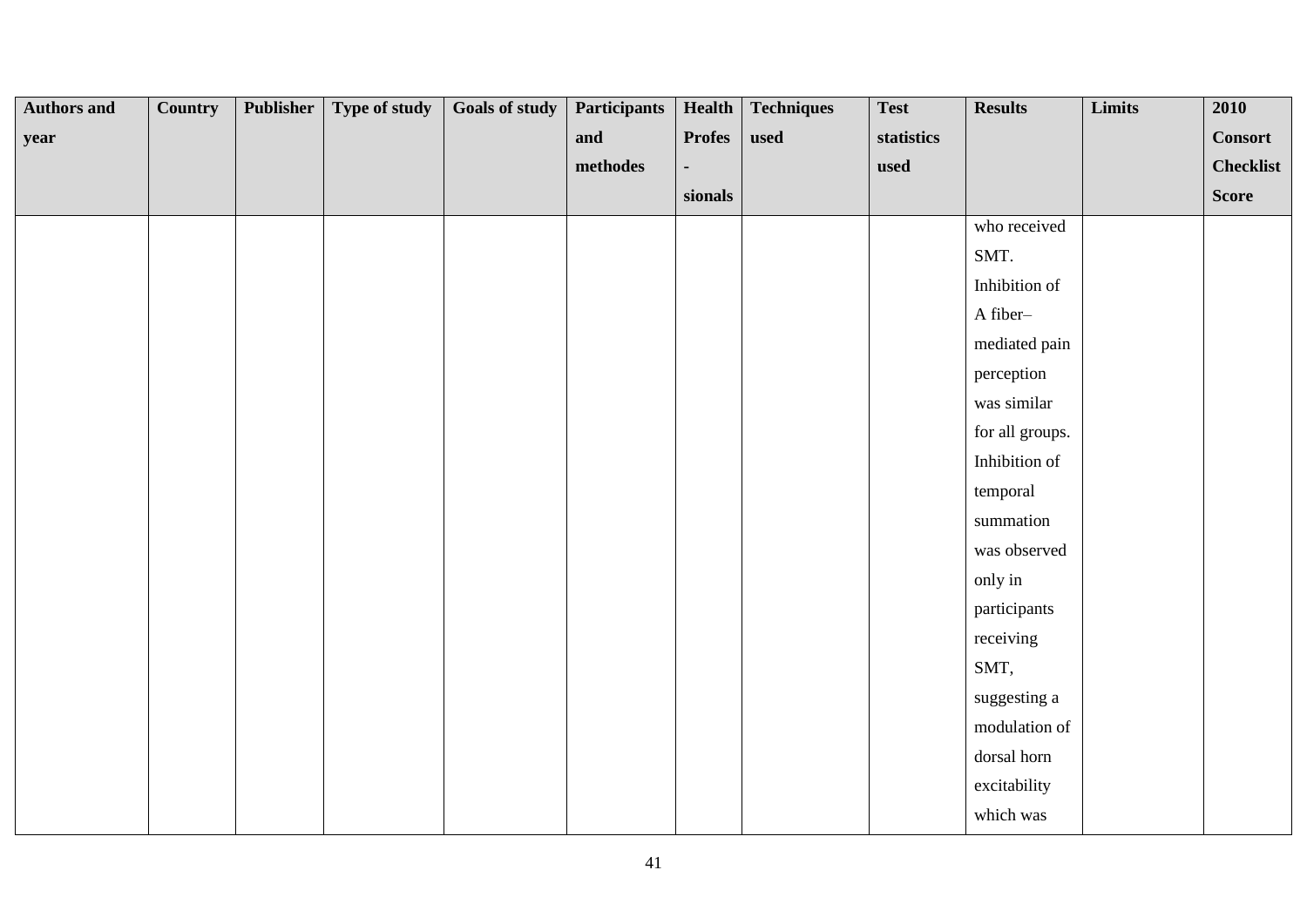| Authors and year | Country | Publisher | Type of study | Goals of study | Participants and methodes | Health Profes - sionals | Techniques used | Test statistics used | Results | Limits | 2010 Consort Checklist Score |
|---|---|---|---|---|---|---|---|---|---|---|---|
| | | | | | | | | | who received SMT. Inhibition of A fiber–mediated pain perception was similar for all groups. Inhibition of temporal summation was observed only in participants receiving SMT, suggesting a modulation of dorsal horn excitability which was | | |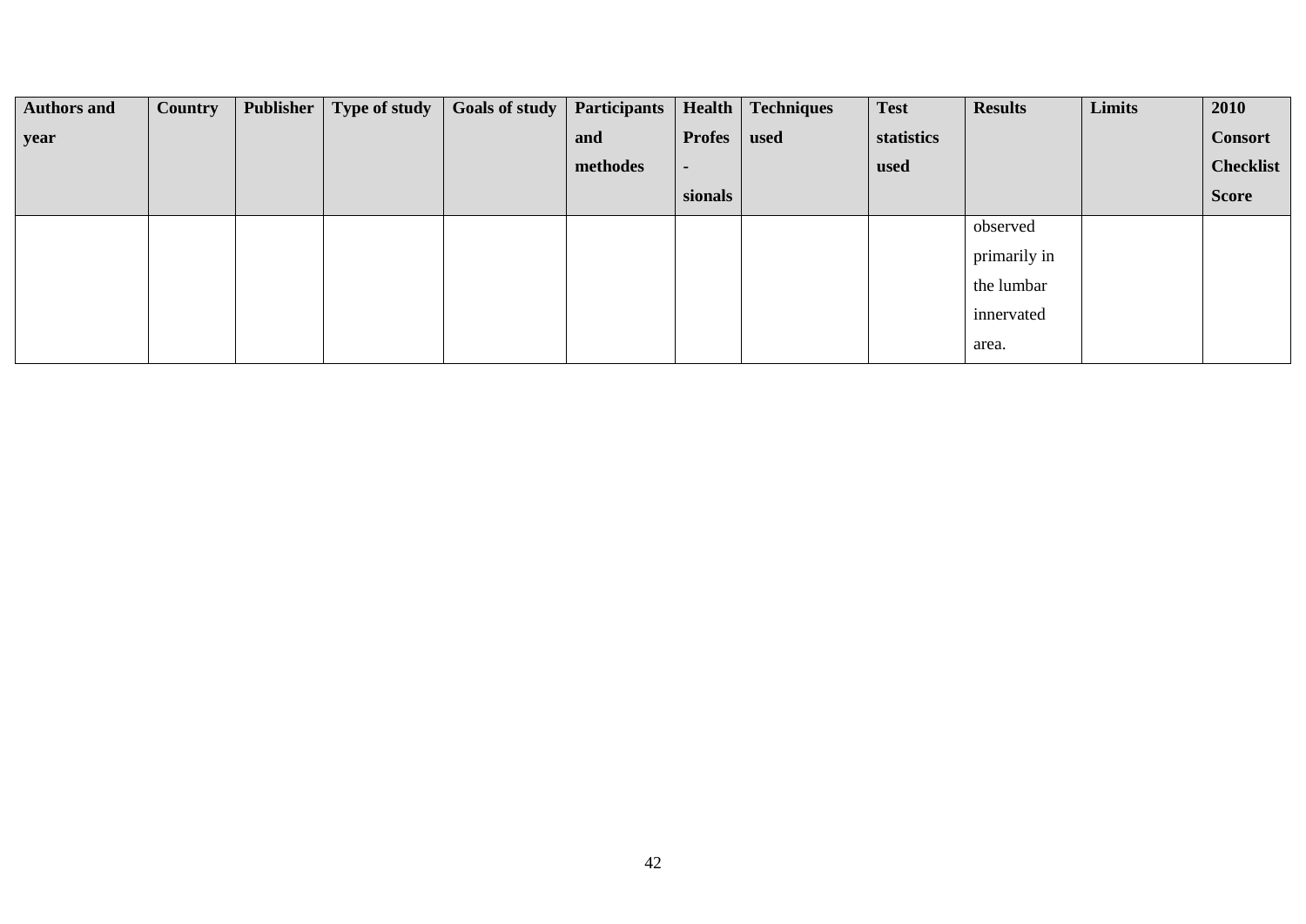| Authors and year | Country | Publisher | Type of study | Goals of study | Participants and methodes | Health Profes - sionals | Techniques used | Test statistics used | Results | Limits | 2010 Consort Checklist Score |
|---|---|---|---|---|---|---|---|---|---|---|---|
| | | | | | | | | | observed primarily in the lumbar innervated area. | | |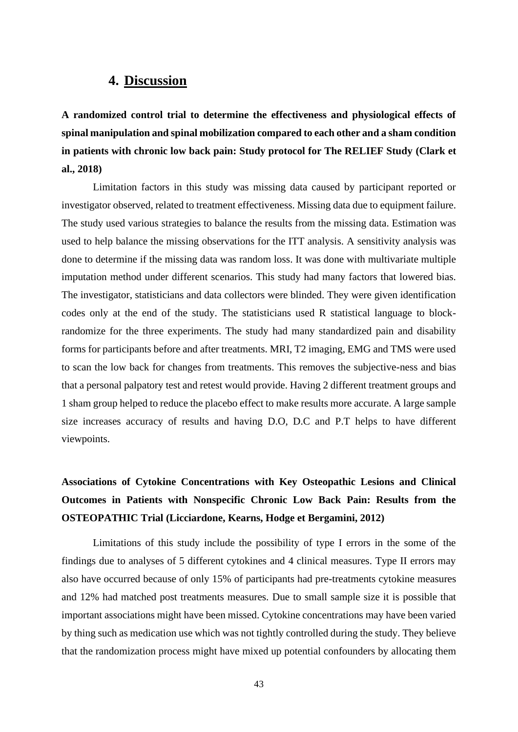# 4. Discussion

**A randomized control trial to determine the effectiveness and physiological effects of spinal manipulation and spinal mobilization compared to each other and a sham condition in patients with chronic low back pain: Study protocol for The RELIEF Study (Clark et al., 2018)**

Limitation factors in this study was missing data caused by participant reported or investigator observed, related to treatment effectiveness. Missing data due to equipment failure. The study used various strategies to balance the results from the missing data. Estimation was used to help balance the missing observations for the ITT analysis. A sensitivity analysis was done to determine if the missing data was random loss. It was done with multivariate multiple imputation method under different scenarios. This study had many factors that lowered bias. The investigator, statisticians and data collectors were blinded. They were given identification codes only at the end of the study. The statisticians used R statistical language to block-randomize for the three experiments. The study had many standardized pain and disability forms for participants before and after treatments. MRI, T2 imaging, EMG and TMS were used to scan the low back for changes from treatments. This removes the subjective-ness and bias that a personal palpatory test and retest would provide. Having 2 different treatment groups and 1 sham group helped to reduce the placebo effect to make results more accurate. A large sample size increases accuracy of results and having D.O, D.C and P.T helps to have different viewpoints.

**Associations of Cytokine Concentrations with Key Osteopathic Lesions and Clinical Outcomes in Patients with Nonspecific Chronic Low Back Pain: Results from the OSTEOPATHIC Trial (Licciardone, Kearns, Hodge et Bergamini, 2012)**

Limitations of this study include the possibility of type I errors in the some of the findings due to analyses of 5 different cytokines and 4 clinical measures. Type II errors may also have occurred because of only 15% of participants had pre-treatments cytokine measures and 12% had matched post treatments measures. Due to small sample size it is possible that important associations might have been missed. Cytokine concentrations may have been varied by thing such as medication use which was not tightly controlled during the study. They believe that the randomization process might have mixed up potential confounders by allocating them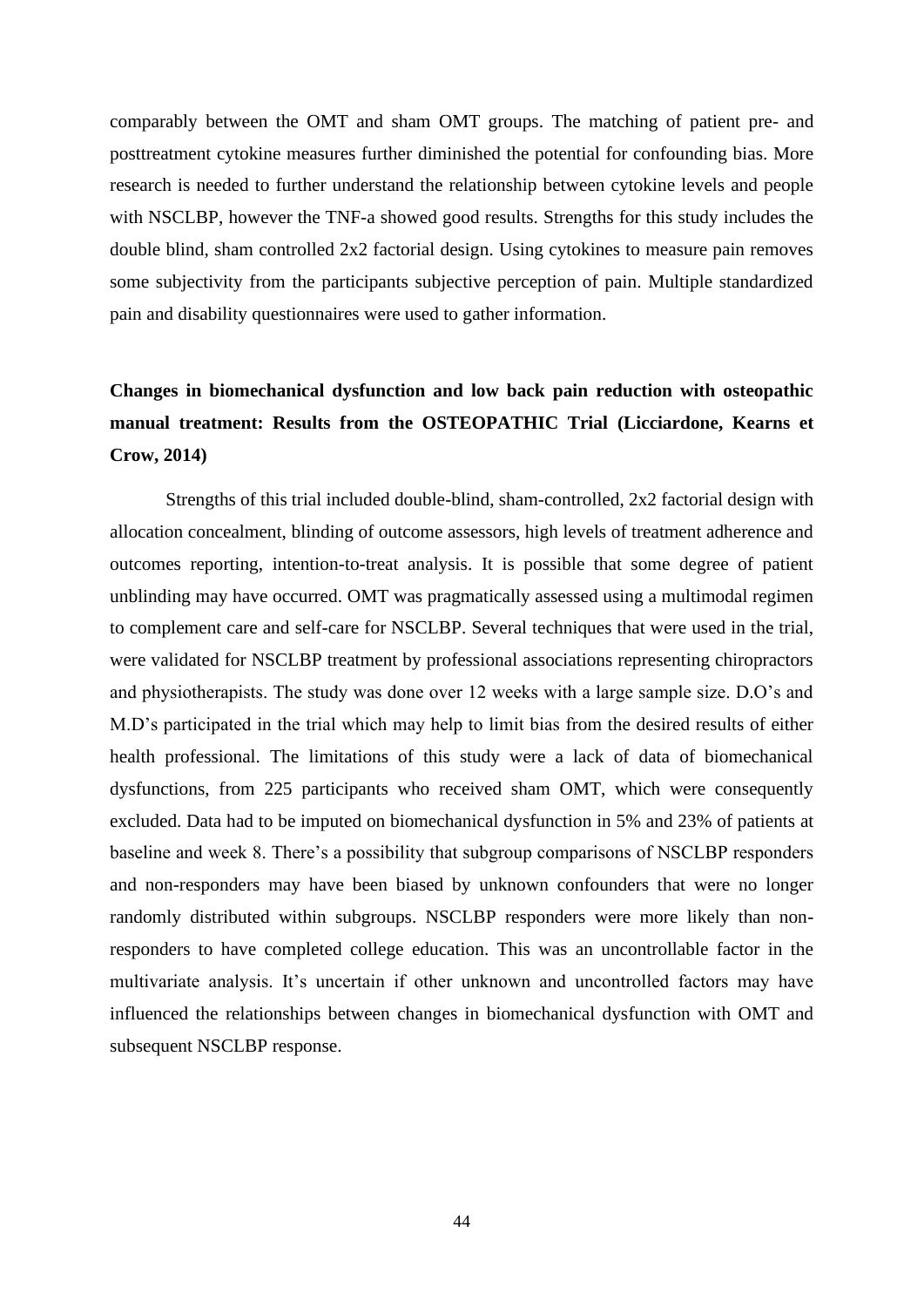comparably between the OMT and sham OMT groups. The matching of patient pre- and posttreatment cytokine measures further diminished the potential for confounding bias. More research is needed to further understand the relationship between cytokine levels and people with NSCLBP, however the TNF-a showed good results. Strengths for this study includes the double blind, sham controlled 2x2 factorial design. Using cytokines to measure pain removes some subjectivity from the participants subjective perception of pain. Multiple standardized pain and disability questionnaires were used to gather information.

**Changes in biomechanical dysfunction and low back pain reduction with osteopathic manual treatment: Results from the OSTEOPATHIC Trial (Licciardone, Kearns et Crow, 2014)**

Strengths of this trial included double-blind, sham-controlled, 2x2 factorial design with allocation concealment, blinding of outcome assessors, high levels of treatment adherence and outcomes reporting, intention-to-treat analysis. It is possible that some degree of patient unblinding may have occurred. OMT was pragmatically assessed using a multimodal regimen to complement care and self-care for NSCLBP. Several techniques that were used in the trial, were validated for NSCLBP treatment by professional associations representing chiropractors and physiotherapists. The study was done over 12 weeks with a large sample size. D.O's and M.D's participated in the trial which may help to limit bias from the desired results of either health professional. The limitations of this study were a lack of data of biomechanical dysfunctions, from 225 participants who received sham OMT, which were consequently excluded. Data had to be imputed on biomechanical dysfunction in 5% and 23% of patients at baseline and week 8. There's a possibility that subgroup comparisons of NSCLBP responders and non-responders may have been biased by unknown confounders that were no longer randomly distributed within subgroups. NSCLBP responders were more likely than non-responders to have completed college education. This was an uncontrollable factor in the multivariate analysis. It's uncertain if other unknown and uncontrolled factors may have influenced the relationships between changes in biomechanical dysfunction with OMT and subsequent NSCLBP response.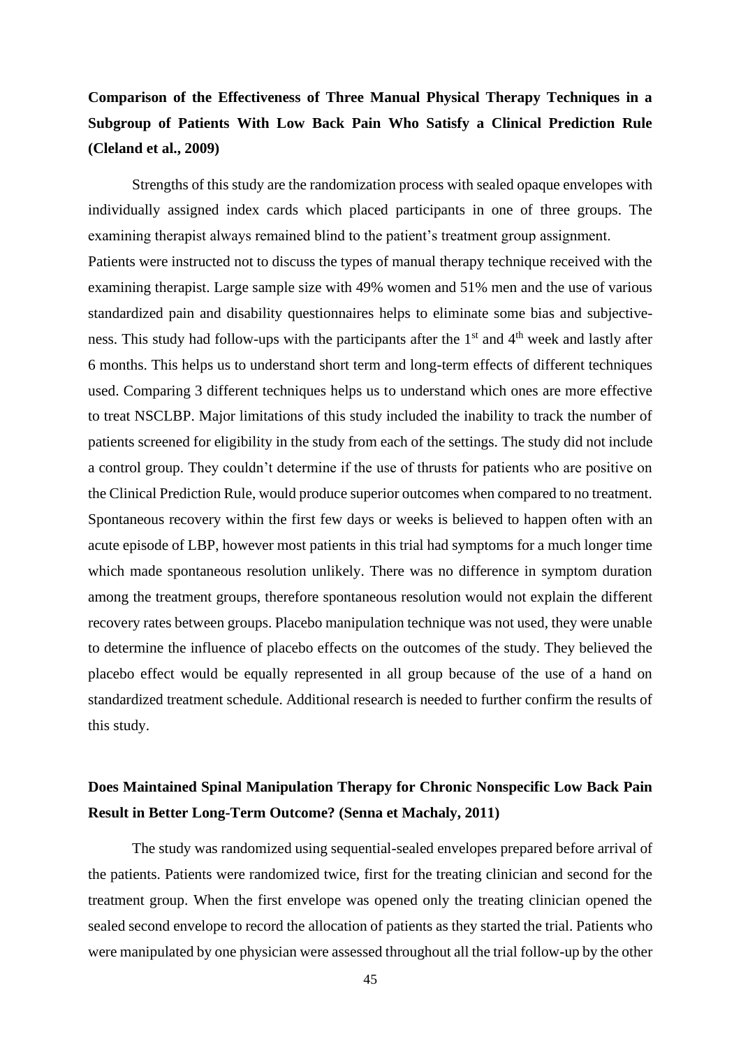**Comparison of the Effectiveness of Three Manual Physical Therapy Techniques in a Subgroup of Patients With Low Back Pain Who Satisfy a Clinical Prediction Rule (Cleland et al., 2009)**

Strengths of this study are the randomization process with sealed opaque envelopes with individually assigned index cards which placed participants in one of three groups. The examining therapist always remained blind to the patient's treatment group assignment.

Patients were instructed not to discuss the types of manual therapy technique received with the examining therapist. Large sample size with 49% women and 51% men and the use of various standardized pain and disability questionnaires helps to eliminate some bias and subjective-ness. This study had follow-ups with the participants after the 1st and 4th week and lastly after 6 months. This helps us to understand short term and long-term effects of different techniques used. Comparing 3 different techniques helps us to understand which ones are more effective to treat NSCLBP. Major limitations of this study included the inability to track the number of patients screened for eligibility in the study from each of the settings. The study did not include a control group. They couldn't determine if the use of thrusts for patients who are positive on the Clinical Prediction Rule, would produce superior outcomes when compared to no treatment. Spontaneous recovery within the first few days or weeks is believed to happen often with an acute episode of LBP, however most patients in this trial had symptoms for a much longer time which made spontaneous resolution unlikely. There was no difference in symptom duration among the treatment groups, therefore spontaneous resolution would not explain the different recovery rates between groups. Placebo manipulation technique was not used, they were unable to determine the influence of placebo effects on the outcomes of the study. They believed the placebo effect would be equally represented in all group because of the use of a hand on standardized treatment schedule. Additional research is needed to further confirm the results of this study.

**Does Maintained Spinal Manipulation Therapy for Chronic Nonspecific Low Back Pain Result in Better Long-Term Outcome? (Senna et Machaly, 2011)**

The study was randomized using sequential-sealed envelopes prepared before arrival of the patients. Patients were randomized twice, first for the treating clinician and second for the treatment group. When the first envelope was opened only the treating clinician opened the sealed second envelope to record the allocation of patients as they started the trial. Patients who were manipulated by one physician were assessed throughout all the trial follow-up by the other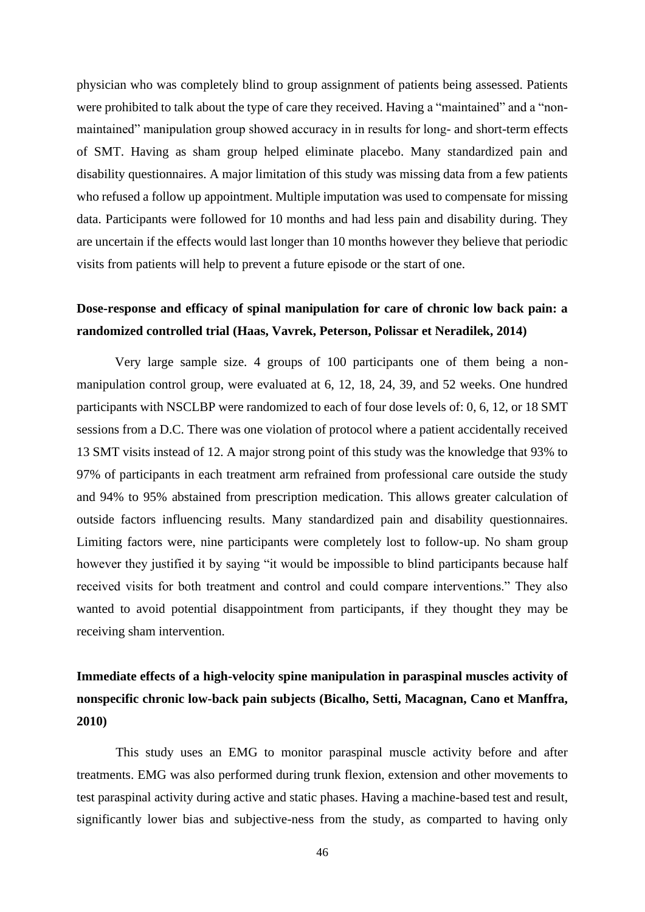physician who was completely blind to group assignment of patients being assessed. Patients were prohibited to talk about the type of care they received. Having a "maintained" and a "non-maintained" manipulation group showed accuracy in in results for long- and short-term effects of SMT. Having as sham group helped eliminate placebo. Many standardized pain and disability questionnaires. A major limitation of this study was missing data from a few patients who refused a follow up appointment. Multiple imputation was used to compensate for missing data. Participants were followed for 10 months and had less pain and disability during. They are uncertain if the effects would last longer than 10 months however they believe that periodic visits from patients will help to prevent a future episode or the start of one.

**Dose-response and efficacy of spinal manipulation for care of chronic low back pain: a randomized controlled trial (Haas, Vavrek, Peterson, Polissar et Neradilek, 2014)**

Very large sample size. 4 groups of 100 participants one of them being a non-manipulation control group, were evaluated at 6, 12, 18, 24, 39, and 52 weeks. One hundred participants with NSCLBP were randomized to each of four dose levels of: 0, 6, 12, or 18 SMT sessions from a D.C. There was one violation of protocol where a patient accidentally received 13 SMT visits instead of 12. A major strong point of this study was the knowledge that 93% to 97% of participants in each treatment arm refrained from professional care outside the study and 94% to 95% abstained from prescription medication. This allows greater calculation of outside factors influencing results. Many standardized pain and disability questionnaires. Limiting factors were, nine participants were completely lost to follow-up. No sham group however they justified it by saying "it would be impossible to blind participants because half received visits for both treatment and control and could compare interventions." They also wanted to avoid potential disappointment from participants, if they thought they may be receiving sham intervention.

**Immediate effects of a high-velocity spine manipulation in paraspinal muscles activity of nonspecific chronic low-back pain subjects (Bicalho, Setti, Macagnan, Cano et Manffra, 2010)**

This study uses an EMG to monitor paraspinal muscle activity before and after treatments. EMG was also performed during trunk flexion, extension and other movements to test paraspinal activity during active and static phases. Having a machine-based test and result, significantly lower bias and subjective-ness from the study, as comparted to having only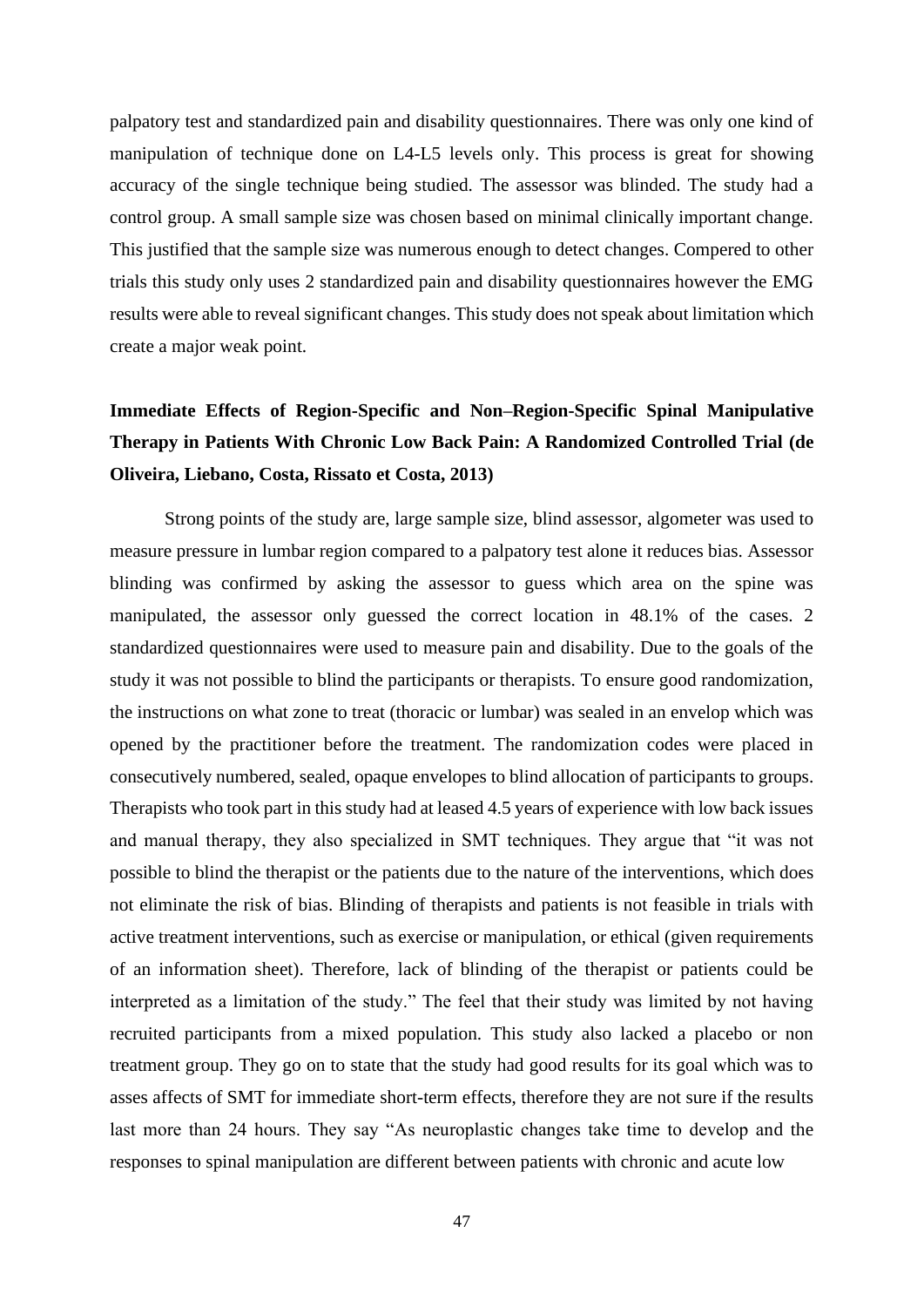palpatory test and standardized pain and disability questionnaires. There was only one kind of manipulation of technique done on L4-L5 levels only. This process is great for showing accuracy of the single technique being studied. The assessor was blinded. The study had a control group. A small sample size was chosen based on minimal clinically important change. This justified that the sample size was numerous enough to detect changes. Compered to other trials this study only uses 2 standardized pain and disability questionnaires however the EMG results were able to reveal significant changes. This study does not speak about limitation which create a major weak point.

**Immediate Effects of Region-Specific and Non–Region-Specific Spinal Manipulative Therapy in Patients With Chronic Low Back Pain: A Randomized Controlled Trial (de Oliveira, Liebano, Costa, Rissato et Costa, 2013)**

Strong points of the study are, large sample size, blind assessor, algometer was used to measure pressure in lumbar region compared to a palpatory test alone it reduces bias. Assessor blinding was confirmed by asking the assessor to guess which area on the spine was manipulated, the assessor only guessed the correct location in 48.1% of the cases. 2 standardized questionnaires were used to measure pain and disability. Due to the goals of the study it was not possible to blind the participants or therapists. To ensure good randomization, the instructions on what zone to treat (thoracic or lumbar) was sealed in an envelop which was opened by the practitioner before the treatment. The randomization codes were placed in consecutively numbered, sealed, opaque envelopes to blind allocation of participants to groups. Therapists who took part in this study had at leased 4.5 years of experience with low back issues and manual therapy, they also specialized in SMT techniques. They argue that "it was not possible to blind the therapist or the patients due to the nature of the interventions, which does not eliminate the risk of bias. Blinding of therapists and patients is not feasible in trials with active treatment interventions, such as exercise or manipulation, or ethical (given requirements of an information sheet). Therefore, lack of blinding of the therapist or patients could be interpreted as a limitation of the study." The feel that their study was limited by not having recruited participants from a mixed population. This study also lacked a placebo or non treatment group. They go on to state that the study had good results for its goal which was to asses affects of SMT for immediate short-term effects, therefore they are not sure if the results last more than 24 hours. They say "As neuroplastic changes take time to develop and the responses to spinal manipulation are different between patients with chronic and acute low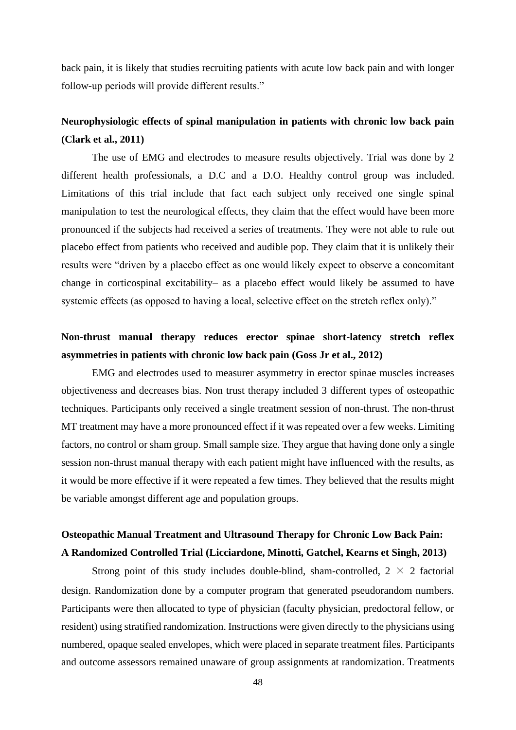back pain, it is likely that studies recruiting patients with acute low back pain and with longer follow-up periods will provide different results."

**Neurophysiologic effects of spinal manipulation in patients with chronic low back pain (Clark et al., 2011)**

The use of EMG and electrodes to measure results objectively. Trial was done by 2 different health professionals, a D.C and a D.O. Healthy control group was included. Limitations of this trial include that fact each subject only received one single spinal manipulation to test the neurological effects, they claim that the effect would have been more pronounced if the subjects had received a series of treatments. They were not able to rule out placebo effect from patients who received and audible pop. They claim that it is unlikely their results were "driven by a placebo effect as one would likely expect to observe a concomitant change in corticospinal excitability– as a placebo effect would likely be assumed to have systemic effects (as opposed to having a local, selective effect on the stretch reflex only)."

**Non-thrust manual therapy reduces erector spinae short-latency stretch reflex asymmetries in patients with chronic low back pain (Goss Jr et al., 2012)**

EMG and electrodes used to measurer asymmetry in erector spinae muscles increases objectiveness and decreases bias. Non trust therapy included 3 different types of osteopathic techniques. Participants only received a single treatment session of non-thrust. The non-thrust MT treatment may have a more pronounced effect if it was repeated over a few weeks. Limiting factors, no control or sham group. Small sample size. They argue that having done only a single session non-thrust manual therapy with each patient might have influenced with the results, as it would be more effective if it were repeated a few times. They believed that the results might be variable amongst different age and population groups.

**Osteopathic Manual Treatment and Ultrasound Therapy for Chronic Low Back Pain: A Randomized Controlled Trial (Licciardone, Minotti, Gatchel, Kearns et Singh, 2013)**

Strong point of this study includes double-blind, sham-controlled, 2 $\times$ 2 factorial design. Randomization done by a computer program that generated pseudorandom numbers. Participants were then allocated to type of physician (faculty physician, predoctoral fellow, or resident) using stratified randomization. Instructions were given directly to the physicians using numbered, opaque sealed envelopes, which were placed in separate treatment files. Participants and outcome assessors remained unaware of group assignments at randomization. Treatments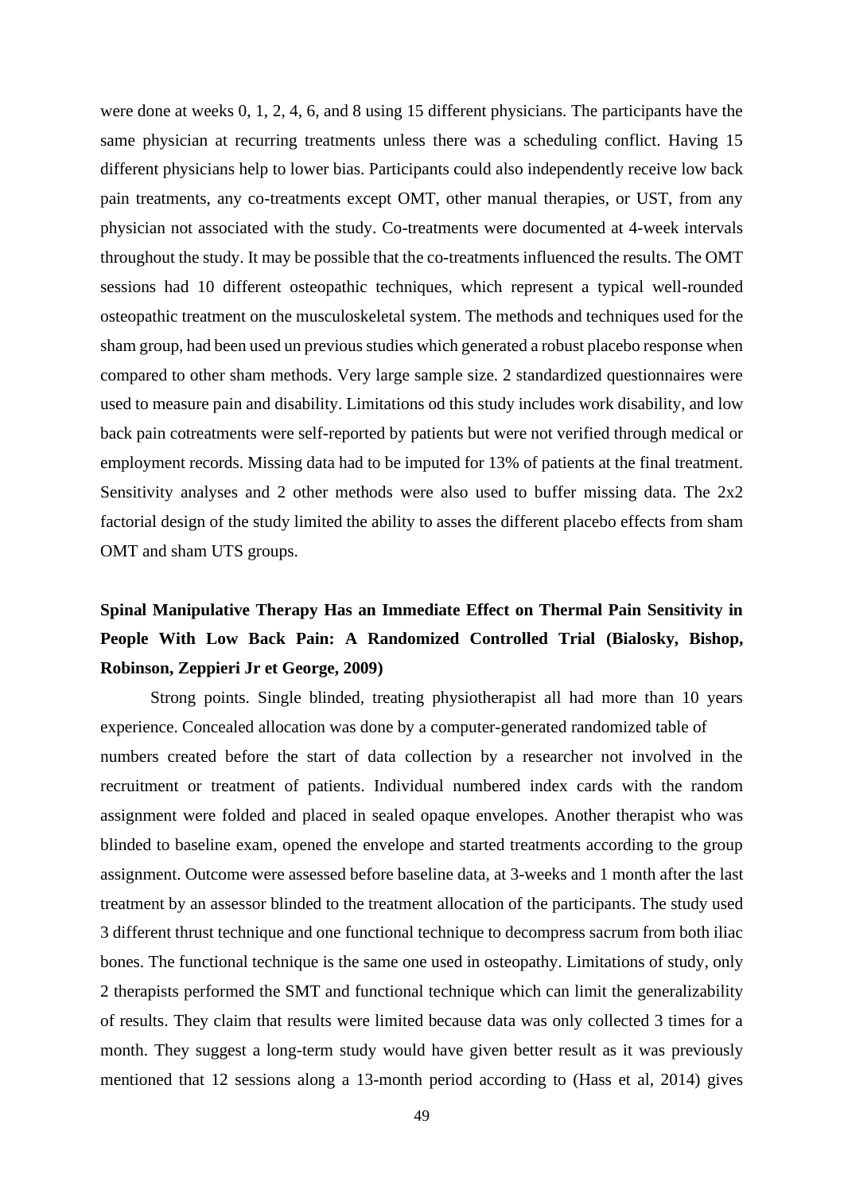were done at weeks 0, 1, 2, 4, 6, and 8 using 15 different physicians. The participants have the same physician at recurring treatments unless there was a scheduling conflict. Having 15 different physicians help to lower bias. Participants could also independently receive low back pain treatments, any co-treatments except OMT, other manual therapies, or UST, from any physician not associated with the study. Co-treatments were documented at 4-week intervals throughout the study. It may be possible that the co-treatments influenced the results. The OMT sessions had 10 different osteopathic techniques, which represent a typical well-rounded osteopathic treatment on the musculoskeletal system. The methods and techniques used for the sham group, had been used un previous studies which generated a robust placebo response when compared to other sham methods. Very large sample size. 2 standardized questionnaires were used to measure pain and disability. Limitations od this study includes work disability, and low back pain cotreatments were self-reported by patients but were not verified through medical or employment records. Missing data had to be imputed for 13% of patients at the final treatment. Sensitivity analyses and 2 other methods were also used to buffer missing data. The 2x2 factorial design of the study limited the ability to asses the different placebo effects from sham OMT and sham UTS groups.

**Spinal Manipulative Therapy Has an Immediate Effect on Thermal Pain Sensitivity in People With Low Back Pain: A Randomized Controlled Trial (Bialosky, Bishop, Robinson, Zeppieri Jr et George, 2009)**

Strong points. Single blinded, treating physiotherapist all had more than 10 years experience. Concealed allocation was done by a computer-generated randomized table of numbers created before the start of data collection by a researcher not involved in the recruitment or treatment of patients. Individual numbered index cards with the random assignment were folded and placed in sealed opaque envelopes. Another therapist who was blinded to baseline exam, opened the envelope and started treatments according to the group assignment. Outcome were assessed before baseline data, at 3-weeks and 1 month after the last treatment by an assessor blinded to the treatment allocation of the participants. The study used 3 different thrust technique and one functional technique to decompress sacrum from both iliac bones. The functional technique is the same one used in osteopathy. Limitations of study, only 2 therapists performed the SMT and functional technique which can limit the generalizability of results. They claim that results were limited because data was only collected 3 times for a month. They suggest a long-term study would have given better result as it was previously mentioned that 12 sessions along a 13-month period according to (Hass et al, 2014) gives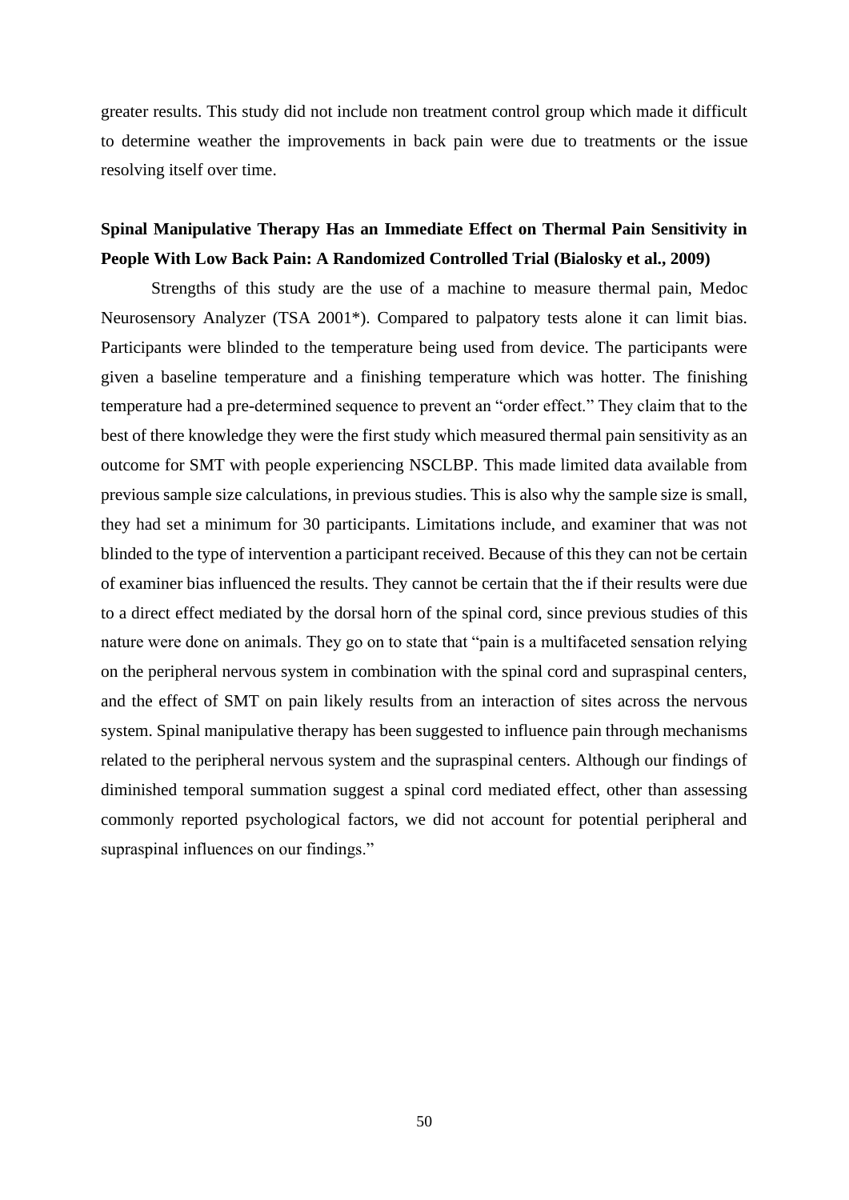greater results. This study did not include non treatment control group which made it difficult to determine weather the improvements in back pain were due to treatments or the issue resolving itself over time.

**Spinal Manipulative Therapy Has an Immediate Effect on Thermal Pain Sensitivity in People With Low Back Pain: A Randomized Controlled Trial (Bialosky et al., 2009)**

Strengths of this study are the use of a machine to measure thermal pain, Medoc Neurosensory Analyzer (TSA 2001*). Compared to palpatory tests alone it can limit bias. Participants were blinded to the temperature being used from device. The participants were given a baseline temperature and a finishing temperature which was hotter. The finishing temperature had a pre-determined sequence to prevent an "order effect." They claim that to the best of there knowledge they were the first study which measured thermal pain sensitivity as an outcome for SMT with people experiencing NSCLBP. This made limited data available from previous sample size calculations, in previous studies. This is also why the sample size is small, they had set a minimum for 30 participants. Limitations include, and examiner that was not blinded to the type of intervention a participant received. Because of this they can not be certain of examiner bias influenced the results. They cannot be certain that the if their results were due to a direct effect mediated by the dorsal horn of the spinal cord, since previous studies of this nature were done on animals. They go on to state that "pain is a multifaceted sensation relying on the peripheral nervous system in combination with the spinal cord and supraspinal centers, and the effect of SMT on pain likely results from an interaction of sites across the nervous system. Spinal manipulative therapy has been suggested to influence pain through mechanisms related to the peripheral nervous system and the supraspinal centers. Although our findings of diminished temporal summation suggest a spinal cord mediated effect, other than assessing commonly reported psychological factors, we did not account for potential peripheral and supraspinal influences on our findings."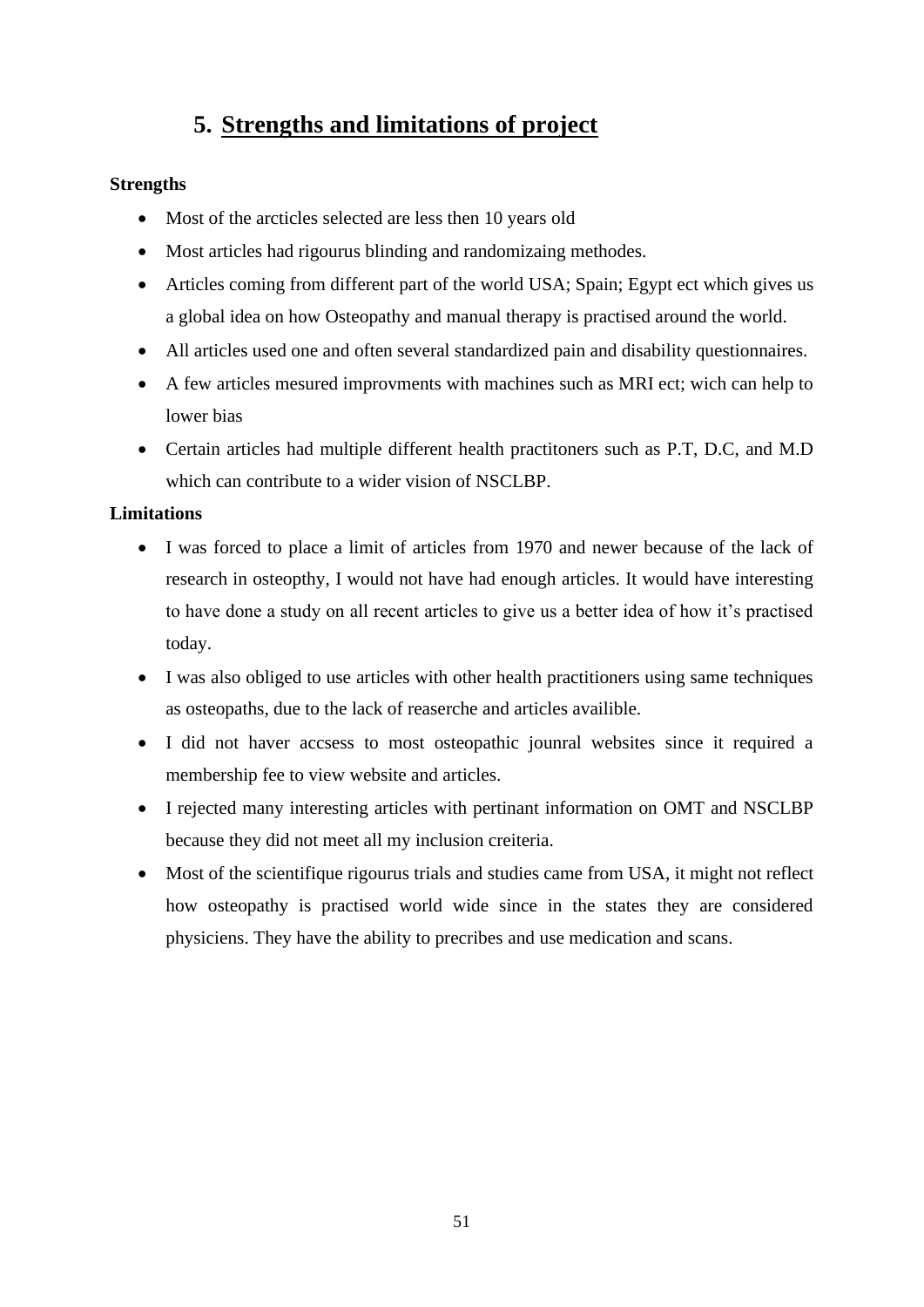## 5. Strengths and limitations of project

**Strengths**

- Most of the arcticles selected are less then 10 years old
- Most articles had rigourus blinding and randomizaing methodes.
- Articles coming from different part of the world USA; Spain; Egypt ect which gives us a global idea on how Osteopathy and manual therapy is practised around the world.
- All articles used one and often several standardized pain and disability questionnaires.
- A few articles mesured improvments with machines such as MRI ect; wich can help to lower bias
- Certain articles had multiple different health practitoners such as P.T, D.C, and M.D which can contribute to a wider vision of NSCLBP.

**Limitations**

- I was forced to place a limit of articles from 1970 and newer because of the lack of research in osteopthy, I would not have had enough articles. It would have interesting to have done a study on all recent articles to give us a better idea of how it's practised today.
- I was also obliged to use articles with other health practitioners using same techniques as osteopaths, due to the lack of reaserche and articles availible.
- I did not haver accsess to most osteopathic jounral websites since it required a membership fee to view website and articles.
- I rejected many interesting articles with pertinant information on OMT and NSCLBP because they did not meet all my inclusion creiteria.
- Most of the scientifique rigourus trials and studies came from USA, it might not reflect how osteopathy is practised world wide since in the states they are considered physiciens. They have the ability to precribes and use medication and scans.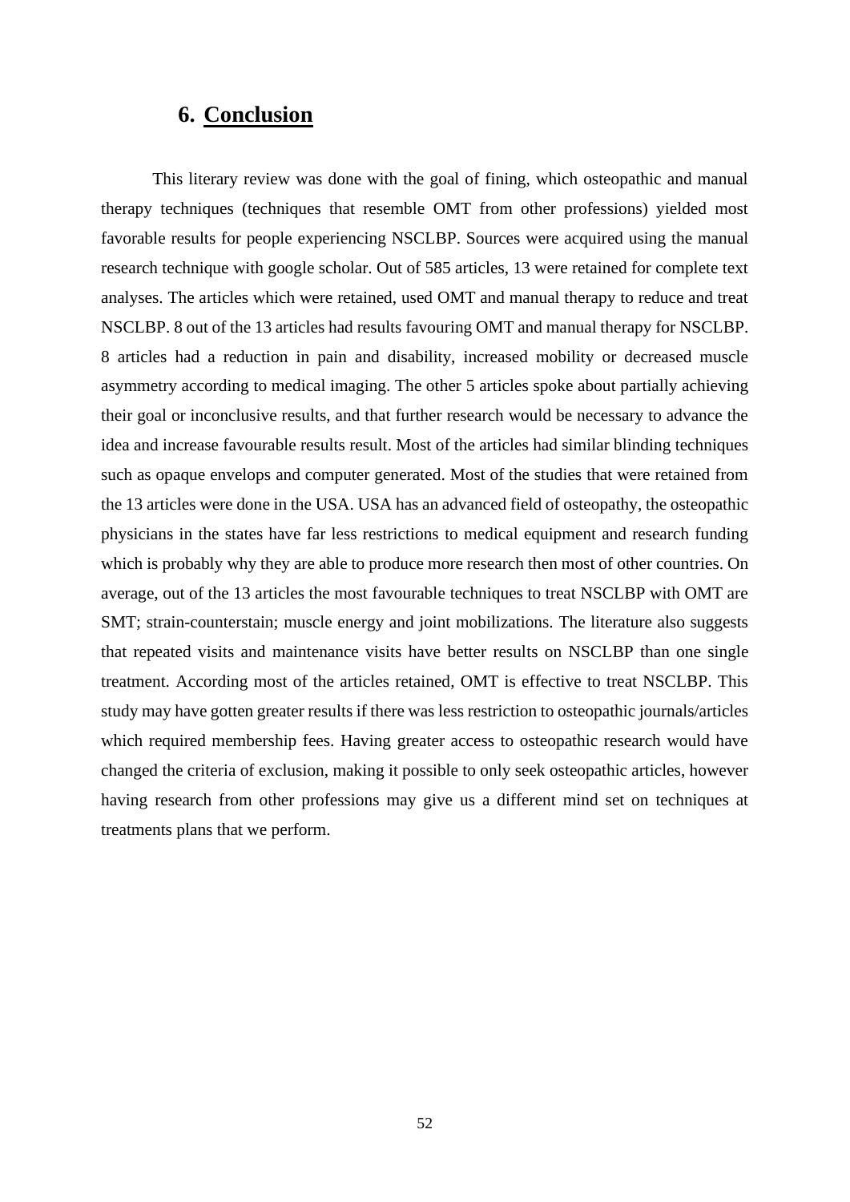# 6. Conclusion

This literary review was done with the goal of fining, which osteopathic and manual therapy techniques (techniques that resemble OMT from other professions) yielded most favorable results for people experiencing NSCLBP. Sources were acquired using the manual research technique with google scholar. Out of 585 articles, 13 were retained for complete text analyses. The articles which were retained, used OMT and manual therapy to reduce and treat NSCLBP. 8 out of the 13 articles had results favouring OMT and manual therapy for NSCLBP. 8 articles had a reduction in pain and disability, increased mobility or decreased muscle asymmetry according to medical imaging. The other 5 articles spoke about partially achieving their goal or inconclusive results, and that further research would be necessary to advance the idea and increase favourable results result. Most of the articles had similar blinding techniques such as opaque envelops and computer generated. Most of the studies that were retained from the 13 articles were done in the USA. USA has an advanced field of osteopathy, the osteopathic physicians in the states have far less restrictions to medical equipment and research funding which is probably why they are able to produce more research then most of other countries. On average, out of the 13 articles the most favourable techniques to treat NSCLBP with OMT are SMT; strain-counterstain; muscle energy and joint mobilizations. The literature also suggests that repeated visits and maintenance visits have better results on NSCLBP than one single treatment. According most of the articles retained, OMT is effective to treat NSCLBP. This study may have gotten greater results if there was less restriction to osteopathic journals/articles which required membership fees. Having greater access to osteopathic research would have changed the criteria of exclusion, making it possible to only seek osteopathic articles, however having research from other professions may give us a different mind set on techniques at treatments plans that we perform.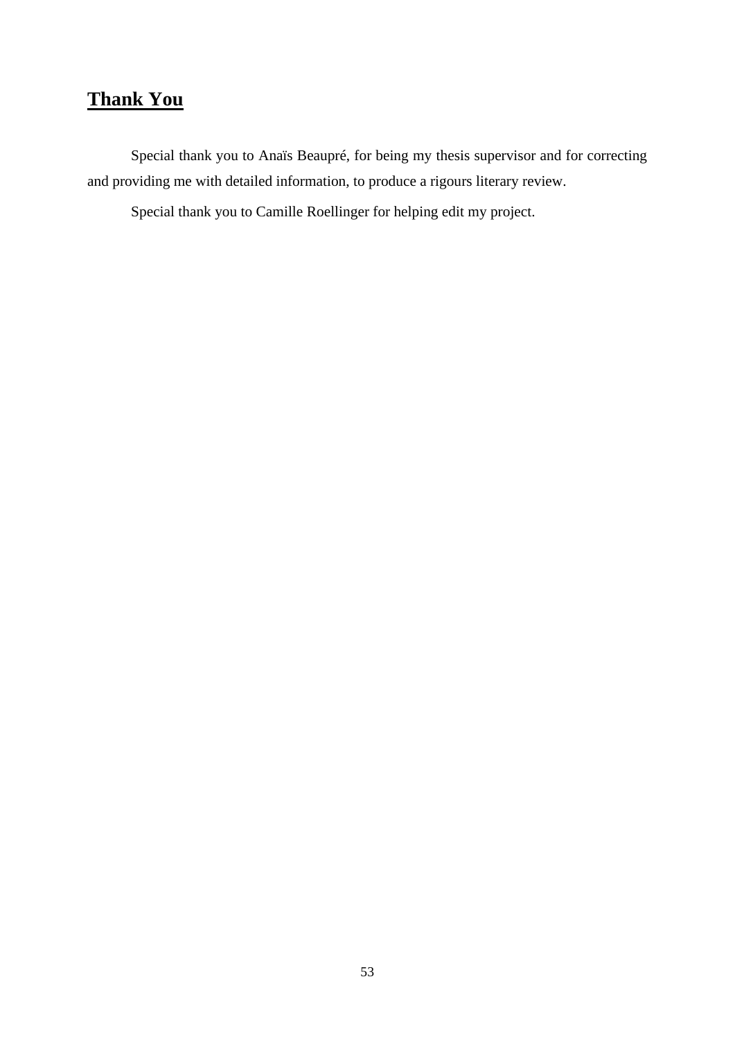## **Thank You**

Special thank you to Anaïs Beaupré, for being my thesis supervisor and for correcting and providing me with detailed information, to produce a rigours literary review.

Special thank you to Camille Roellinger for helping edit my project.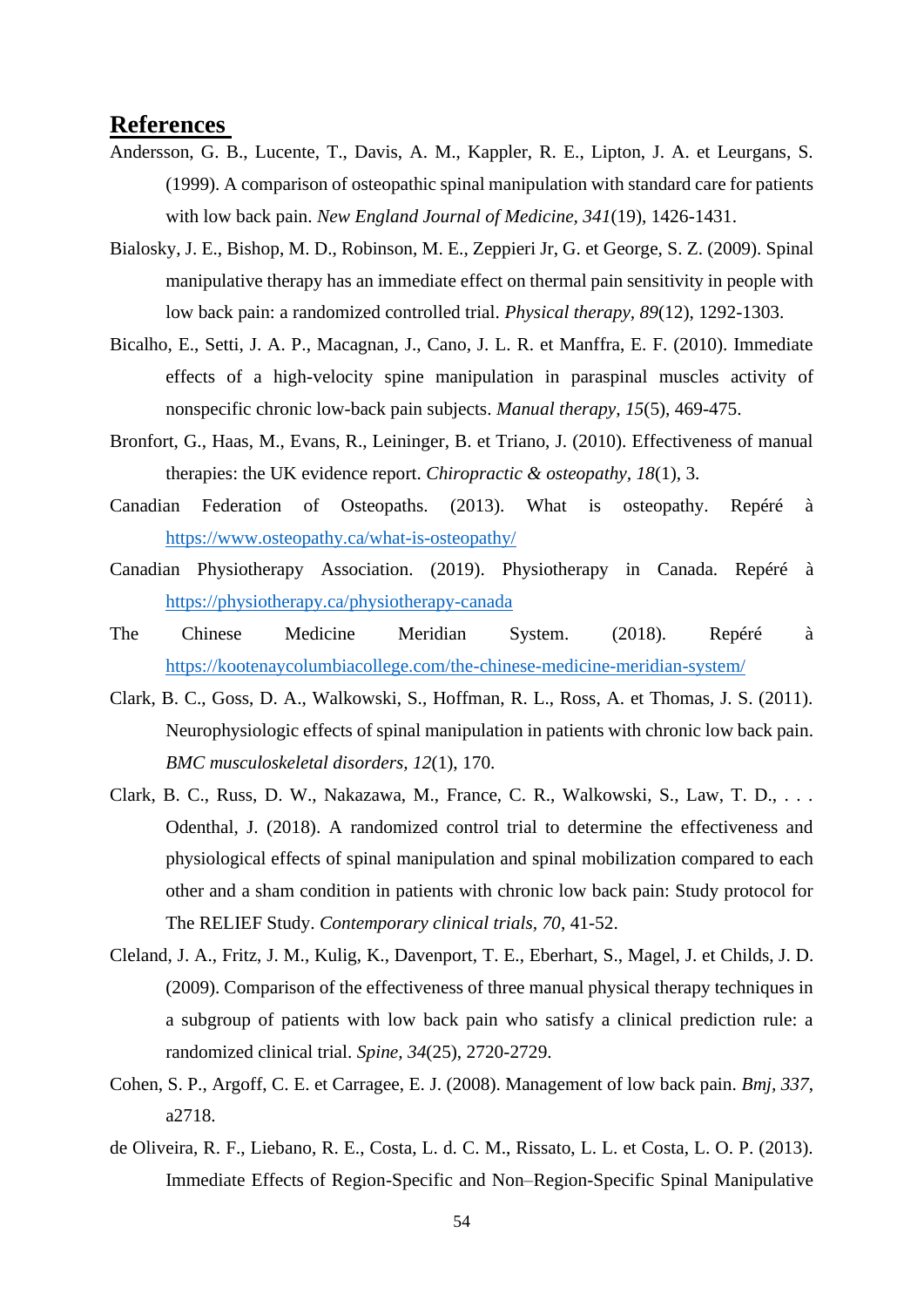## References

Andersson, G. B., Lucente, T., Davis, A. M., Kappler, R. E., Lipton, J. A. et Leurgans, S. (1999). A comparison of osteopathic spinal manipulation with standard care for patients with low back pain. *New England Journal of Medicine, 341*(19), 1426-1431.

Bialosky, J. E., Bishop, M. D., Robinson, M. E., Zeppieri Jr, G. et George, S. Z. (2009). Spinal manipulative therapy has an immediate effect on thermal pain sensitivity in people with low back pain: a randomized controlled trial. *Physical therapy, 89*(12), 1292-1303.

Bicalho, E., Setti, J. A. P., Macagnan, J., Cano, J. L. R. et Manffra, E. F. (2010). Immediate effects of a high-velocity spine manipulation in paraspinal muscles activity of nonspecific chronic low-back pain subjects. *Manual therapy, 15*(5), 469-475.

Bronfort, G., Haas, M., Evans, R., Leininger, B. et Triano, J. (2010). Effectiveness of manual therapies: the UK evidence report. *Chiropractic & osteopathy, 18*(1), 3.

Canadian Federation of Osteopaths. (2013). What is osteopathy. Repéré à https://www.osteopathy.ca/what-is-osteopathy/

Canadian Physiotherapy Association. (2019). Physiotherapy in Canada. Repéré à https://physiotherapy.ca/physiotherapy-canada

The Chinese Medicine Meridian System. (2018). Repéré à https://kootenaycolumbiacollege.com/the-chinese-medicine-meridian-system/

Clark, B. C., Goss, D. A., Walkowski, S., Hoffman, R. L., Ross, A. et Thomas, J. S. (2011). Neurophysiologic effects of spinal manipulation in patients with chronic low back pain. *BMC musculoskeletal disorders, 12*(1), 170.

Clark, B. C., Russ, D. W., Nakazawa, M., France, C. R., Walkowski, S., Law, T. D., . . . Odenthal, J. (2018). A randomized control trial to determine the effectiveness and physiological effects of spinal manipulation and spinal mobilization compared to each other and a sham condition in patients with chronic low back pain: Study protocol for The RELIEF Study. *Contemporary clinical trials, 70*, 41-52.

Cleland, J. A., Fritz, J. M., Kulig, K., Davenport, T. E., Eberhart, S., Magel, J. et Childs, J. D. (2009). Comparison of the effectiveness of three manual physical therapy techniques in a subgroup of patients with low back pain who satisfy a clinical prediction rule: a randomized clinical trial. *Spine, 34*(25), 2720-2729.

Cohen, S. P., Argoff, C. E. et Carragee, E. J. (2008). Management of low back pain. *Bmj, 337*, a2718.

de Oliveira, R. F., Liebano, R. E., Costa, L. d. C. M., Rissato, L. L. et Costa, L. O. P. (2013). Immediate Effects of Region-Specific and Non–Region-Specific Spinal Manipulative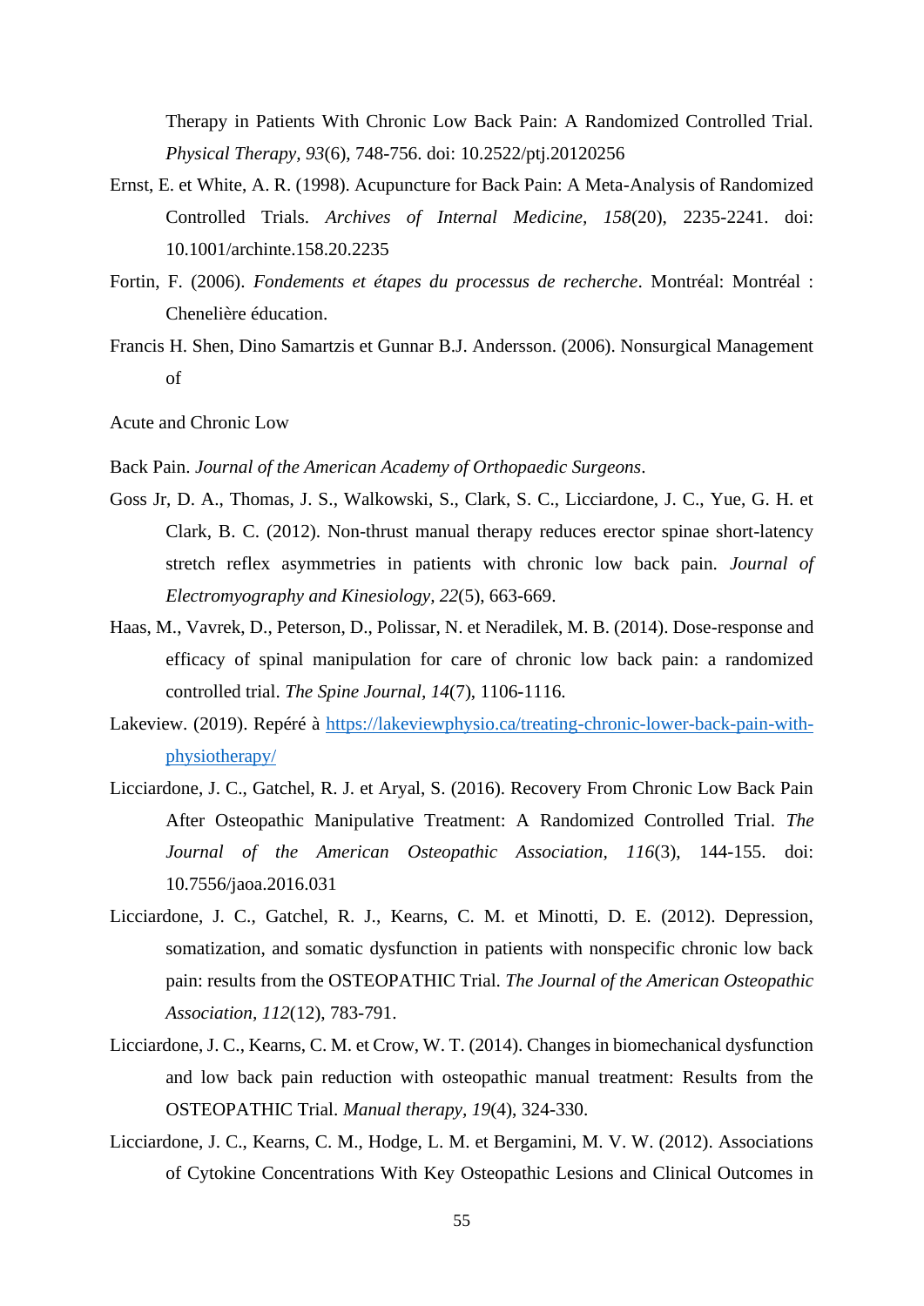Therapy in Patients With Chronic Low Back Pain: A Randomized Controlled Trial. *Physical Therapy, 93*(6), 748-756. doi: 10.2522/ptj.20120256

Ernst, E. et White, A. R. (1998). Acupuncture for Back Pain: A Meta-Analysis of Randomized Controlled Trials. *Archives of Internal Medicine, 158*(20), 2235-2241. doi: 10.1001/archinte.158.20.2235

Fortin, F. (2006). *Fondements et étapes du processus de recherche*. Montréal: Montréal : Chenelière éducation.

Francis H. Shen, Dino Samartzis et Gunnar B.J. Andersson. (2006). Nonsurgical Management of

Acute and Chronic Low

Back Pain. *Journal of the American Academy of Orthopaedic Surgeons*.

Goss Jr, D. A., Thomas, J. S., Walkowski, S., Clark, S. C., Licciardone, J. C., Yue, G. H. et Clark, B. C. (2012). Non-thrust manual therapy reduces erector spinae short-latency stretch reflex asymmetries in patients with chronic low back pain. *Journal of Electromyography and Kinesiology, 22*(5), 663-669.

Haas, M., Vavrek, D., Peterson, D., Polissar, N. et Neradilek, M. B. (2014). Dose-response and efficacy of spinal manipulation for care of chronic low back pain: a randomized controlled trial. *The Spine Journal, 14*(7), 1106-1116.

Lakeview. (2019). Repéré à https://lakeviewphysio.ca/treating-chronic-lower-back-pain-with-physiotherapy/

Licciardone, J. C., Gatchel, R. J. et Aryal, S. (2016). Recovery From Chronic Low Back Pain After Osteopathic Manipulative Treatment: A Randomized Controlled Trial. *The Journal of the American Osteopathic Association, 116*(3), 144-155. doi: 10.7556/jaoa.2016.031

Licciardone, J. C., Gatchel, R. J., Kearns, C. M. et Minotti, D. E. (2012). Depression, somatization, and somatic dysfunction in patients with nonspecific chronic low back pain: results from the OSTEOPATHIC Trial. *The Journal of the American Osteopathic Association, 112*(12), 783-791.

Licciardone, J. C., Kearns, C. M. et Crow, W. T. (2014). Changes in biomechanical dysfunction and low back pain reduction with osteopathic manual treatment: Results from the OSTEOPATHIC Trial. *Manual therapy, 19*(4), 324-330.

Licciardone, J. C., Kearns, C. M., Hodge, L. M. et Bergamini, M. V. W. (2012). Associations of Cytokine Concentrations With Key Osteopathic Lesions and Clinical Outcomes in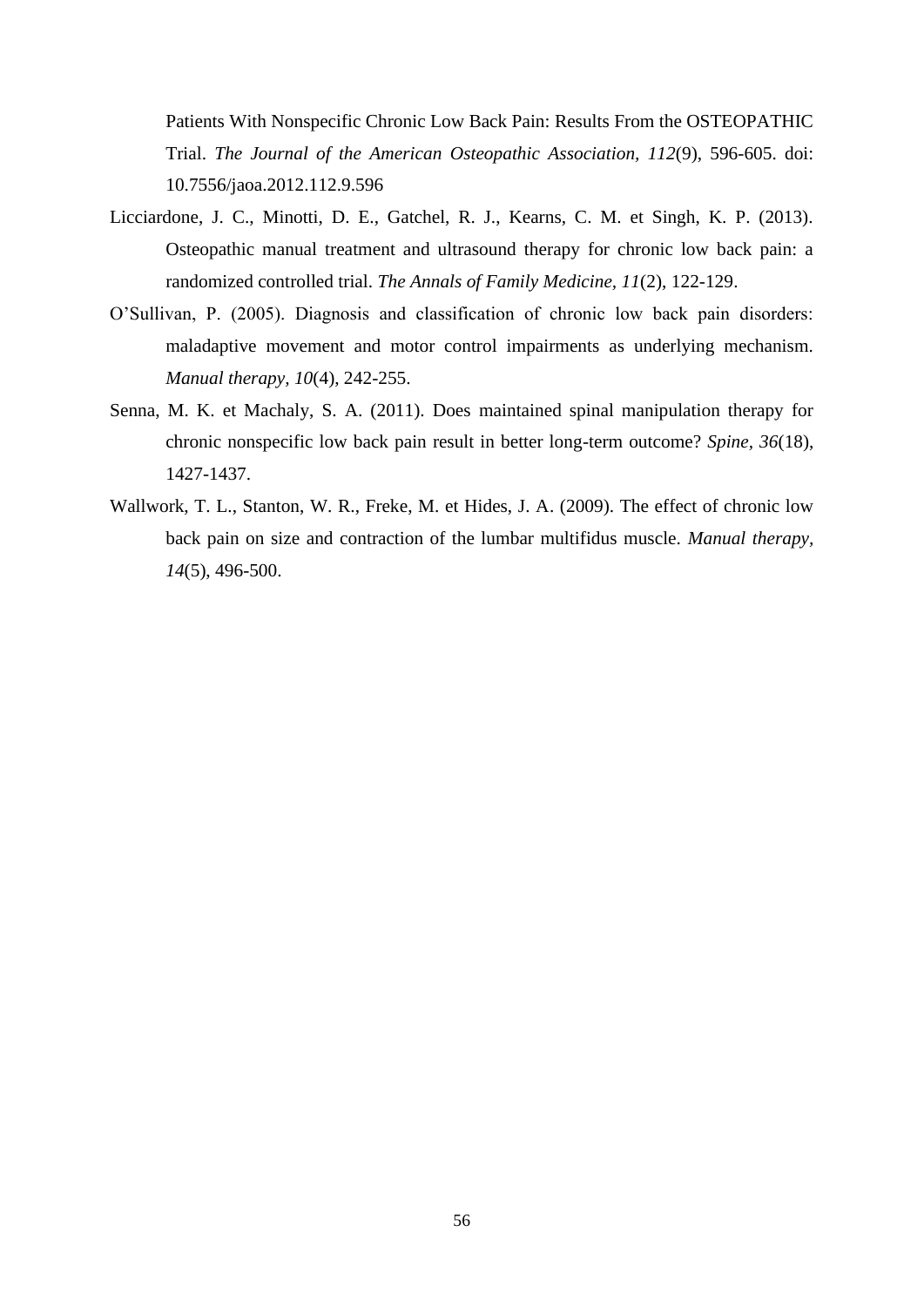Patients With Nonspecific Chronic Low Back Pain: Results From the OSTEOPATHIC Trial. *The Journal of the American Osteopathic Association, 112*(9), 596-605. doi: 10.7556/jaoa.2012.112.9.596

Licciardone, J. C., Minotti, D. E., Gatchel, R. J., Kearns, C. M. et Singh, K. P. (2013). Osteopathic manual treatment and ultrasound therapy for chronic low back pain: a randomized controlled trial. *The Annals of Family Medicine, 11*(2), 122-129.

O'Sullivan, P. (2005). Diagnosis and classification of chronic low back pain disorders: maladaptive movement and motor control impairments as underlying mechanism. *Manual therapy, 10*(4), 242-255.

Senna, M. K. et Machaly, S. A. (2011). Does maintained spinal manipulation therapy for chronic nonspecific low back pain result in better long-term outcome? *Spine, 36*(18), 1427-1437.

Wallwork, T. L., Stanton, W. R., Freke, M. et Hides, J. A. (2009). The effect of chronic low back pain on size and contraction of the lumbar multifidus muscle. *Manual therapy, 14*(5), 496-500.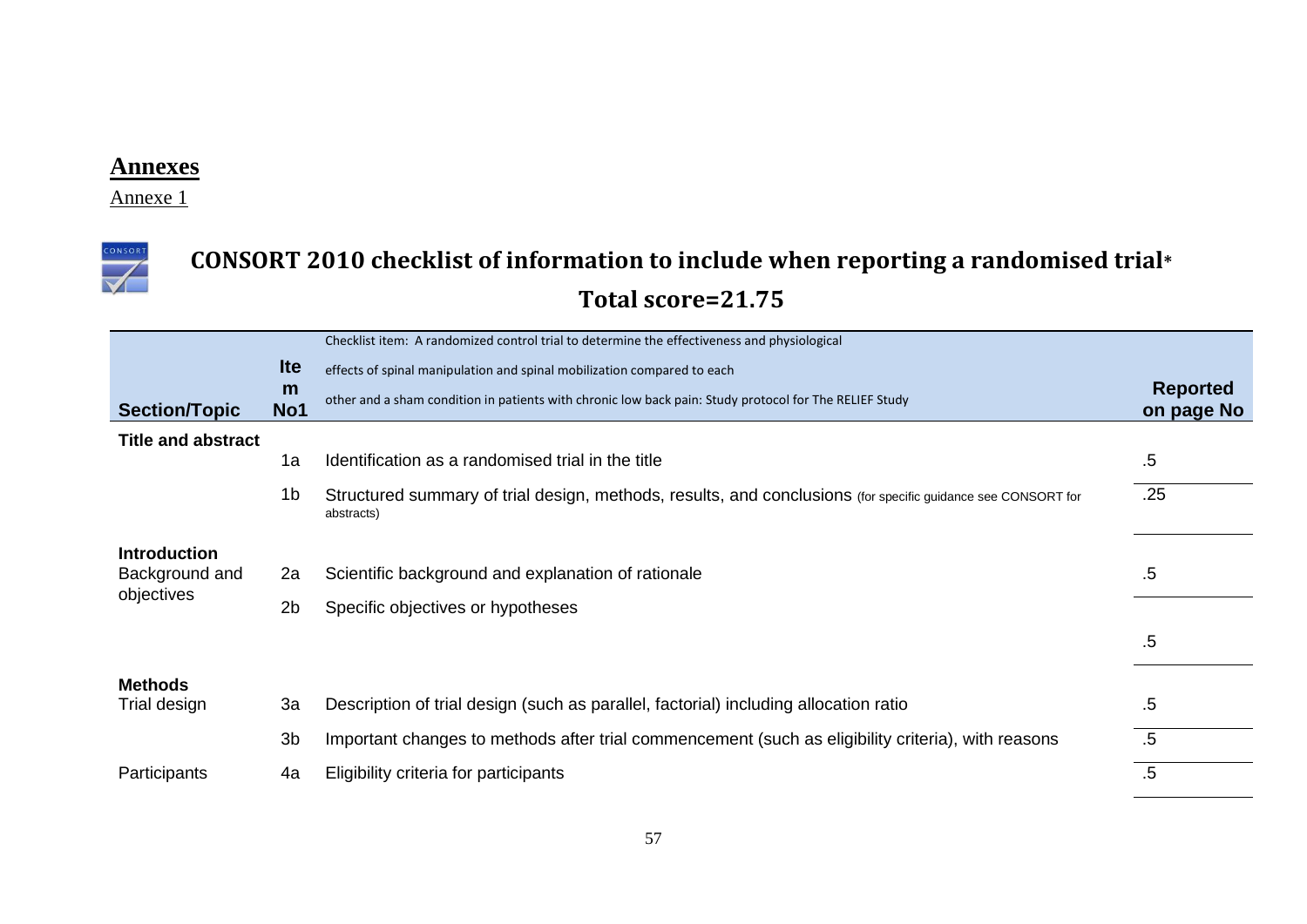# Annexes

Annexe 1

## CONSORT 2010 checklist of information to include when reporting a randomised trial*

## Total score=21.75

| Section/Topic | Item No1 | Checklist item: A randomized control trial to determine the effectiveness and physiological effects of spinal manipulation and spinal mobilization compared to each other and a sham condition in patients with chronic low back pain: Study protocol for The RELIEF Study | Reported on page No |
|---|---|---|---|
| **Title and abstract** | | | |
| | 1a | Identification as a randomised trial in the title | .5 |
| | 1b | Structured summary of trial design, methods, results, and conclusions (for specific guidance see CONSORT for abstracts) | .25 |
| **Introduction** | | | |
| Background and objectives | 2a | Scientific background and explanation of rationale | .5 |
| | 2b | Specific objectives or hypotheses | .5 |
| **Methods** | | | |
| Trial design | 3a | Description of trial design (such as parallel, factorial) including allocation ratio | .5 |
| | 3b | Important changes to methods after trial commencement (such as eligibility criteria), with reasons | .5 |
| Participants | 4a | Eligibility criteria for participants | .5 |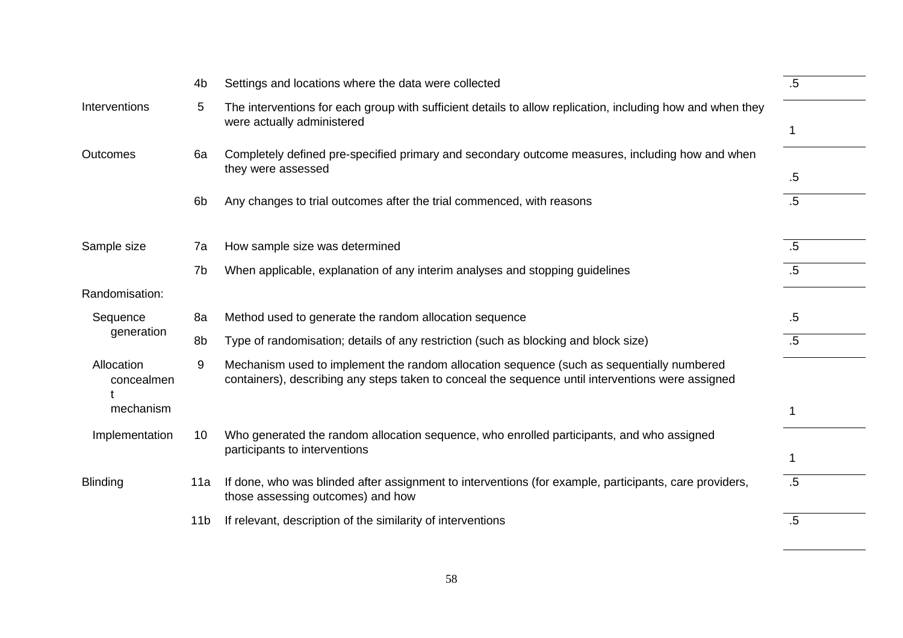| | | | |
|---|---|---|---|
| | 4b | Settings and locations where the data were collected | .5 |
| Interventions | 5 | The interventions for each group with sufficient details to allow replication, including how and when they were actually administered | 1 |
| Outcomes | 6a | Completely defined pre-specified primary and secondary outcome measures, including how and when they were assessed | .5 |
| | 6b | Any changes to trial outcomes after the trial commenced, with reasons | .5 |
| Sample size | 7a | How sample size was determined | .5 |
| | 7b | When applicable, explanation of any interim analyses and stopping guidelines | .5 |
| Randomisation: | | | |
| Sequence generation | 8a | Method used to generate the random allocation sequence | .5 |
| | 8b | Type of randomisation; details of any restriction (such as blocking and block size) | .5 |
| Allocation concealment mechanism | 9 | Mechanism used to implement the random allocation sequence (such as sequentially numbered containers), describing any steps taken to conceal the sequence until interventions were assigned | 1 |
| Implementation | 10 | Who generated the random allocation sequence, who enrolled participants, and who assigned participants to interventions | 1 |
| Blinding | 11a | If done, who was blinded after assignment to interventions (for example, participants, care providers, those assessing outcomes) and how | .5 |
| | 11b | If relevant, description of the similarity of interventions | .5 |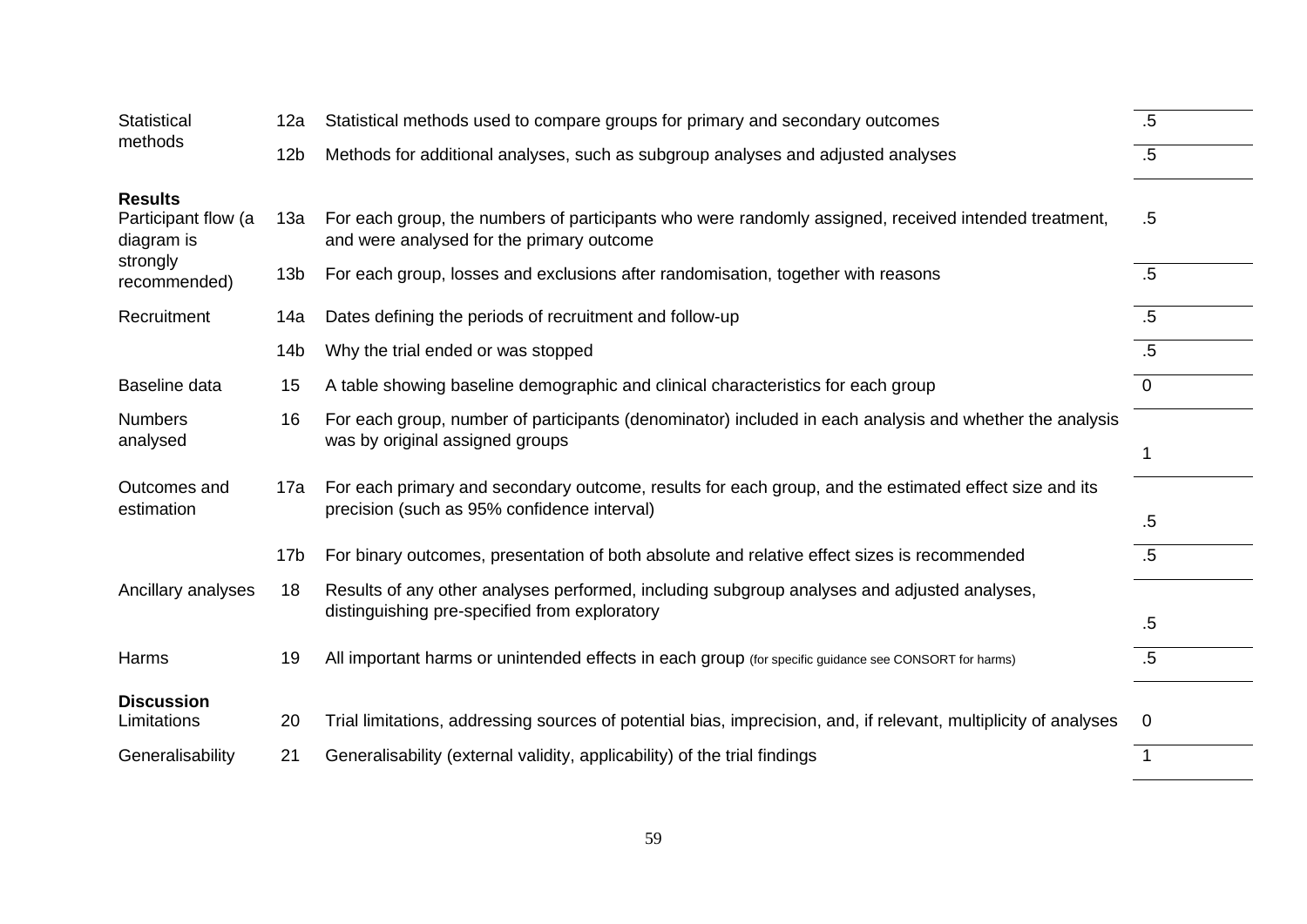| | | | |
|---|---|---|---|
| Statistical methods | 12a | Statistical methods used to compare groups for primary and secondary outcomes | .5 |
| | 12b | Methods for additional analyses, such as subgroup analyses and adjusted analyses | .5 |
| **Results** | | | |
| Participant flow (a diagram is strongly recommended) | 13a | For each group, the numbers of participants who were randomly assigned, received intended treatment, and were analysed for the primary outcome | .5 |
| | 13b | For each group, losses and exclusions after randomisation, together with reasons | .5 |
| Recruitment | 14a | Dates defining the periods of recruitment and follow-up | .5 |
| | 14b | Why the trial ended or was stopped | .5 |
| Baseline data | 15 | A table showing baseline demographic and clinical characteristics for each group | 0 |
| Numbers analysed | 16 | For each group, number of participants (denominator) included in each analysis and whether the analysis was by original assigned groups | 1 |
| Outcomes and estimation | 17a | For each primary and secondary outcome, results for each group, and the estimated effect size and its precision (such as 95% confidence interval) | .5 |
| | 17b | For binary outcomes, presentation of both absolute and relative effect sizes is recommended | .5 |
| Ancillary analyses | 18 | Results of any other analyses performed, including subgroup analyses and adjusted analyses, distinguishing pre-specified from exploratory | .5 |
| Harms | 19 | All important harms or unintended effects in each group (for specific guidance see CONSORT for harms) | .5 |
| **Discussion** | | | |
| Limitations | 20 | Trial limitations, addressing sources of potential bias, imprecision, and, if relevant, multiplicity of analyses | 0 |
| Generalisability | 21 | Generalisability (external validity, applicability) of the trial findings | 1 |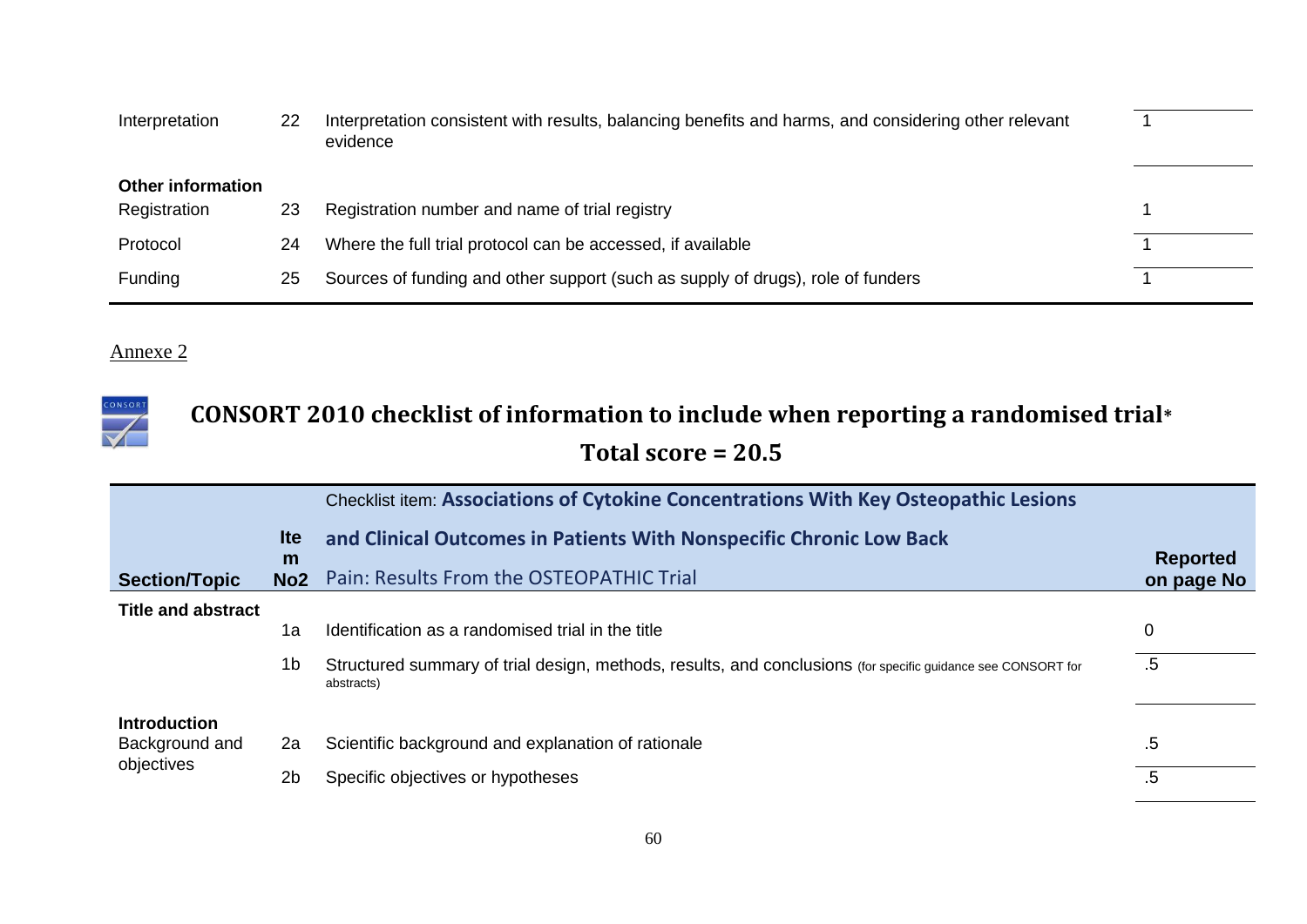| | | | |
|---|---|---|---|
| Interpretation | 22 | Interpretation consistent with results, balancing benefits and harms, and considering other relevant evidence | 1 |
| **Other information** | | | |
| Registration | 23 | Registration number and name of trial registry | 1 |
| Protocol | 24 | Where the full trial protocol can be accessed, if available | 1 |
| Funding | 25 | Sources of funding and other support (such as supply of drugs), role of funders | 1 |

Annexe 2

## CONSORT 2010 checklist of information to include when reporting a randomised trial*

## Total score = 20.5

| Section/Topic | Item No2 | Checklist item: **Associations of Cytokine Concentrations With Key Osteopathic Lesions and Clinical Outcomes in Patients With Nonspecific Chronic Low Back** Pain: Results From the OSTEOPATHIC Trial | Reported on page No |
|---|---|---|---|
| **Title and abstract** | | | |
| | 1a | Identification as a randomised trial in the title | 0 |
| | 1b | Structured summary of trial design, methods, results, and conclusions (for specific guidance see CONSORT for abstracts) | .5 |
| **Introduction** | | | |
| Background and objectives | 2a | Scientific background and explanation of rationale | .5 |
| | 2b | Specific objectives or hypotheses | .5 |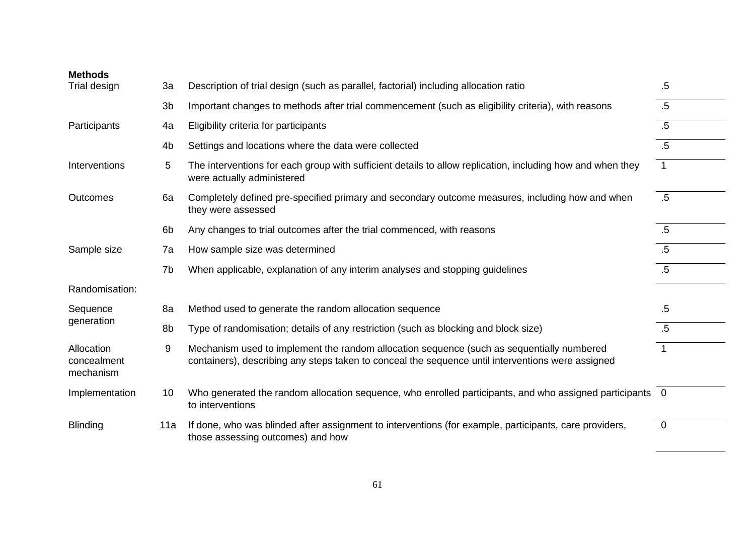**Methods**

| Section | Item | Description | Score |
|---|---|---|---|
| Trial design | 3a | Description of trial design (such as parallel, factorial) including allocation ratio | .5 |
| | 3b | Important changes to methods after trial commencement (such as eligibility criteria), with reasons | .5 |
| Participants | 4a | Eligibility criteria for participants | .5 |
| | 4b | Settings and locations where the data were collected | .5 |
| Interventions | 5 | The interventions for each group with sufficient details to allow replication, including how and when they were actually administered | 1 |
| Outcomes | 6a | Completely defined pre-specified primary and secondary outcome measures, including how and when they were assessed | .5 |
| | 6b | Any changes to trial outcomes after the trial commenced, with reasons | .5 |
| Sample size | 7a | How sample size was determined | .5 |
| | 7b | When applicable, explanation of any interim analyses and stopping guidelines | .5 |
| Randomisation: | | | |
| Sequence generation | 8a | Method used to generate the random allocation sequence | .5 |
| | 8b | Type of randomisation; details of any restriction (such as blocking and block size) | .5 |
| Allocation concealment mechanism | 9 | Mechanism used to implement the random allocation sequence (such as sequentially numbered containers), describing any steps taken to conceal the sequence until interventions were assigned | 1 |
| Implementation | 10 | Who generated the random allocation sequence, who enrolled participants, and who assigned participants to interventions | 0 |
| Blinding | 11a | If done, who was blinded after assignment to interventions (for example, participants, care providers, those assessing outcomes) and how | 0 |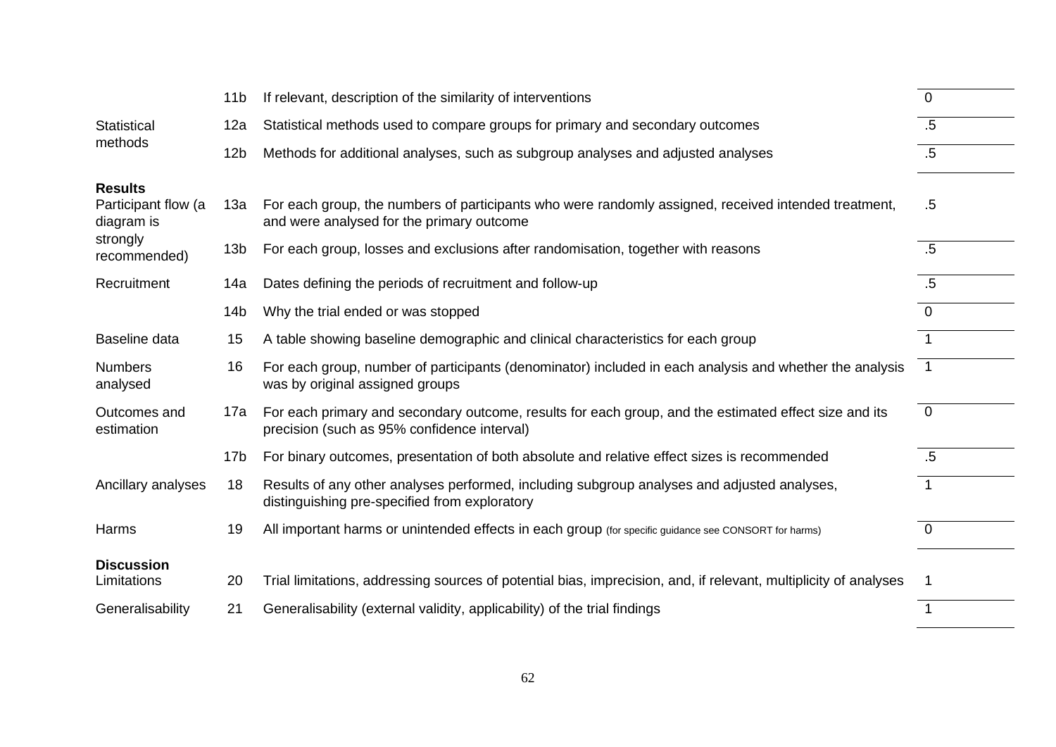| Section/Topic | Item No | Checklist item | Score |
|---|---|---|---|
| | 11b | If relevant, description of the similarity of interventions | 0 |
| Statistical methods | 12a | Statistical methods used to compare groups for primary and secondary outcomes | .5 |
| | 12b | Methods for additional analyses, such as subgroup analyses and adjusted analyses | .5 |
| **Results** | | | |
| Participant flow (a diagram is strongly recommended) | 13a | For each group, the numbers of participants who were randomly assigned, received intended treatment, and were analysed for the primary outcome | .5 |
| | 13b | For each group, losses and exclusions after randomisation, together with reasons | .5 |
| Recruitment | 14a | Dates defining the periods of recruitment and follow-up | .5 |
| | 14b | Why the trial ended or was stopped | 0 |
| Baseline data | 15 | A table showing baseline demographic and clinical characteristics for each group | 1 |
| Numbers analysed | 16 | For each group, number of participants (denominator) included in each analysis and whether the analysis was by original assigned groups | 1 |
| Outcomes and estimation | 17a | For each primary and secondary outcome, results for each group, and the estimated effect size and its precision (such as 95% confidence interval) | 0 |
| | 17b | For binary outcomes, presentation of both absolute and relative effect sizes is recommended | .5 |
| Ancillary analyses | 18 | Results of any other analyses performed, including subgroup analyses and adjusted analyses, distinguishing pre-specified from exploratory | 1 |
| Harms | 19 | All important harms or unintended effects in each group (for specific guidance see CONSORT for harms) | 0 |
| **Discussion** | | | |
| Limitations | 20 | Trial limitations, addressing sources of potential bias, imprecision, and, if relevant, multiplicity of analyses | 1 |
| Generalisability | 21 | Generalisability (external validity, applicability) of the trial findings | 1 |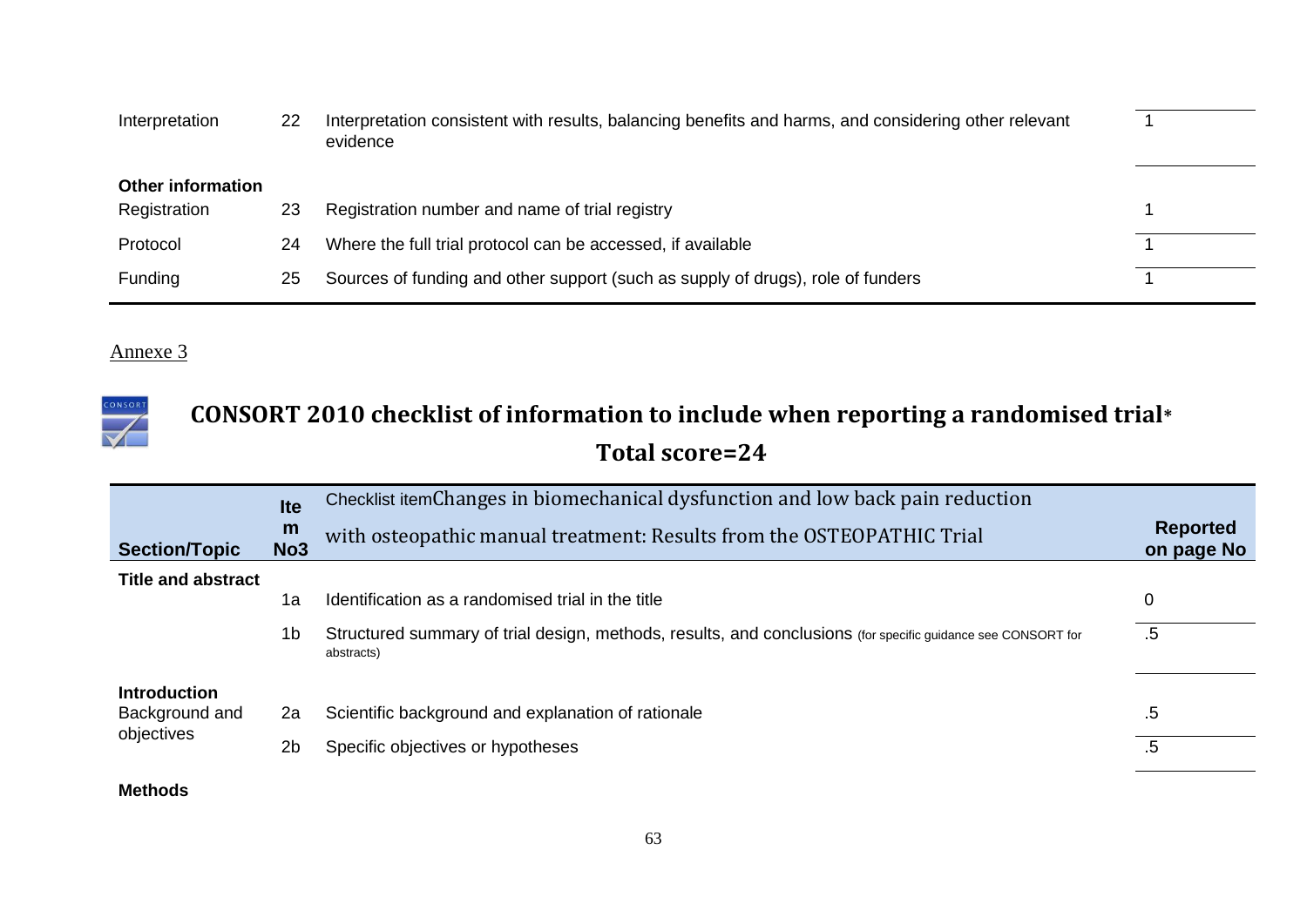| | | | |
|---|---|---|---|
| Interpretation | 22 | Interpretation consistent with results, balancing benefits and harms, and considering other relevant evidence | 1 |
| **Other information** | | | |
| Registration | 23 | Registration number and name of trial registry | 1 |
| Protocol | 24 | Where the full trial protocol can be accessed, if available | 1 |
| Funding | 25 | Sources of funding and other support (such as supply of drugs), role of funders | 1 |

Annexe 3

## CONSORT 2010 checklist of information to include when reporting a randomised trial*

### Total score=24

| Section/Topic | Item No3 | Checklist itemChanges in biomechanical dysfunction and low back pain reduction with osteopathic manual treatment: Results from the OSTEOPATHIC Trial | Reported on page No |
|---|---|---|---|
| **Title and abstract** | | | |
| | 1a | Identification as a randomised trial in the title | 0 |
| | 1b | Structured summary of trial design, methods, results, and conclusions (for specific guidance see CONSORT for abstracts) | .5 |
| **Introduction** | | | |
| Background and objectives | 2a | Scientific background and explanation of rationale | .5 |
| | 2b | Specific objectives or hypotheses | .5 |
| **Methods** | | | |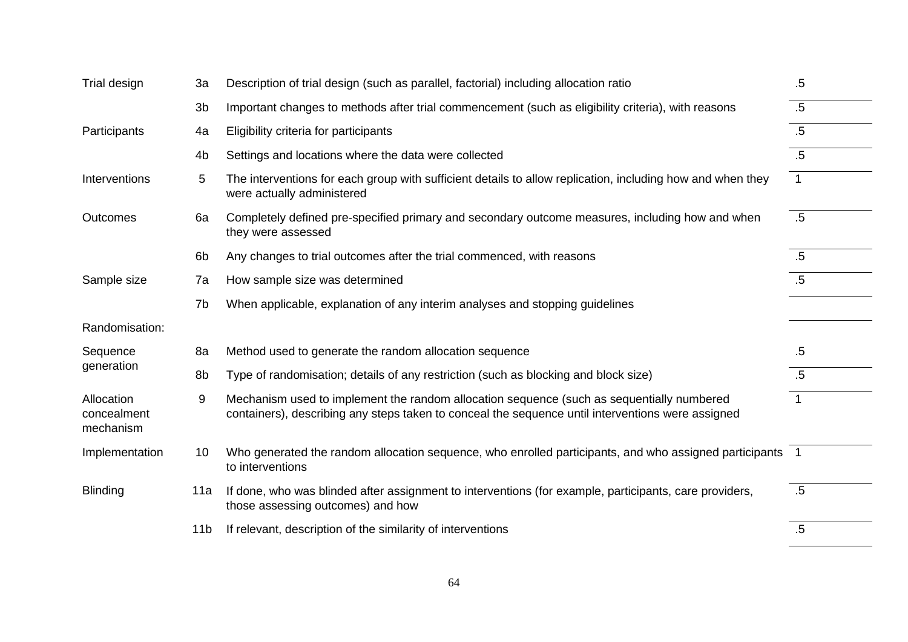| | | | |
|---|---|---|---|
| Trial design | 3a | Description of trial design (such as parallel, factorial) including allocation ratio | .5 |
| | 3b | Important changes to methods after trial commencement (such as eligibility criteria), with reasons | .5 |
| Participants | 4a | Eligibility criteria for participants | .5 |
| | 4b | Settings and locations where the data were collected | .5 |
| Interventions | 5 | The interventions for each group with sufficient details to allow replication, including how and when they were actually administered | 1 |
| Outcomes | 6a | Completely defined pre-specified primary and secondary outcome measures, including how and when they were assessed | .5 |
| | 6b | Any changes to trial outcomes after the trial commenced, with reasons | .5 |
| Sample size | 7a | How sample size was determined | .5 |
| | 7b | When applicable, explanation of any interim analyses and stopping guidelines | |
| Randomisation: | | | |
| Sequence generation | 8a | Method used to generate the random allocation sequence | .5 |
| | 8b | Type of randomisation; details of any restriction (such as blocking and block size) | .5 |
| Allocation concealment mechanism | 9 | Mechanism used to implement the random allocation sequence (such as sequentially numbered containers), describing any steps taken to conceal the sequence until interventions were assigned | 1 |
| Implementation | 10 | Who generated the random allocation sequence, who enrolled participants, and who assigned participants to interventions | 1 |
| Blinding | 11a | If done, who was blinded after assignment to interventions (for example, participants, care providers, those assessing outcomes) and how | .5 |
| | 11b | If relevant, description of the similarity of interventions | .5 |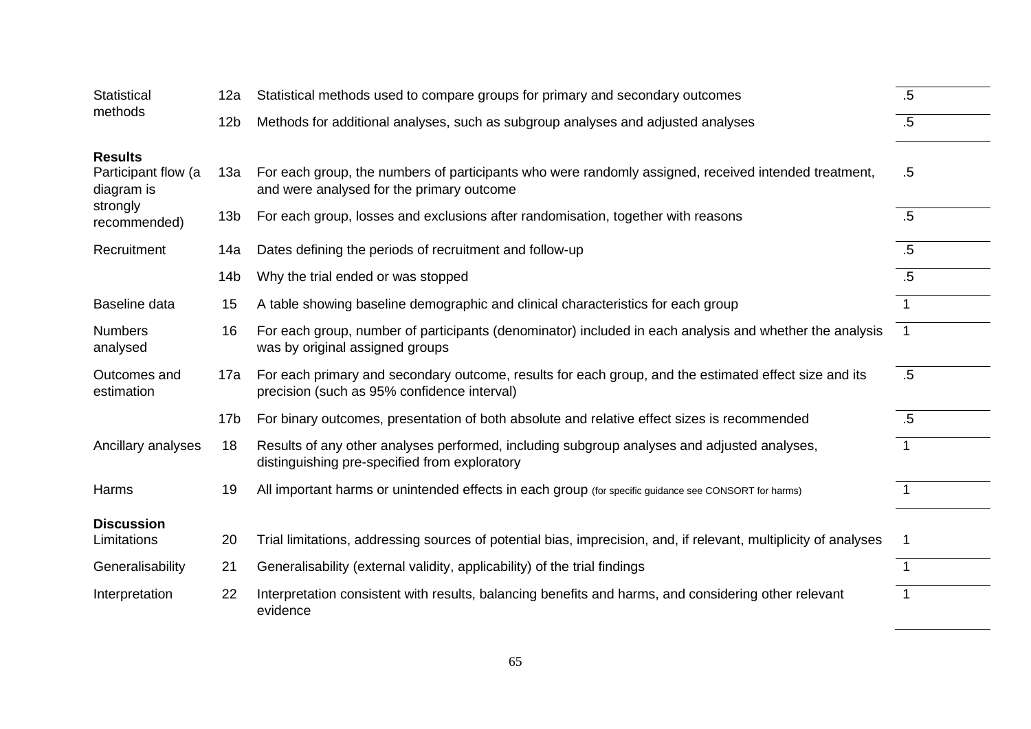| Section/Topic | Item No | Checklist item | Score |
|---|---|---|---|
| Statistical methods | 12a | Statistical methods used to compare groups for primary and secondary outcomes | .5 |
| | 12b | Methods for additional analyses, such as subgroup analyses and adjusted analyses | .5 |
| **Results** | | | |
| Participant flow (a diagram is strongly recommended) | 13a | For each group, the numbers of participants who were randomly assigned, received intended treatment, and were analysed for the primary outcome | .5 |
| | 13b | For each group, losses and exclusions after randomisation, together with reasons | .5 |
| Recruitment | 14a | Dates defining the periods of recruitment and follow-up | .5 |
| | 14b | Why the trial ended or was stopped | .5 |
| Baseline data | 15 | A table showing baseline demographic and clinical characteristics for each group | 1 |
| Numbers analysed | 16 | For each group, number of participants (denominator) included in each analysis and whether the analysis was by original assigned groups | 1 |
| Outcomes and estimation | 17a | For each primary and secondary outcome, results for each group, and the estimated effect size and its precision (such as 95% confidence interval) | .5 |
| | 17b | For binary outcomes, presentation of both absolute and relative effect sizes is recommended | .5 |
| Ancillary analyses | 18 | Results of any other analyses performed, including subgroup analyses and adjusted analyses, distinguishing pre-specified from exploratory | 1 |
| Harms | 19 | All important harms or unintended effects in each group (for specific guidance see CONSORT for harms) | 1 |
| **Discussion** | | | |
| Limitations | 20 | Trial limitations, addressing sources of potential bias, imprecision, and, if relevant, multiplicity of analyses | 1 |
| Generalisability | 21 | Generalisability (external validity, applicability) of the trial findings | 1 |
| Interpretation | 22 | Interpretation consistent with results, balancing benefits and harms, and considering other relevant evidence | 1 |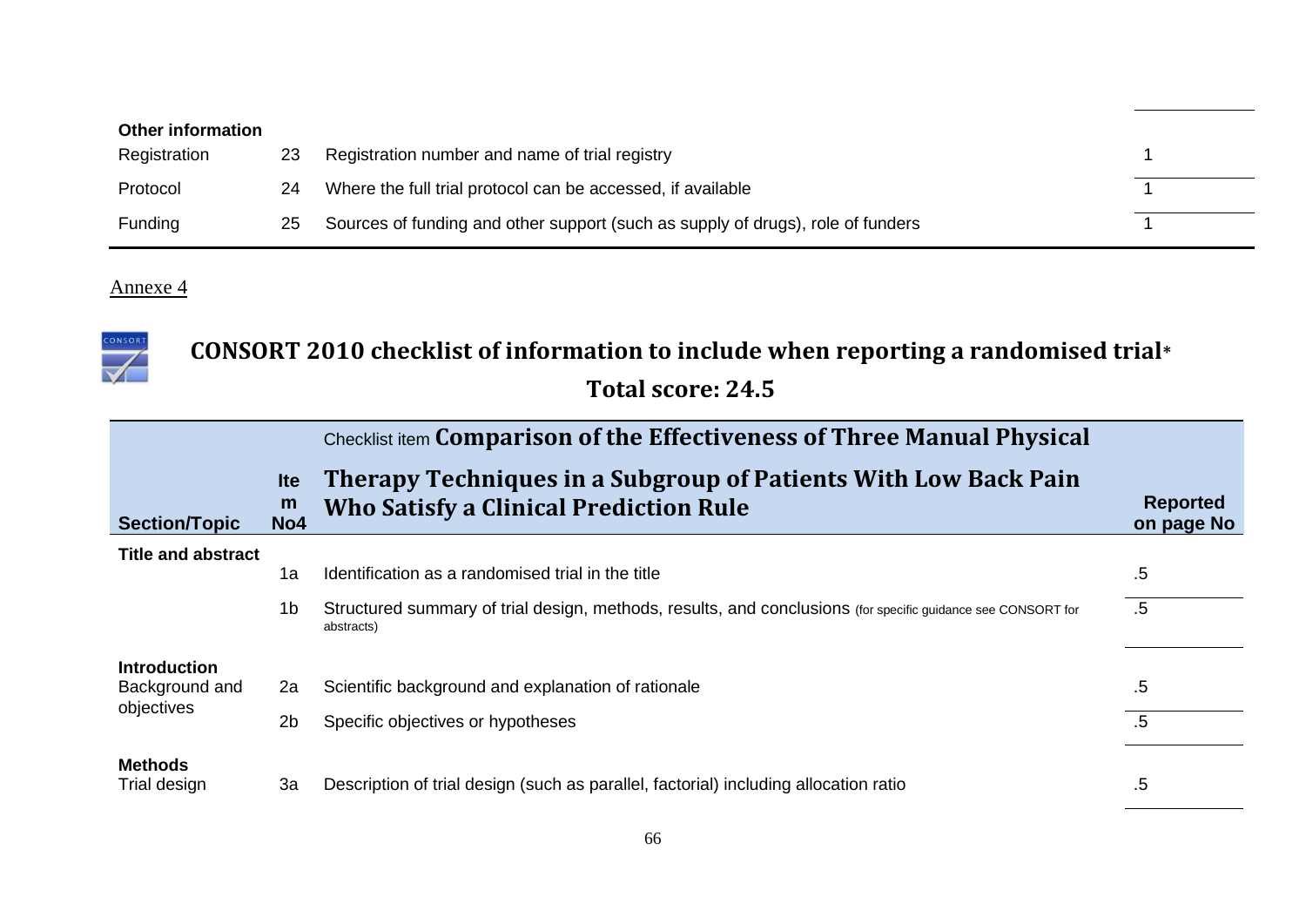| Other information | | | |
|---|---|---|---|
| Registration | 23 | Registration number and name of trial registry | 1 |
| Protocol | 24 | Where the full trial protocol can be accessed, if available | 1 |
| Funding | 25 | Sources of funding and other support (such as supply of drugs), role of funders | 1 |

Annexe 4

## CONSORT 2010 checklist of information to include when reporting a randomised trial*

## Total score: 24.5

| Section/Topic | Item No4 | Checklist item **Comparison of the Effectiveness of Three Manual Physical Therapy Techniques in a Subgroup of Patients With Low Back Pain Who Satisfy a Clinical Prediction Rule** | Reported on page No |
|---|---|---|---|
| **Title and abstract** | | | |
| | 1a | Identification as a randomised trial in the title | .5 |
| | 1b | Structured summary of trial design, methods, results, and conclusions (for specific guidance see CONSORT for abstracts) | .5 |
| **Introduction** | | | |
| Background and objectives | 2a | Scientific background and explanation of rationale | .5 |
| | 2b | Specific objectives or hypotheses | .5 |
| **Methods** | | | |
| Trial design | 3a | Description of trial design (such as parallel, factorial) including allocation ratio | .5 |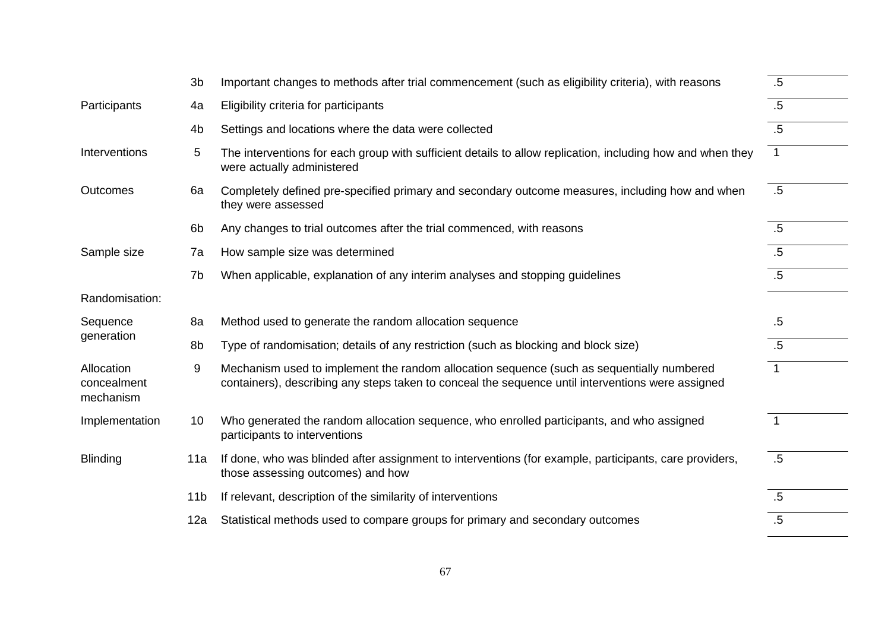| | | | |
|---|---|---|---|
| | 3b | Important changes to methods after trial commencement (such as eligibility criteria), with reasons | .5 |
| Participants | 4a | Eligibility criteria for participants | .5 |
| | 4b | Settings and locations where the data were collected | .5 |
| Interventions | 5 | The interventions for each group with sufficient details to allow replication, including how and when they were actually administered | 1 |
| Outcomes | 6a | Completely defined pre-specified primary and secondary outcome measures, including how and when they were assessed | .5 |
| | 6b | Any changes to trial outcomes after the trial commenced, with reasons | .5 |
| Sample size | 7a | How sample size was determined | .5 |
| | 7b | When applicable, explanation of any interim analyses and stopping guidelines | .5 |
| Randomisation: | | | |
| Sequence generation | 8a | Method used to generate the random allocation sequence | .5 |
| | 8b | Type of randomisation; details of any restriction (such as blocking and block size) | .5 |
| Allocation concealment mechanism | 9 | Mechanism used to implement the random allocation sequence (such as sequentially numbered containers), describing any steps taken to conceal the sequence until interventions were assigned | 1 |
| Implementation | 10 | Who generated the random allocation sequence, who enrolled participants, and who assigned participants to interventions | 1 |
| Blinding | 11a | If done, who was blinded after assignment to interventions (for example, participants, care providers, those assessing outcomes) and how | .5 |
| | 11b | If relevant, description of the similarity of interventions | .5 |
| | 12a | Statistical methods used to compare groups for primary and secondary outcomes | .5 |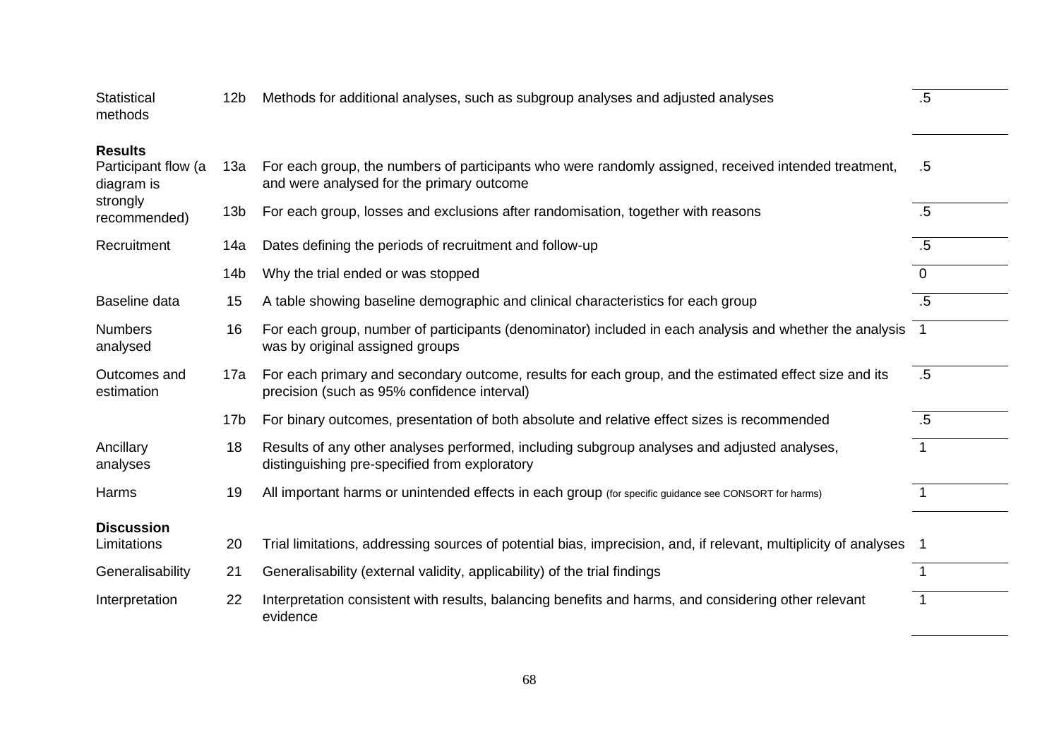| Section | Item | Description | Score |
|---|---|---|---|
| Statistical methods | 12b | Methods for additional analyses, such as subgroup analyses and adjusted analyses | .5 |
| **Results** | | | |
| Participant flow (a diagram is strongly recommended) | 13a | For each group, the numbers of participants who were randomly assigned, received intended treatment, and were analysed for the primary outcome | .5 |
| | 13b | For each group, losses and exclusions after randomisation, together with reasons | .5 |
| Recruitment | 14a | Dates defining the periods of recruitment and follow-up | .5 |
| | 14b | Why the trial ended or was stopped | 0 |
| Baseline data | 15 | A table showing baseline demographic and clinical characteristics for each group | .5 |
| Numbers analysed | 16 | For each group, number of participants (denominator) included in each analysis and whether the analysis was by original assigned groups | 1 |
| Outcomes and estimation | 17a | For each primary and secondary outcome, results for each group, and the estimated effect size and its precision (such as 95% confidence interval) | .5 |
| | 17b | For binary outcomes, presentation of both absolute and relative effect sizes is recommended | .5 |
| Ancillary analyses | 18 | Results of any other analyses performed, including subgroup analyses and adjusted analyses, distinguishing pre-specified from exploratory | 1 |
| Harms | 19 | All important harms or unintended effects in each group (for specific guidance see CONSORT for harms) | 1 |
| **Discussion** | | | |
| Limitations | 20 | Trial limitations, addressing sources of potential bias, imprecision, and, if relevant, multiplicity of analyses | 1 |
| Generalisability | 21 | Generalisability (external validity, applicability) of the trial findings | 1 |
| Interpretation | 22 | Interpretation consistent with results, balancing benefits and harms, and considering other relevant evidence | 1 |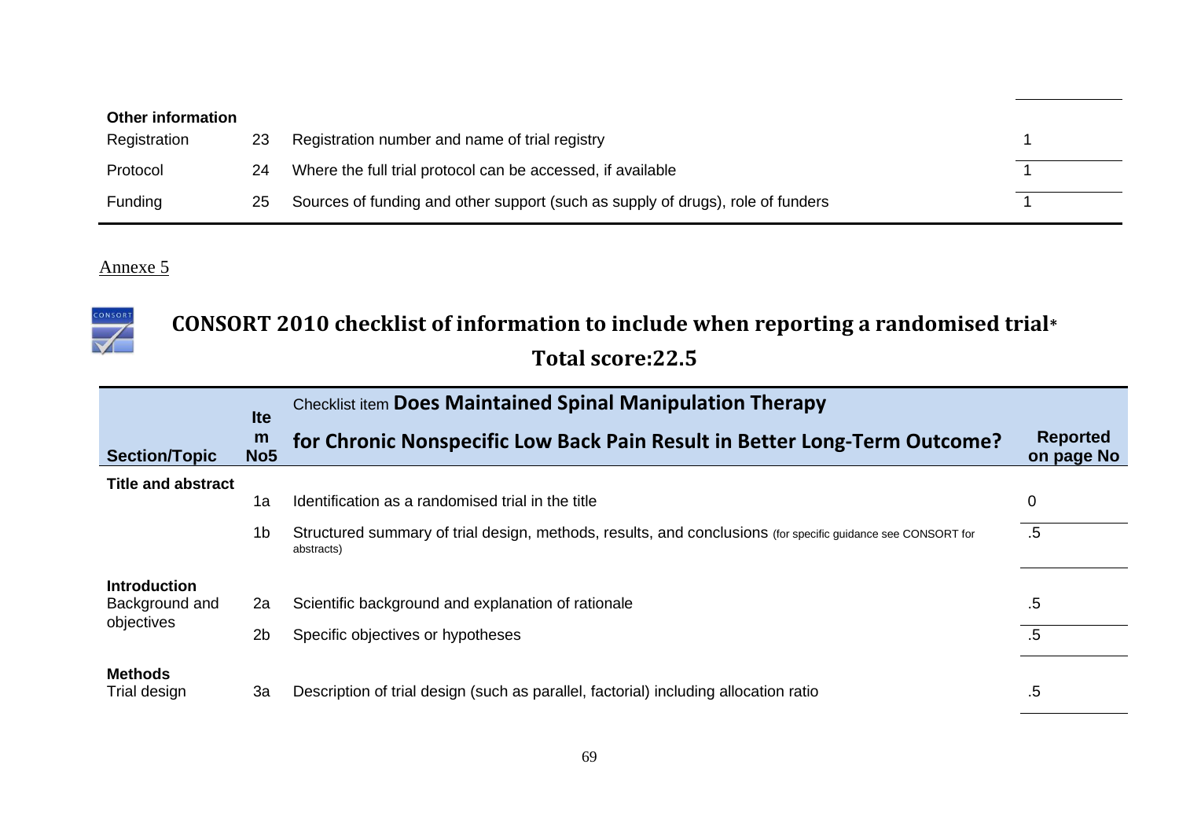| Other information | | | |
|---|---|---|---|
| Registration | 23 | Registration number and name of trial registry | 1 |
| Protocol | 24 | Where the full trial protocol can be accessed, if available | 1 |
| Funding | 25 | Sources of funding and other support (such as supply of drugs), role of funders | 1 |

Annexe 5

## CONSORT 2010 checklist of information to include when reporting a randomised trial*

## Total score:22.5

| Section/Topic | Item No5 | Checklist item **Does Maintained Spinal Manipulation Therapy for Chronic Nonspecific Low Back Pain Result in Better Long-Term Outcome?** | Reported on page No |
|---|---|---|---|
| **Title and abstract** | | | |
| | 1a | Identification as a randomised trial in the title | 0 |
| | 1b | Structured summary of trial design, methods, results, and conclusions (for specific guidance see CONSORT for abstracts) | .5 |
| **Introduction** | | | |
| Background and objectives | 2a | Scientific background and explanation of rationale | .5 |
| | 2b | Specific objectives or hypotheses | .5 |
| **Methods** | | | |
| Trial design | 3a | Description of trial design (such as parallel, factorial) including allocation ratio | .5 |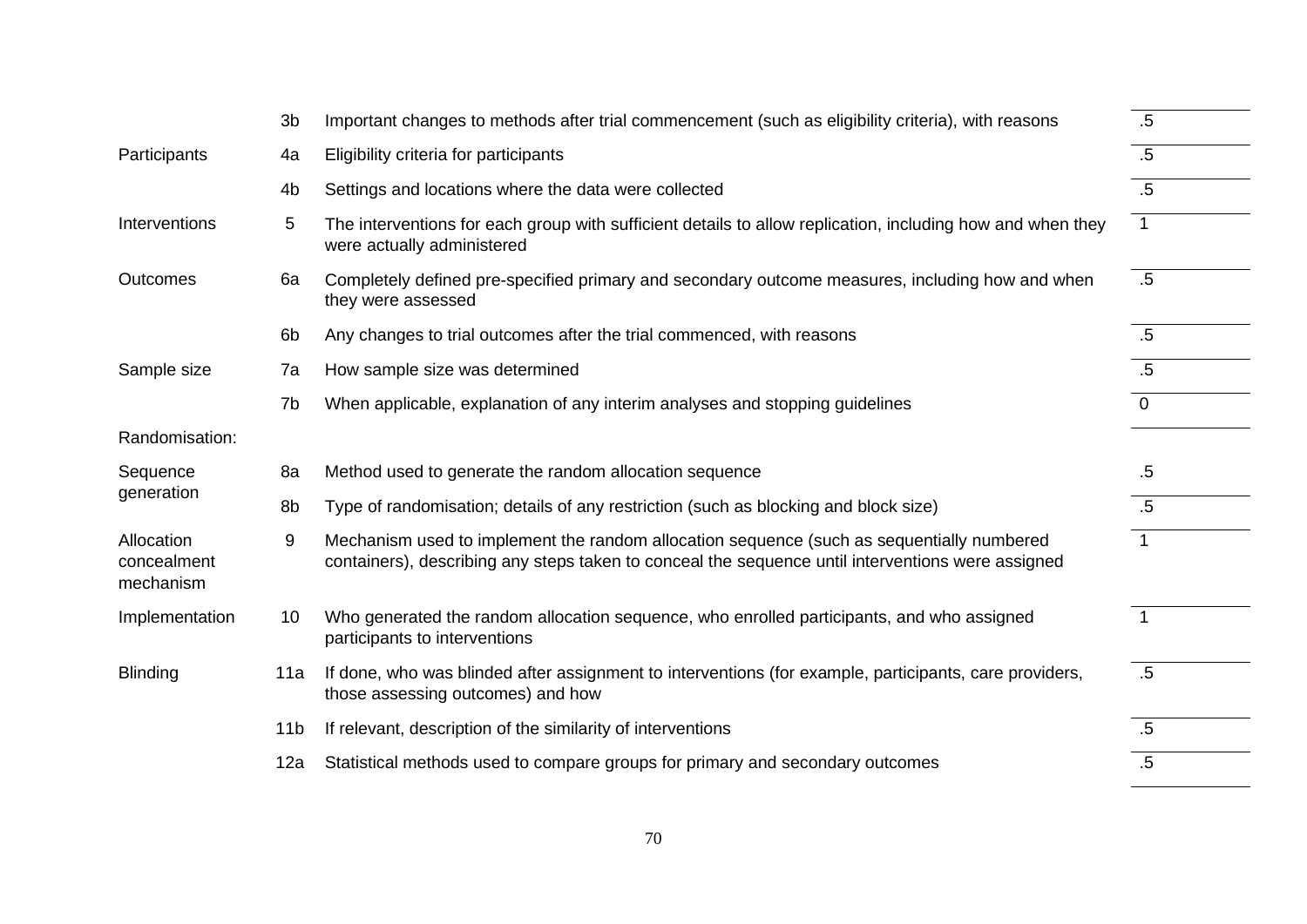| | | | |
|---|---|---|---|
| | 3b | Important changes to methods after trial commencement (such as eligibility criteria), with reasons | .5 |
| Participants | 4a | Eligibility criteria for participants | .5 |
| | 4b | Settings and locations where the data were collected | .5 |
| Interventions | 5 | The interventions for each group with sufficient details to allow replication, including how and when they were actually administered | 1 |
| Outcomes | 6a | Completely defined pre-specified primary and secondary outcome measures, including how and when they were assessed | .5 |
| | 6b | Any changes to trial outcomes after the trial commenced, with reasons | .5 |
| Sample size | 7a | How sample size was determined | .5 |
| | 7b | When applicable, explanation of any interim analyses and stopping guidelines | 0 |
| Randomisation: | | | |
| Sequence generation | 8a | Method used to generate the random allocation sequence | .5 |
| | 8b | Type of randomisation; details of any restriction (such as blocking and block size) | .5 |
| Allocation concealment mechanism | 9 | Mechanism used to implement the random allocation sequence (such as sequentially numbered containers), describing any steps taken to conceal the sequence until interventions were assigned | 1 |
| Implementation | 10 | Who generated the random allocation sequence, who enrolled participants, and who assigned participants to interventions | 1 |
| Blinding | 11a | If done, who was blinded after assignment to interventions (for example, participants, care providers, those assessing outcomes) and how | .5 |
| | 11b | If relevant, description of the similarity of interventions | .5 |
| | 12a | Statistical methods used to compare groups for primary and secondary outcomes | .5 |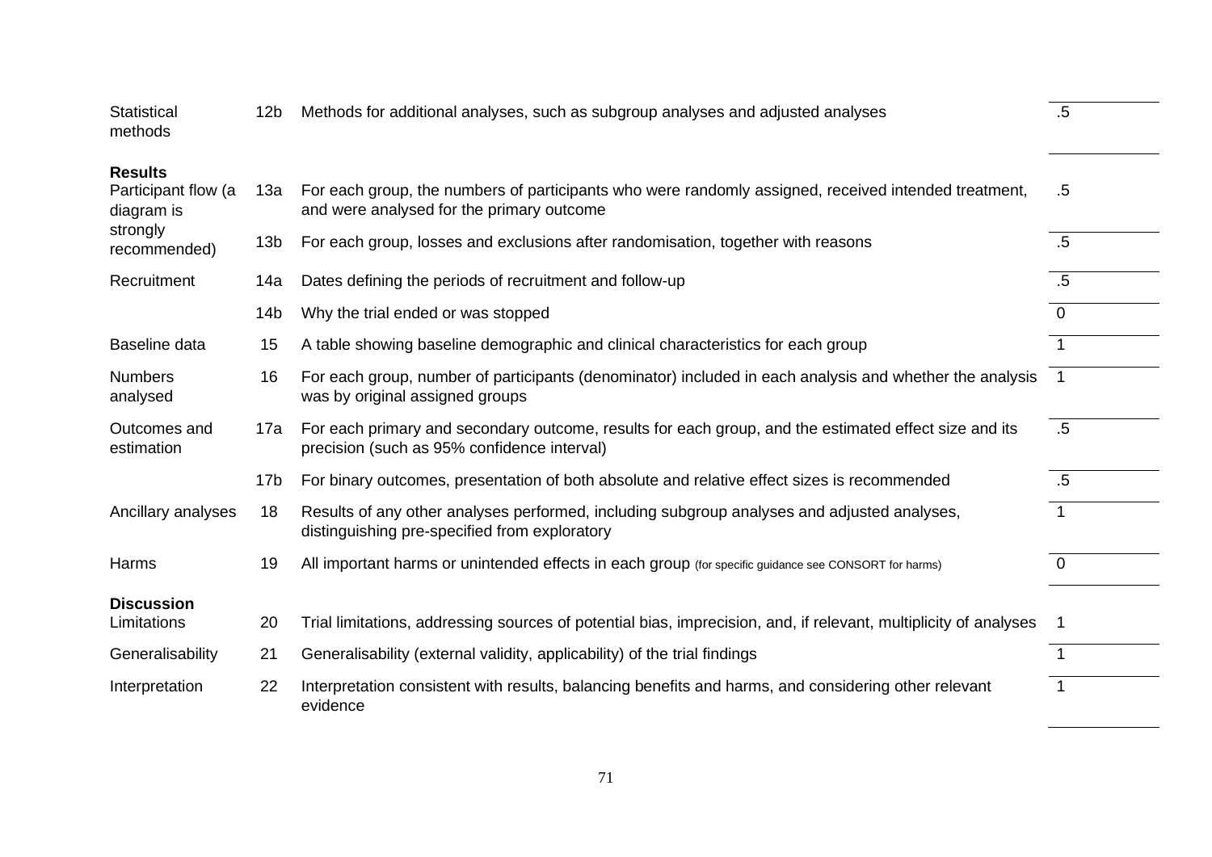| Section/Topic | Item No | Checklist item | Score |
|---|---|---|---|
| Statistical methods | 12b | Methods for additional analyses, such as subgroup analyses and adjusted analyses | .5 |
| **Results** | | | |
| Participant flow (a diagram is strongly recommended) | 13a | For each group, the numbers of participants who were randomly assigned, received intended treatment, and were analysed for the primary outcome | .5 |
| | 13b | For each group, losses and exclusions after randomisation, together with reasons | .5 |
| Recruitment | 14a | Dates defining the periods of recruitment and follow-up | .5 |
| | 14b | Why the trial ended or was stopped | 0 |
| Baseline data | 15 | A table showing baseline demographic and clinical characteristics for each group | 1 |
| Numbers analysed | 16 | For each group, number of participants (denominator) included in each analysis and whether the analysis was by original assigned groups | 1 |
| Outcomes and estimation | 17a | For each primary and secondary outcome, results for each group, and the estimated effect size and its precision (such as 95% confidence interval) | .5 |
| | 17b | For binary outcomes, presentation of both absolute and relative effect sizes is recommended | .5 |
| Ancillary analyses | 18 | Results of any other analyses performed, including subgroup analyses and adjusted analyses, distinguishing pre-specified from exploratory | 1 |
| Harms | 19 | All important harms or unintended effects in each group (for specific guidance see CONSORT for harms) | 0 |
| **Discussion** | | | |
| Limitations | 20 | Trial limitations, addressing sources of potential bias, imprecision, and, if relevant, multiplicity of analyses | 1 |
| Generalisability | 21 | Generalisability (external validity, applicability) of the trial findings | 1 |
| Interpretation | 22 | Interpretation consistent with results, balancing benefits and harms, and considering other relevant evidence | 1 |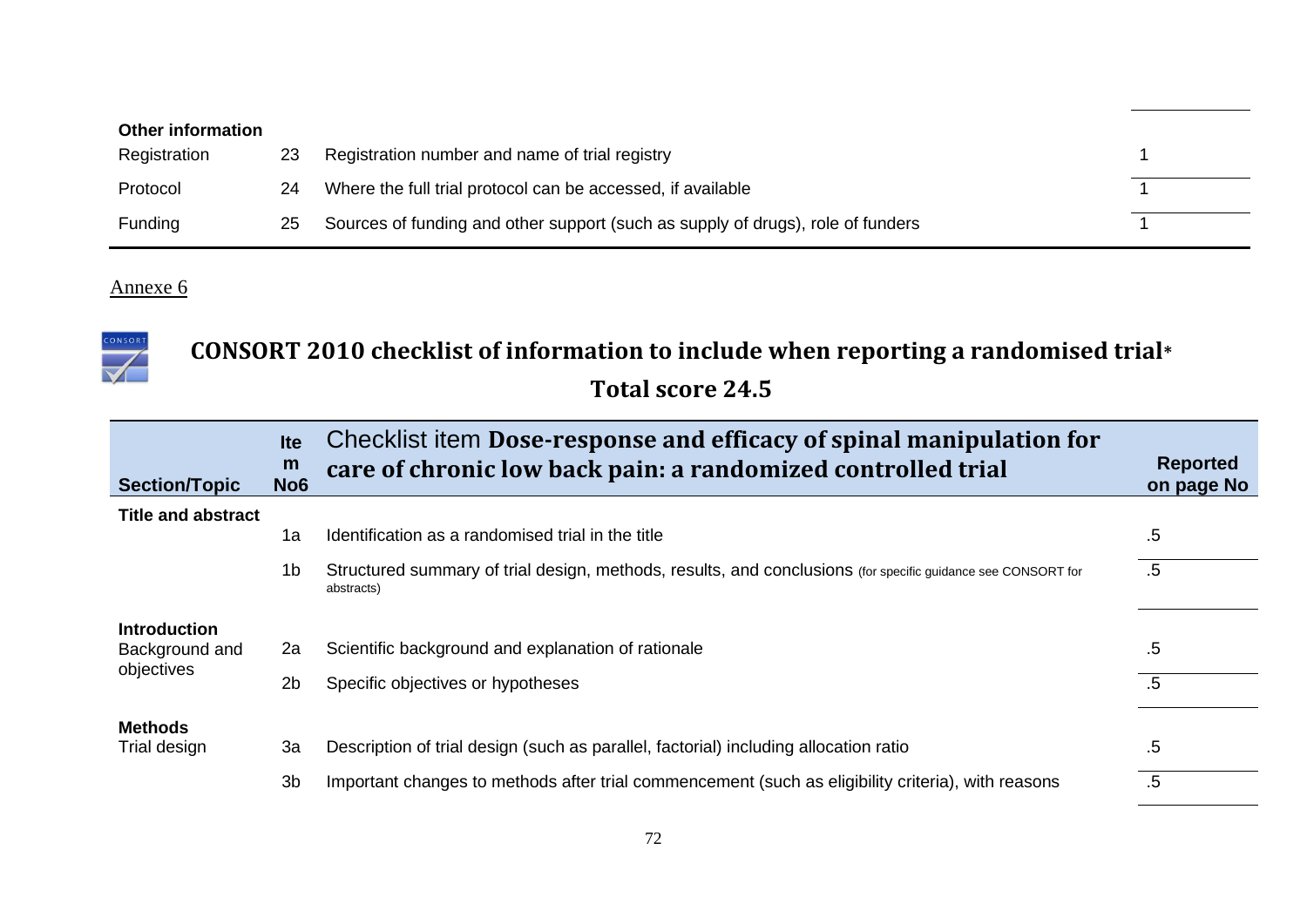| Other information | | | |
|---|---|---|---|
| Registration | 23 | Registration number and name of trial registry | 1 |
| Protocol | 24 | Where the full trial protocol can be accessed, if available | 1 |
| Funding | 25 | Sources of funding and other support (such as supply of drugs), role of funders | 1 |

Annexe 6

## CONSORT 2010 checklist of information to include when reporting a randomised trial*

## Total score 24.5

| Section/Topic | Item No6 | Checklist item **Dose-response and efficacy of spinal manipulation for care of chronic low back pain: a randomized controlled trial** | Reported on page No |
|---|---|---|---|
| **Title and abstract** | | | |
| | 1a | Identification as a randomised trial in the title | .5 |
| | 1b | Structured summary of trial design, methods, results, and conclusions (for specific guidance see CONSORT for abstracts) | .5 |
| **Introduction** | | | |
| Background and objectives | 2a | Scientific background and explanation of rationale | .5 |
| | 2b | Specific objectives or hypotheses | .5 |
| **Methods** | | | |
| Trial design | 3a | Description of trial design (such as parallel, factorial) including allocation ratio | .5 |
| | 3b | Important changes to methods after trial commencement (such as eligibility criteria), with reasons | .5 |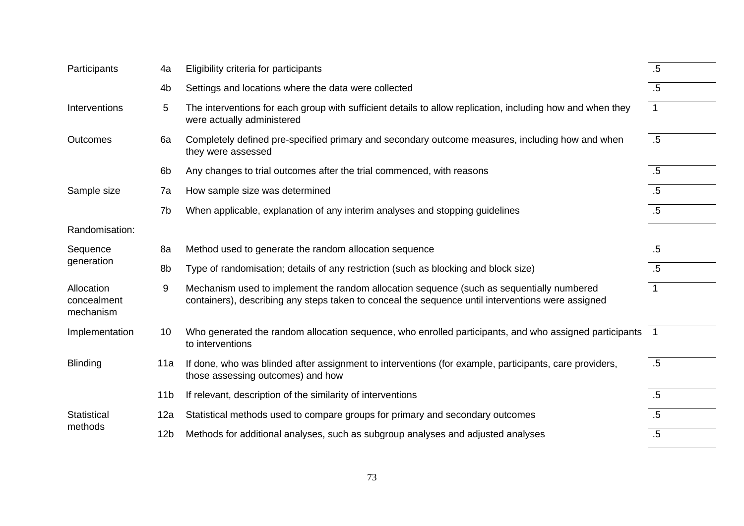| | | | |
|---|---|---|---|
| Participants | 4a | Eligibility criteria for participants | .5 |
| | 4b | Settings and locations where the data were collected | .5 |
| Interventions | 5 | The interventions for each group with sufficient details to allow replication, including how and when they were actually administered | 1 |
| Outcomes | 6a | Completely defined pre-specified primary and secondary outcome measures, including how and when they were assessed | .5 |
| | 6b | Any changes to trial outcomes after the trial commenced, with reasons | .5 |
| Sample size | 7a | How sample size was determined | .5 |
| | 7b | When applicable, explanation of any interim analyses and stopping guidelines | .5 |
| Randomisation: | | | |
| Sequence generation | 8a | Method used to generate the random allocation sequence | .5 |
| | 8b | Type of randomisation; details of any restriction (such as blocking and block size) | .5 |
| Allocation concealment mechanism | 9 | Mechanism used to implement the random allocation sequence (such as sequentially numbered containers), describing any steps taken to conceal the sequence until interventions were assigned | 1 |
| Implementation | 10 | Who generated the random allocation sequence, who enrolled participants, and who assigned participants to interventions | 1 |
| Blinding | 11a | If done, who was blinded after assignment to interventions (for example, participants, care providers, those assessing outcomes) and how | .5 |
| | 11b | If relevant, description of the similarity of interventions | .5 |
| Statistical methods | 12a | Statistical methods used to compare groups for primary and secondary outcomes | .5 |
| | 12b | Methods for additional analyses, such as subgroup analyses and adjusted analyses | .5 |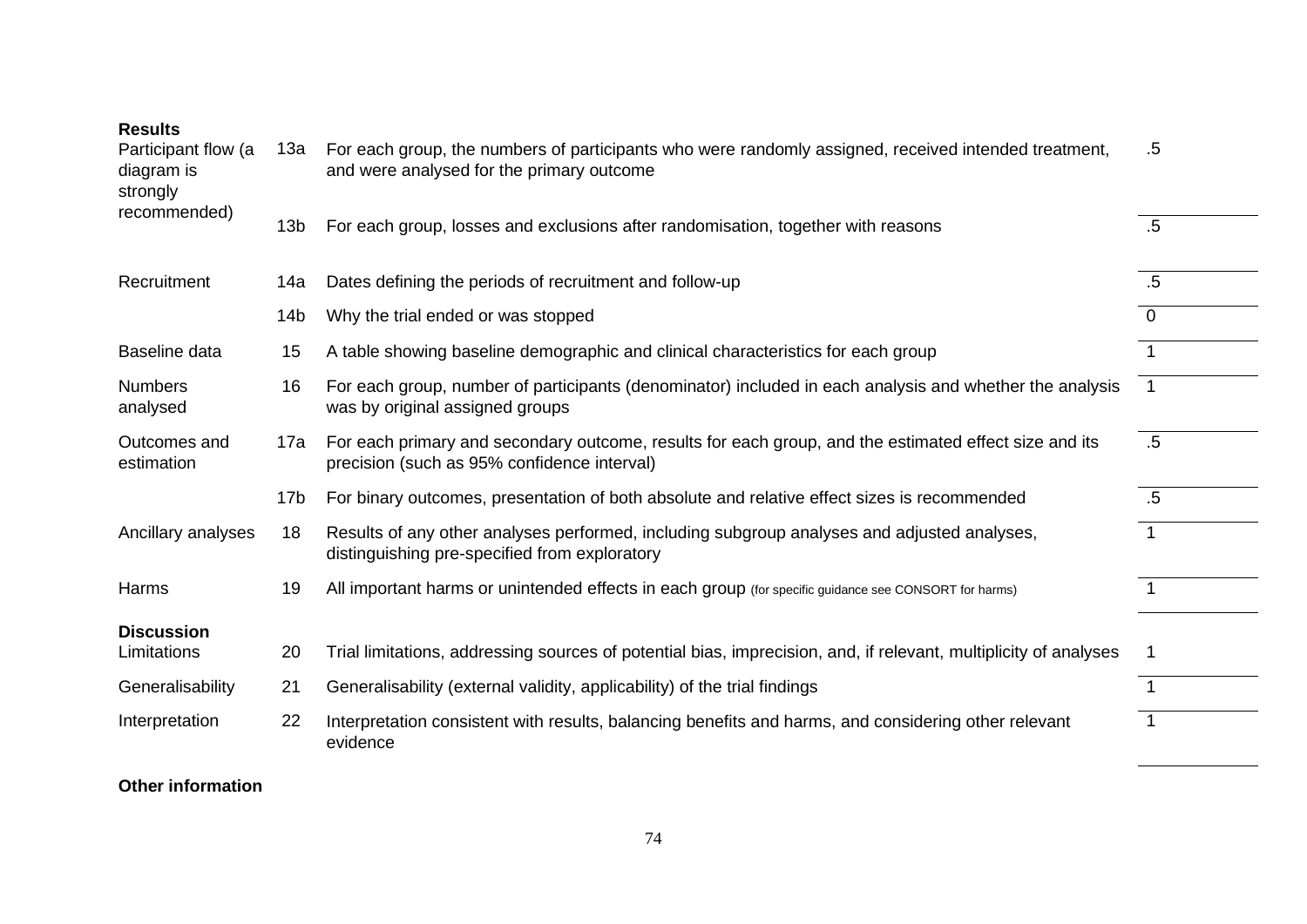| | | | |
|---|---|---|---|
| **Results** | | | |
| Participant flow (a diagram is strongly recommended) | 13a | For each group, the numbers of participants who were randomly assigned, received intended treatment, and were analysed for the primary outcome | .5 |
| | 13b | For each group, losses and exclusions after randomisation, together with reasons | .5 |
| Recruitment | 14a | Dates defining the periods of recruitment and follow-up | .5 |
| | 14b | Why the trial ended or was stopped | 0 |
| Baseline data | 15 | A table showing baseline demographic and clinical characteristics for each group | 1 |
| Numbers analysed | 16 | For each group, number of participants (denominator) included in each analysis and whether the analysis was by original assigned groups | 1 |
| Outcomes and estimation | 17a | For each primary and secondary outcome, results for each group, and the estimated effect size and its precision (such as 95% confidence interval) | .5 |
| | 17b | For binary outcomes, presentation of both absolute and relative effect sizes is recommended | .5 |
| Ancillary analyses | 18 | Results of any other analyses performed, including subgroup analyses and adjusted analyses, distinguishing pre-specified from exploratory | 1 |
| Harms | 19 | All important harms or unintended effects in each group (for specific guidance see CONSORT for harms) | 1 |
| **Discussion** | | | |
| Limitations | 20 | Trial limitations, addressing sources of potential bias, imprecision, and, if relevant, multiplicity of analyses | 1 |
| Generalisability | 21 | Generalisability (external validity, applicability) of the trial findings | 1 |
| Interpretation | 22 | Interpretation consistent with results, balancing benefits and harms, and considering other relevant evidence | 1 |
| **Other information** | | | |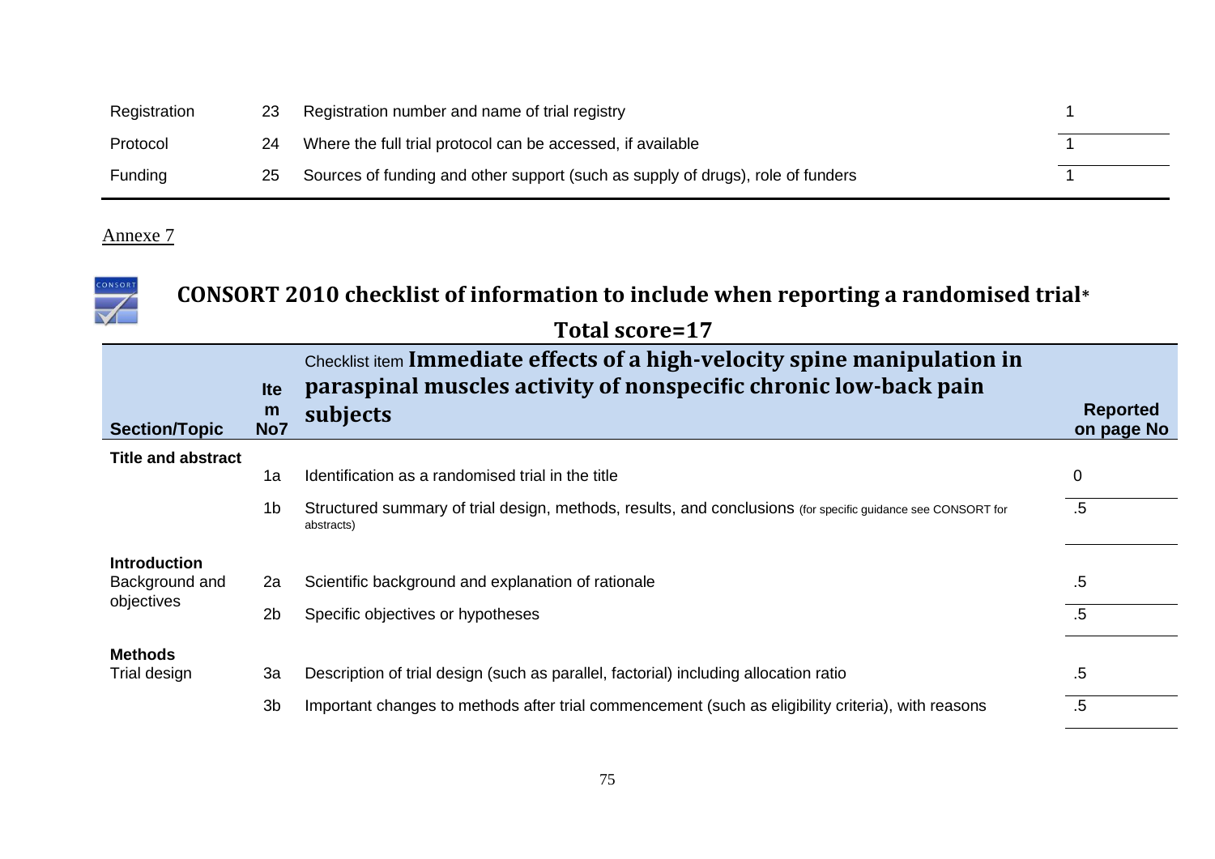| | | | |
|---|---|---|---|
| Registration | 23 | Registration number and name of trial registry | 1 |
| Protocol | 24 | Where the full trial protocol can be accessed, if available | 1 |
| Funding | 25 | Sources of funding and other support (such as supply of drugs), role of funders | 1 |

Annexe 7

## CONSORT 2010 checklist of information to include when reporting a randomised trial*

### Total score=17

| Section/Topic | Item No7 | Checklist item **Immediate effects of a high-velocity spine manipulation in paraspinal muscles activity of nonspecific chronic low-back pain subjects** | Reported on page No |
|---|---|---|---|
| **Title and abstract** | | | |
| | 1a | Identification as a randomised trial in the title | 0 |
| | 1b | Structured summary of trial design, methods, results, and conclusions (for specific guidance see CONSORT for abstracts) | .5 |
| **Introduction** | | | |
| Background and objectives | 2a | Scientific background and explanation of rationale | .5 |
| | 2b | Specific objectives or hypotheses | .5 |
| **Methods** | | | |
| Trial design | 3a | Description of trial design (such as parallel, factorial) including allocation ratio | .5 |
| | 3b | Important changes to methods after trial commencement (such as eligibility criteria), with reasons | .5 |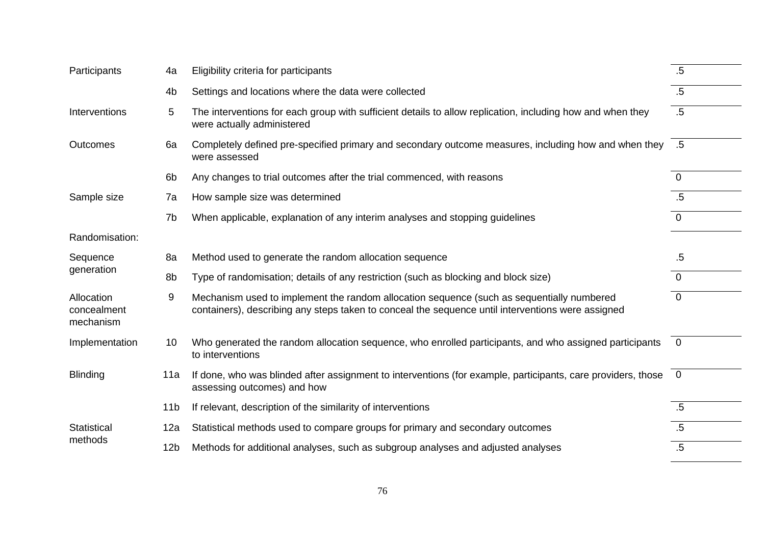| | | | |
|---|---|---|---|
| Participants | 4a | Eligibility criteria for participants | .5 |
| | 4b | Settings and locations where the data were collected | .5 |
| Interventions | 5 | The interventions for each group with sufficient details to allow replication, including how and when they were actually administered | .5 |
| Outcomes | 6a | Completely defined pre-specified primary and secondary outcome measures, including how and when they were assessed | .5 |
| | 6b | Any changes to trial outcomes after the trial commenced, with reasons | 0 |
| Sample size | 7a | How sample size was determined | .5 |
| | 7b | When applicable, explanation of any interim analyses and stopping guidelines | 0 |
| Randomisation: | | | |
| Sequence generation | 8a | Method used to generate the random allocation sequence | .5 |
| | 8b | Type of randomisation; details of any restriction (such as blocking and block size) | 0 |
| Allocation concealment mechanism | 9 | Mechanism used to implement the random allocation sequence (such as sequentially numbered containers), describing any steps taken to conceal the sequence until interventions were assigned | 0 |
| Implementation | 10 | Who generated the random allocation sequence, who enrolled participants, and who assigned participants to interventions | 0 |
| Blinding | 11a | If done, who was blinded after assignment to interventions (for example, participants, care providers, those assessing outcomes) and how | 0 |
| | 11b | If relevant, description of the similarity of interventions | .5 |
| Statistical methods | 12a | Statistical methods used to compare groups for primary and secondary outcomes | .5 |
| | 12b | Methods for additional analyses, such as subgroup analyses and adjusted analyses | .5 |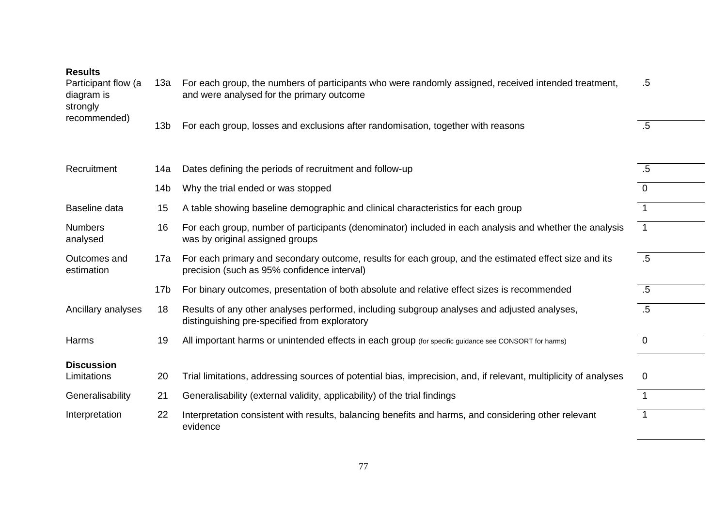| Section/Topic | Item No | Checklist item | Score |
|---|---|---|---|
| **Results** | | | |
| Participant flow (a diagram is strongly recommended) | 13a | For each group, the numbers of participants who were randomly assigned, received intended treatment, and were analysed for the primary outcome | .5 |
| | 13b | For each group, losses and exclusions after randomisation, together with reasons | .5 |
| Recruitment | 14a | Dates defining the periods of recruitment and follow-up | .5 |
| | 14b | Why the trial ended or was stopped | 0 |
| Baseline data | 15 | A table showing baseline demographic and clinical characteristics for each group | 1 |
| Numbers analysed | 16 | For each group, number of participants (denominator) included in each analysis and whether the analysis was by original assigned groups | 1 |
| Outcomes and estimation | 17a | For each primary and secondary outcome, results for each group, and the estimated effect size and its precision (such as 95% confidence interval) | .5 |
| | 17b | For binary outcomes, presentation of both absolute and relative effect sizes is recommended | .5 |
| Ancillary analyses | 18 | Results of any other analyses performed, including subgroup analyses and adjusted analyses, distinguishing pre-specified from exploratory | .5 |
| Harms | 19 | All important harms or unintended effects in each group (for specific guidance see CONSORT for harms) | 0 |
| **Discussion** | | | |
| Limitations | 20 | Trial limitations, addressing sources of potential bias, imprecision, and, if relevant, multiplicity of analyses | 0 |
| Generalisability | 21 | Generalisability (external validity, applicability) of the trial findings | 1 |
| Interpretation | 22 | Interpretation consistent with results, balancing benefits and harms, and considering other relevant evidence | 1 |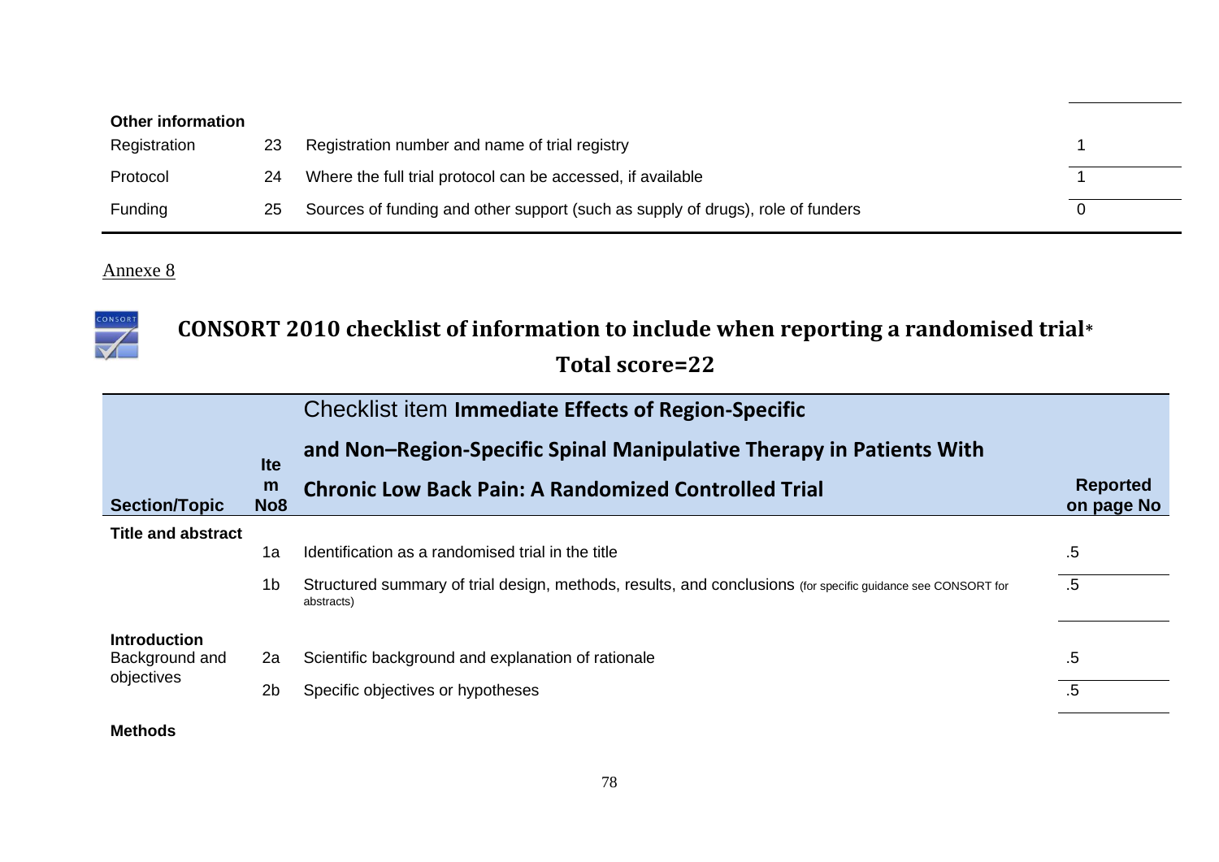| | | | |
|---|---|---|---|
| **Other information** | | | |
| Registration | 23 | Registration number and name of trial registry | 1 |
| Protocol | 24 | Where the full trial protocol can be accessed, if available | 1 |
| Funding | 25 | Sources of funding and other support (such as supply of drugs), role of funders | 0 |

Annexe 8

## CONSORT 2010 checklist of information to include when reporting a randomised trial*

**Total score=22**

| Section/Topic | Item No8 | Checklist item **Immediate Effects of Region-Specific and Non–Region-Specific Spinal Manipulative Therapy in Patients With Chronic Low Back Pain: A Randomized Controlled Trial** | Reported on page No |
|---|---|---|---|
| **Title and abstract** | | | |
| | 1a | Identification as a randomised trial in the title | .5 |
| | 1b | Structured summary of trial design, methods, results, and conclusions (for specific guidance see CONSORT for abstracts) | .5 |
| **Introduction** | | | |
| Background and objectives | 2a | Scientific background and explanation of rationale | .5 |
| | 2b | Specific objectives or hypotheses | .5 |
| **Methods** | | | |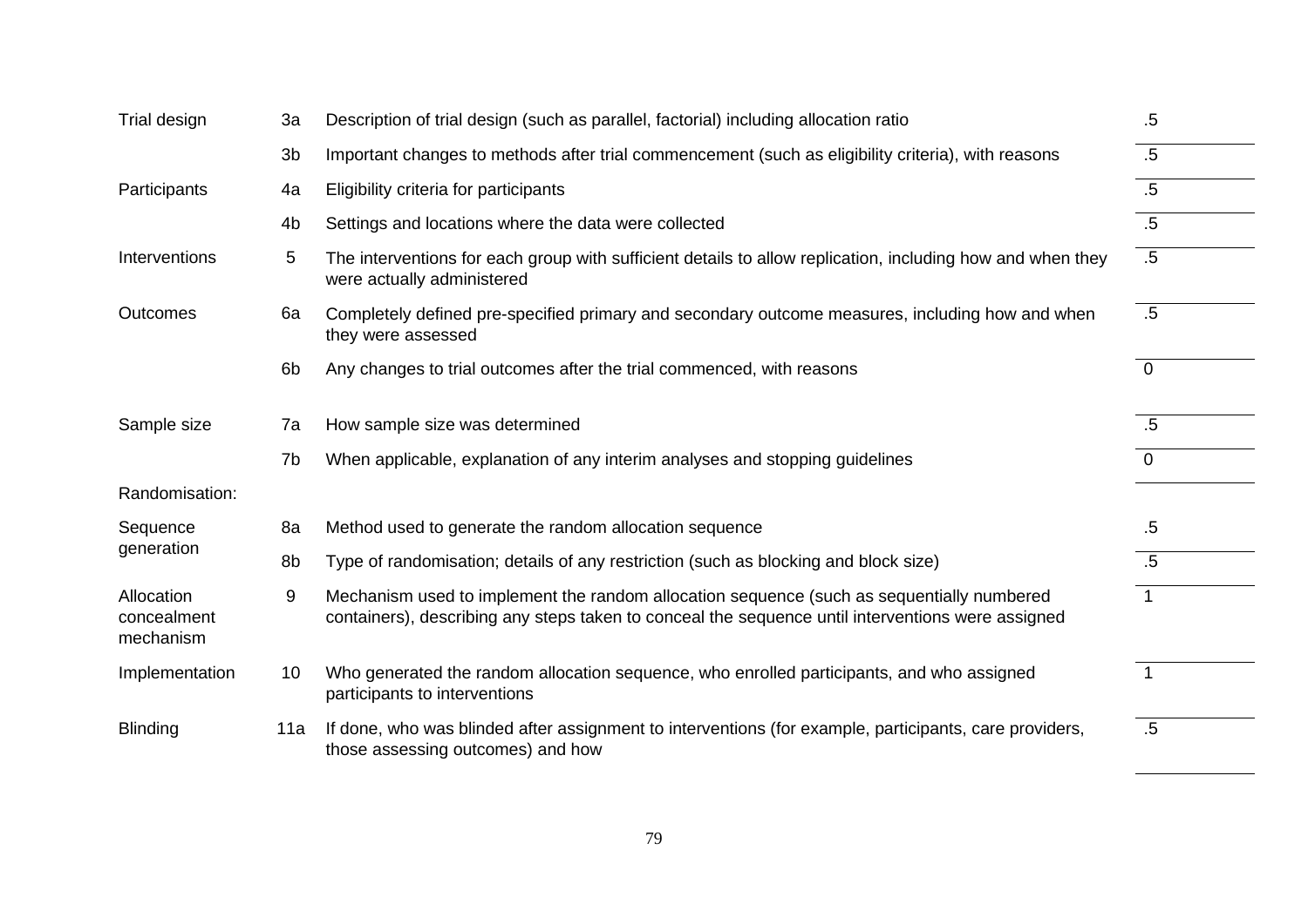| | | | |
|---|---|---|---|
| Trial design | 3a | Description of trial design (such as parallel, factorial) including allocation ratio | .5 |
| | 3b | Important changes to methods after trial commencement (such as eligibility criteria), with reasons | .5 |
| Participants | 4a | Eligibility criteria for participants | .5 |
| | 4b | Settings and locations where the data were collected | .5 |
| Interventions | 5 | The interventions for each group with sufficient details to allow replication, including how and when they were actually administered | .5 |
| Outcomes | 6a | Completely defined pre-specified primary and secondary outcome measures, including how and when they were assessed | .5 |
| | 6b | Any changes to trial outcomes after the trial commenced, with reasons | 0 |
| Sample size | 7a | How sample size was determined | .5 |
| | 7b | When applicable, explanation of any interim analyses and stopping guidelines | 0 |
| Randomisation: | | | |
| Sequence generation | 8a | Method used to generate the random allocation sequence | .5 |
| | 8b | Type of randomisation; details of any restriction (such as blocking and block size) | .5 |
| Allocation concealment mechanism | 9 | Mechanism used to implement the random allocation sequence (such as sequentially numbered containers), describing any steps taken to conceal the sequence until interventions were assigned | 1 |
| Implementation | 10 | Who generated the random allocation sequence, who enrolled participants, and who assigned participants to interventions | 1 |
| Blinding | 11a | If done, who was blinded after assignment to interventions (for example, participants, care providers, those assessing outcomes) and how | .5 |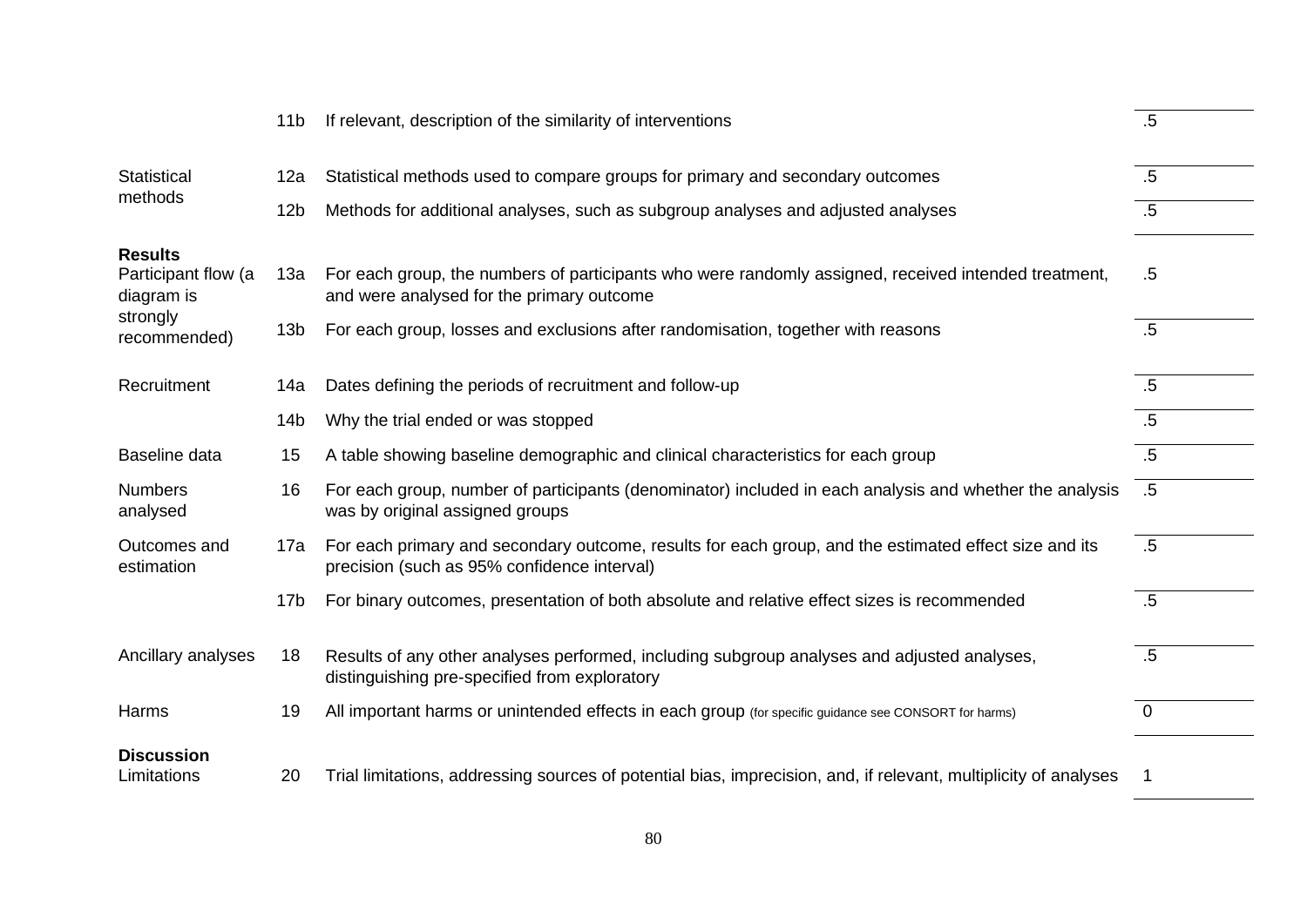| | | | |
|---|---|---|---|
| | 11b | If relevant, description of the similarity of interventions | .5 |
| Statistical methods | 12a | Statistical methods used to compare groups for primary and secondary outcomes | .5 |
| | 12b | Methods for additional analyses, such as subgroup analyses and adjusted analyses | .5 |
| **Results** | | | |
| Participant flow (a diagram is strongly recommended) | 13a | For each group, the numbers of participants who were randomly assigned, received intended treatment, and were analysed for the primary outcome | .5 |
| | 13b | For each group, losses and exclusions after randomisation, together with reasons | .5 |
| Recruitment | 14a | Dates defining the periods of recruitment and follow-up | .5 |
| | 14b | Why the trial ended or was stopped | .5 |
| Baseline data | 15 | A table showing baseline demographic and clinical characteristics for each group | .5 |
| Numbers analysed | 16 | For each group, number of participants (denominator) included in each analysis and whether the analysis was by original assigned groups | .5 |
| Outcomes and estimation | 17a | For each primary and secondary outcome, results for each group, and the estimated effect size and its precision (such as 95% confidence interval) | .5 |
| | 17b | For binary outcomes, presentation of both absolute and relative effect sizes is recommended | .5 |
| Ancillary analyses | 18 | Results of any other analyses performed, including subgroup analyses and adjusted analyses, distinguishing pre-specified from exploratory | .5 |
| Harms | 19 | All important harms or unintended effects in each group (for specific guidance see CONSORT for harms) | 0 |
| **Discussion** | | | |
| Limitations | 20 | Trial limitations, addressing sources of potential bias, imprecision, and, if relevant, multiplicity of analyses | 1 |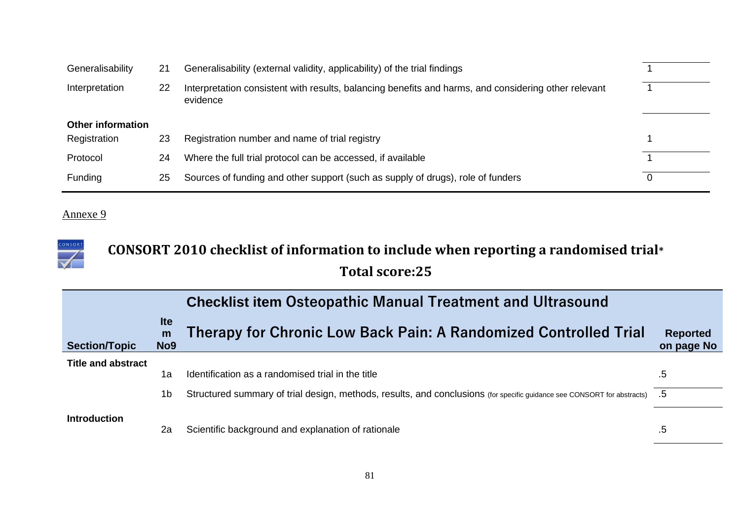| | | | |
|---|---|---|---|
| Generalisability | 21 | Generalisability (external validity, applicability) of the trial findings | 1 |
| Interpretation | 22 | Interpretation consistent with results, balancing benefits and harms, and considering other relevant evidence | 1 |
| **Other information** | | | |
| Registration | 23 | Registration number and name of trial registry | 1 |
| Protocol | 24 | Where the full trial protocol can be accessed, if available | 1 |
| Funding | 25 | Sources of funding and other support (such as supply of drugs), role of funders | 0 |

Annexe 9

## CONSORT 2010 checklist of information to include when reporting a randomised trial*

**Total score:25**

| Section/Topic | Item No9 | Checklist item Osteopathic Manual Treatment and Ultrasound Therapy for Chronic Low Back Pain: A Randomized Controlled Trial | Reported on page No |
|---|---|---|---|
| **Title and abstract** | | | |
| | 1a | Identification as a randomised trial in the title | .5 |
| | 1b | Structured summary of trial design, methods, results, and conclusions (for specific guidance see CONSORT for abstracts) | .5 |
| **Introduction** | | | |
| | 2a | Scientific background and explanation of rationale | .5 |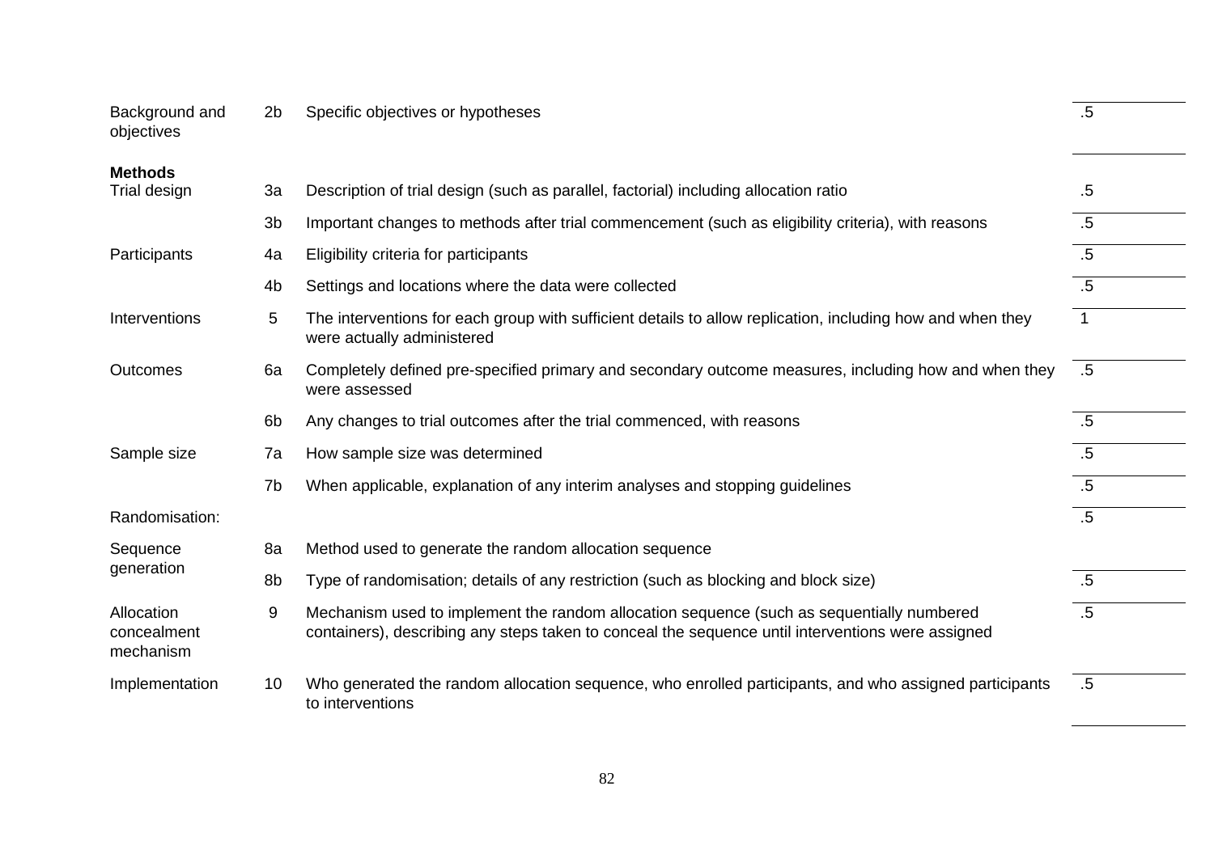| | | | |
|---|---|---|---|
| Background and objectives | 2b | Specific objectives or hypotheses | .5 |
| **Methods** | | | |
| Trial design | 3a | Description of trial design (such as parallel, factorial) including allocation ratio | .5 |
| | 3b | Important changes to methods after trial commencement (such as eligibility criteria), with reasons | .5 |
| Participants | 4a | Eligibility criteria for participants | .5 |
| | 4b | Settings and locations where the data were collected | .5 |
| Interventions | 5 | The interventions for each group with sufficient details to allow replication, including how and when they were actually administered | 1 |
| Outcomes | 6a | Completely defined pre-specified primary and secondary outcome measures, including how and when they were assessed | .5 |
| | 6b | Any changes to trial outcomes after the trial commenced, with reasons | .5 |
| Sample size | 7a | How sample size was determined | .5 |
| | 7b | When applicable, explanation of any interim analyses and stopping guidelines | .5 |
| Randomisation: | | | .5 |
| Sequence generation | 8a | Method used to generate the random allocation sequence | |
| | 8b | Type of randomisation; details of any restriction (such as blocking and block size) | .5 |
| Allocation concealment mechanism | 9 | Mechanism used to implement the random allocation sequence (such as sequentially numbered containers), describing any steps taken to conceal the sequence until interventions were assigned | .5 |
| Implementation | 10 | Who generated the random allocation sequence, who enrolled participants, and who assigned participants to interventions | .5 |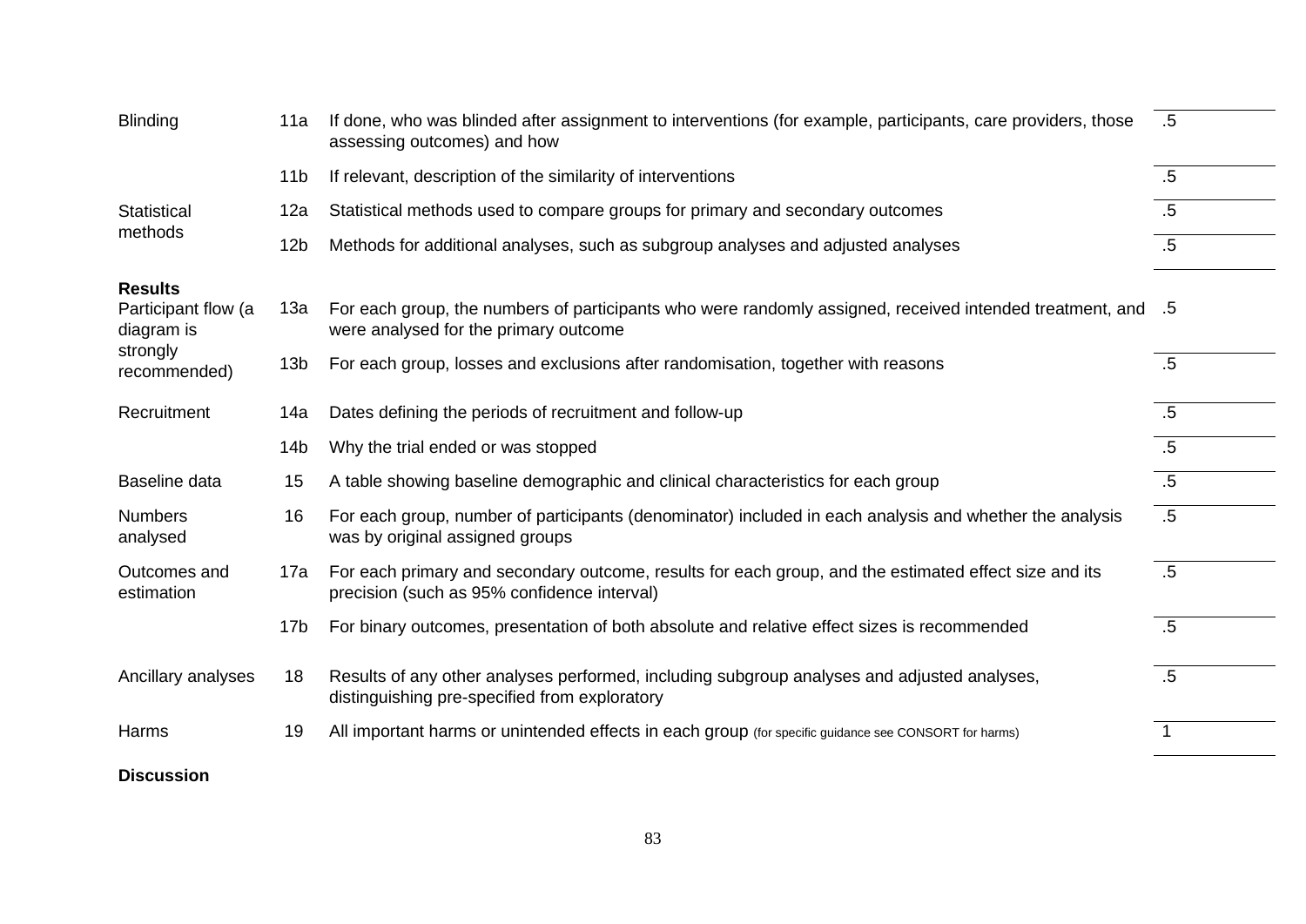| | | | |
|---|---|---|---|
| Blinding | 11a | If done, who was blinded after assignment to interventions (for example, participants, care providers, those assessing outcomes) and how | .5 |
| | 11b | If relevant, description of the similarity of interventions | .5 |
| Statistical methods | 12a | Statistical methods used to compare groups for primary and secondary outcomes | .5 |
| | 12b | Methods for additional analyses, such as subgroup analyses and adjusted analyses | .5 |
| **Results** | | | |
| Participant flow (a diagram is strongly recommended) | 13a | For each group, the numbers of participants who were randomly assigned, received intended treatment, and were analysed for the primary outcome | .5 |
| | 13b | For each group, losses and exclusions after randomisation, together with reasons | .5 |
| Recruitment | 14a | Dates defining the periods of recruitment and follow-up | .5 |
| | 14b | Why the trial ended or was stopped | .5 |
| Baseline data | 15 | A table showing baseline demographic and clinical characteristics for each group | .5 |
| Numbers analysed | 16 | For each group, number of participants (denominator) included in each analysis and whether the analysis was by original assigned groups | .5 |
| Outcomes and estimation | 17a | For each primary and secondary outcome, results for each group, and the estimated effect size and its precision (such as 95% confidence interval) | .5 |
| | 17b | For binary outcomes, presentation of both absolute and relative effect sizes is recommended | .5 |
| Ancillary analyses | 18 | Results of any other analyses performed, including subgroup analyses and adjusted analyses, distinguishing pre-specified from exploratory | .5 |
| Harms | 19 | All important harms or unintended effects in each group (for specific guidance see CONSORT for harms) | 1 |
| **Discussion** | | | |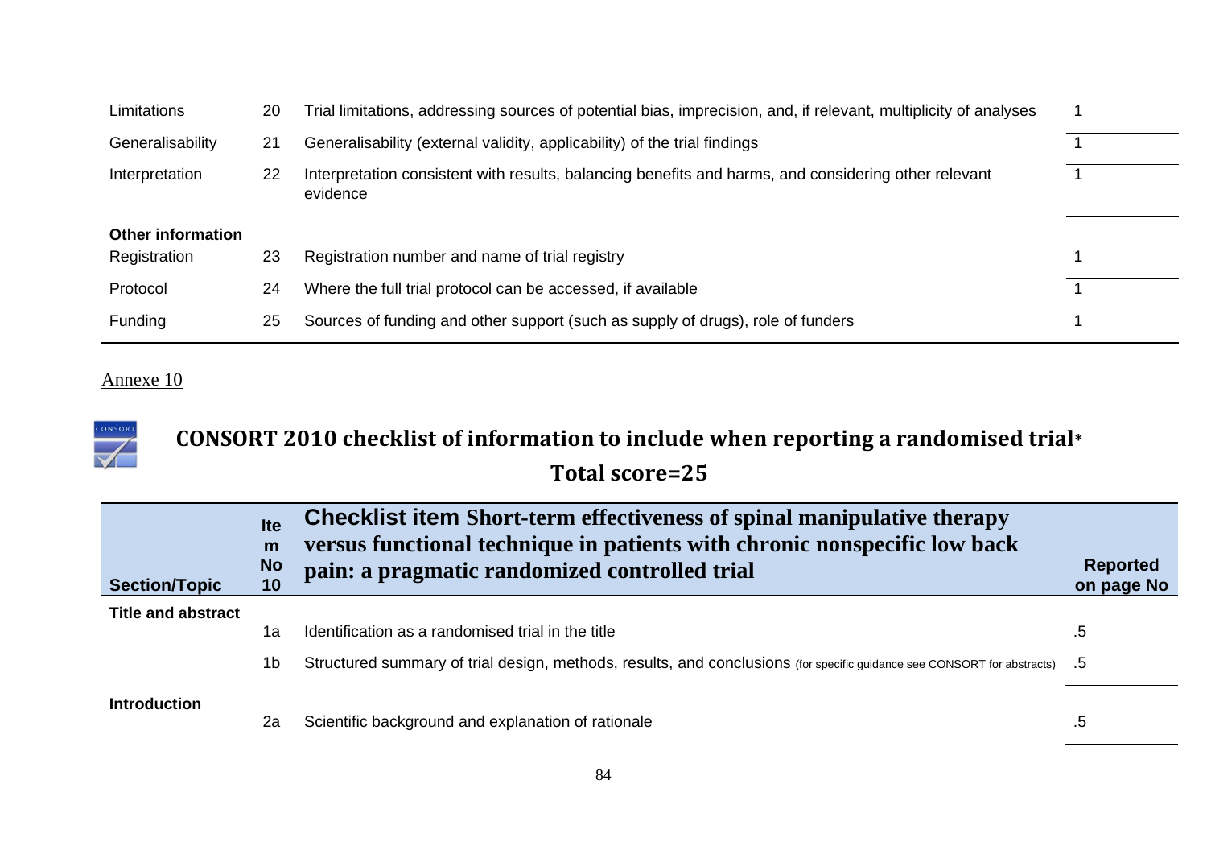| | | | |
|---|---|---|---|
| Limitations | 20 | Trial limitations, addressing sources of potential bias, imprecision, and, if relevant, multiplicity of analyses | 1 |
| Generalisability | 21 | Generalisability (external validity, applicability) of the trial findings | 1 |
| Interpretation | 22 | Interpretation consistent with results, balancing benefits and harms, and considering other relevant evidence | 1 |
| **Other information** | | | |
| Registration | 23 | Registration number and name of trial registry | 1 |
| Protocol | 24 | Where the full trial protocol can be accessed, if available | 1 |
| Funding | 25 | Sources of funding and other support (such as supply of drugs), role of funders | 1 |

Annexe 10

## CONSORT 2010 checklist of information to include when reporting a randomised trial*

## Total score=25

| Section/Topic | Item No 10 | Checklist item Short-term effectiveness of spinal manipulative therapy versus functional technique in patients with chronic nonspecific low back pain: a pragmatic randomized controlled trial | Reported on page No |
|---|---|---|---|
| **Title and abstract** | | | |
| | 1a | Identification as a randomised trial in the title | .5 |
| | 1b | Structured summary of trial design, methods, results, and conclusions (for specific guidance see CONSORT for abstracts) | .5 |
| **Introduction** | | | |
| | 2a | Scientific background and explanation of rationale | .5 |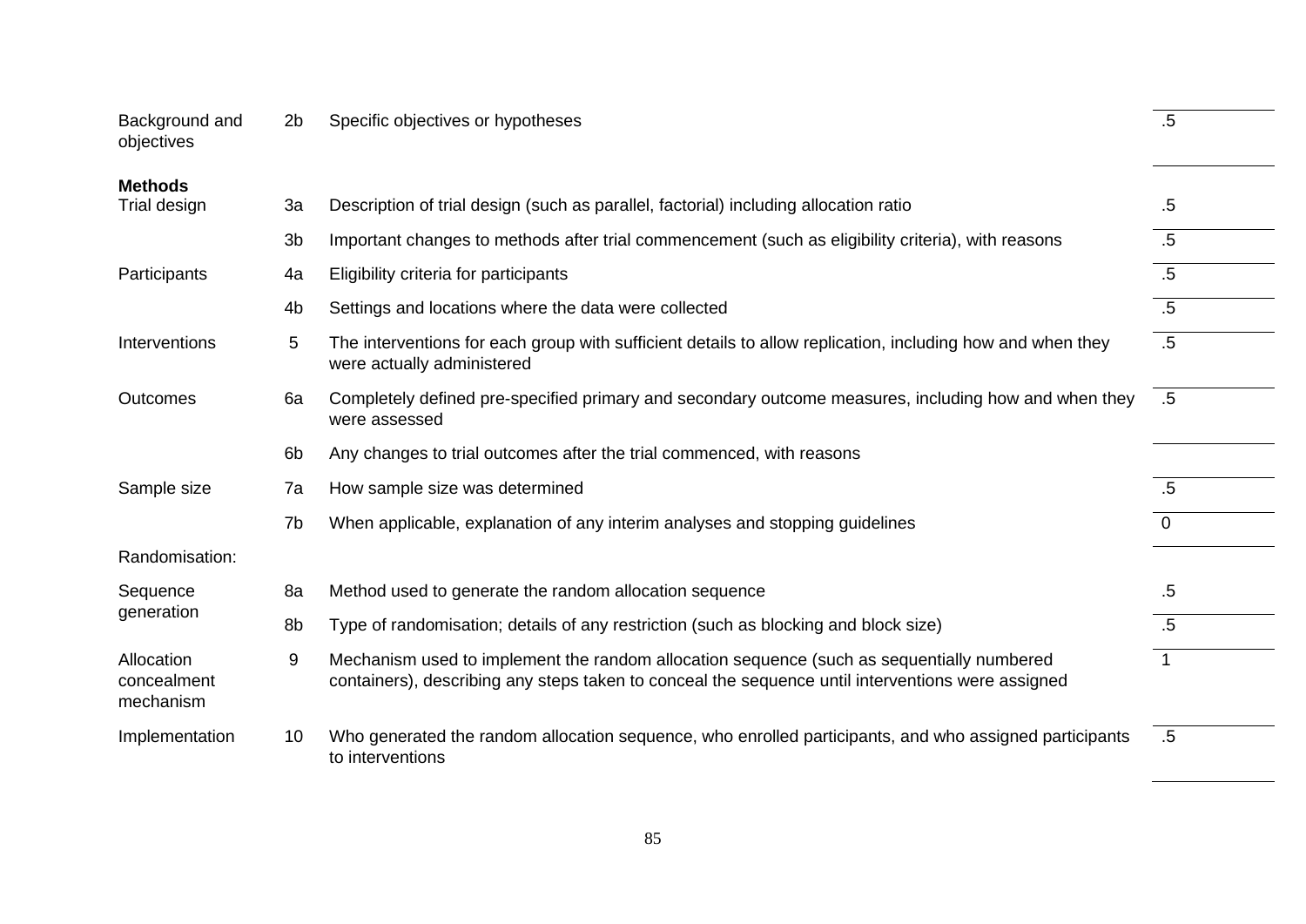| | | | |
|---|---|---|---|
| Background and objectives | 2b | Specific objectives or hypotheses | .5 |
| **Methods** | | | |
| Trial design | 3a | Description of trial design (such as parallel, factorial) including allocation ratio | .5 |
| | 3b | Important changes to methods after trial commencement (such as eligibility criteria), with reasons | .5 |
| Participants | 4a | Eligibility criteria for participants | .5 |
| | 4b | Settings and locations where the data were collected | .5 |
| Interventions | 5 | The interventions for each group with sufficient details to allow replication, including how and when they were actually administered | .5 |
| Outcomes | 6a | Completely defined pre-specified primary and secondary outcome measures, including how and when they were assessed | .5 |
| | 6b | Any changes to trial outcomes after the trial commenced, with reasons | |
| Sample size | 7a | How sample size was determined | .5 |
| | 7b | When applicable, explanation of any interim analyses and stopping guidelines | 0 |
| Randomisation: | | | |
| Sequence generation | 8a | Method used to generate the random allocation sequence | .5 |
| | 8b | Type of randomisation; details of any restriction (such as blocking and block size) | .5 |
| Allocation concealment mechanism | 9 | Mechanism used to implement the random allocation sequence (such as sequentially numbered containers), describing any steps taken to conceal the sequence until interventions were assigned | 1 |
| Implementation | 10 | Who generated the random allocation sequence, who enrolled participants, and who assigned participants to interventions | .5 |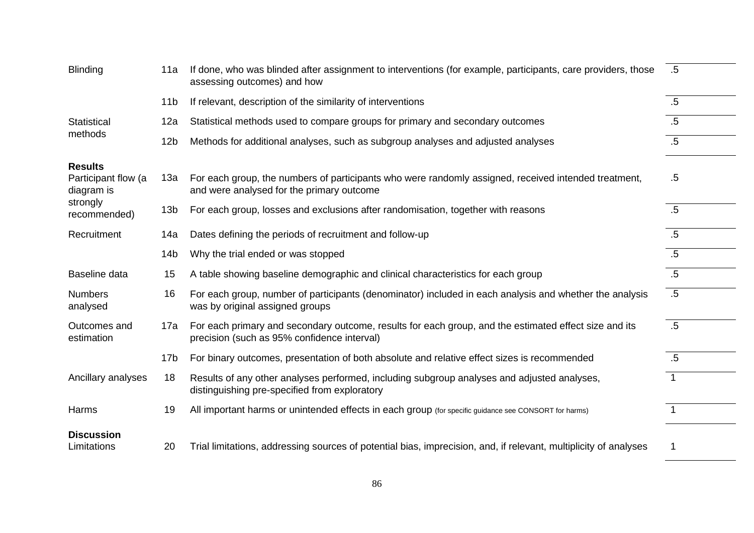| | | | |
|---|---|---|---|
| Blinding | 11a | If done, who was blinded after assignment to interventions (for example, participants, care providers, those assessing outcomes) and how | .5 |
| | 11b | If relevant, description of the similarity of interventions | .5 |
| Statistical methods | 12a | Statistical methods used to compare groups for primary and secondary outcomes | .5 |
| | 12b | Methods for additional analyses, such as subgroup analyses and adjusted analyses | .5 |
| **Results** | | | |
| Participant flow (a diagram is strongly recommended) | 13a | For each group, the numbers of participants who were randomly assigned, received intended treatment, and were analysed for the primary outcome | .5 |
| | 13b | For each group, losses and exclusions after randomisation, together with reasons | .5 |
| Recruitment | 14a | Dates defining the periods of recruitment and follow-up | .5 |
| | 14b | Why the trial ended or was stopped | .5 |
| Baseline data | 15 | A table showing baseline demographic and clinical characteristics for each group | .5 |
| Numbers analysed | 16 | For each group, number of participants (denominator) included in each analysis and whether the analysis was by original assigned groups | .5 |
| Outcomes and estimation | 17a | For each primary and secondary outcome, results for each group, and the estimated effect size and its precision (such as 95% confidence interval) | .5 |
| | 17b | For binary outcomes, presentation of both absolute and relative effect sizes is recommended | .5 |
| Ancillary analyses | 18 | Results of any other analyses performed, including subgroup analyses and adjusted analyses, distinguishing pre-specified from exploratory | 1 |
| Harms | 19 | All important harms or unintended effects in each group (for specific guidance see CONSORT for harms) | 1 |
| **Discussion** | | | |
| Limitations | 20 | Trial limitations, addressing sources of potential bias, imprecision, and, if relevant, multiplicity of analyses | 1 |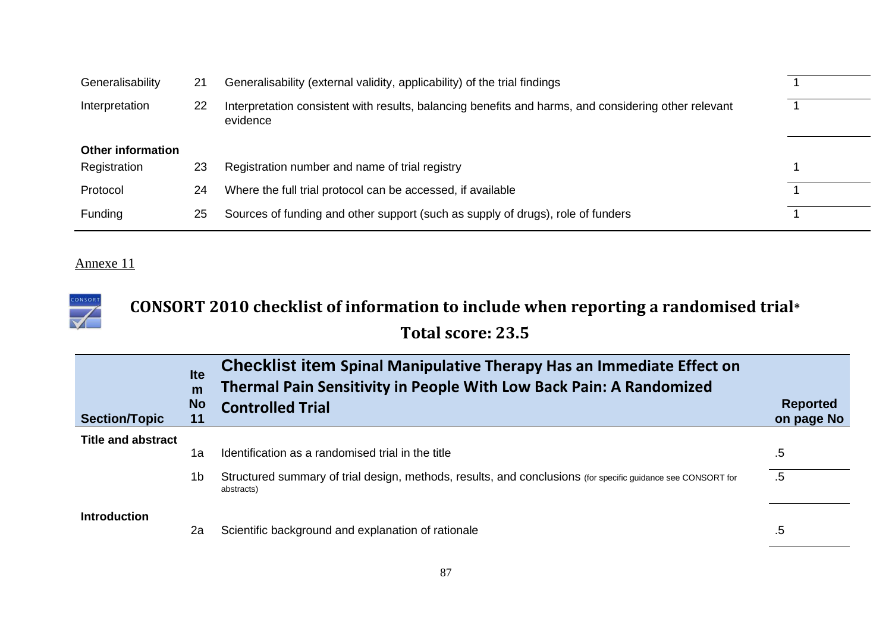| | | | |
|---|---|---|---|
| Generalisability | 21 | Generalisability (external validity, applicability) of the trial findings | 1 |
| Interpretation | 22 | Interpretation consistent with results, balancing benefits and harms, and considering other relevant evidence | 1 |
| **Other information** | | | |
| Registration | 23 | Registration number and name of trial registry | 1 |
| Protocol | 24 | Where the full trial protocol can be accessed, if available | 1 |
| Funding | 25 | Sources of funding and other support (such as supply of drugs), role of funders | 1 |

Annexe 11

## CONSORT 2010 checklist of information to include when reporting a randomised trial*

## Total score: 23.5

| Section/Topic | Item No 11 | Checklist item Spinal Manipulative Therapy Has an Immediate Effect on Thermal Pain Sensitivity in People With Low Back Pain: A Randomized Controlled Trial | Reported on page No |
|---|---|---|---|
| **Title and abstract** | | | |
| | 1a | Identification as a randomised trial in the title | .5 |
| | 1b | Structured summary of trial design, methods, results, and conclusions (for specific guidance see CONSORT for abstracts) | .5 |
| **Introduction** | | | |
| | 2a | Scientific background and explanation of rationale | .5 |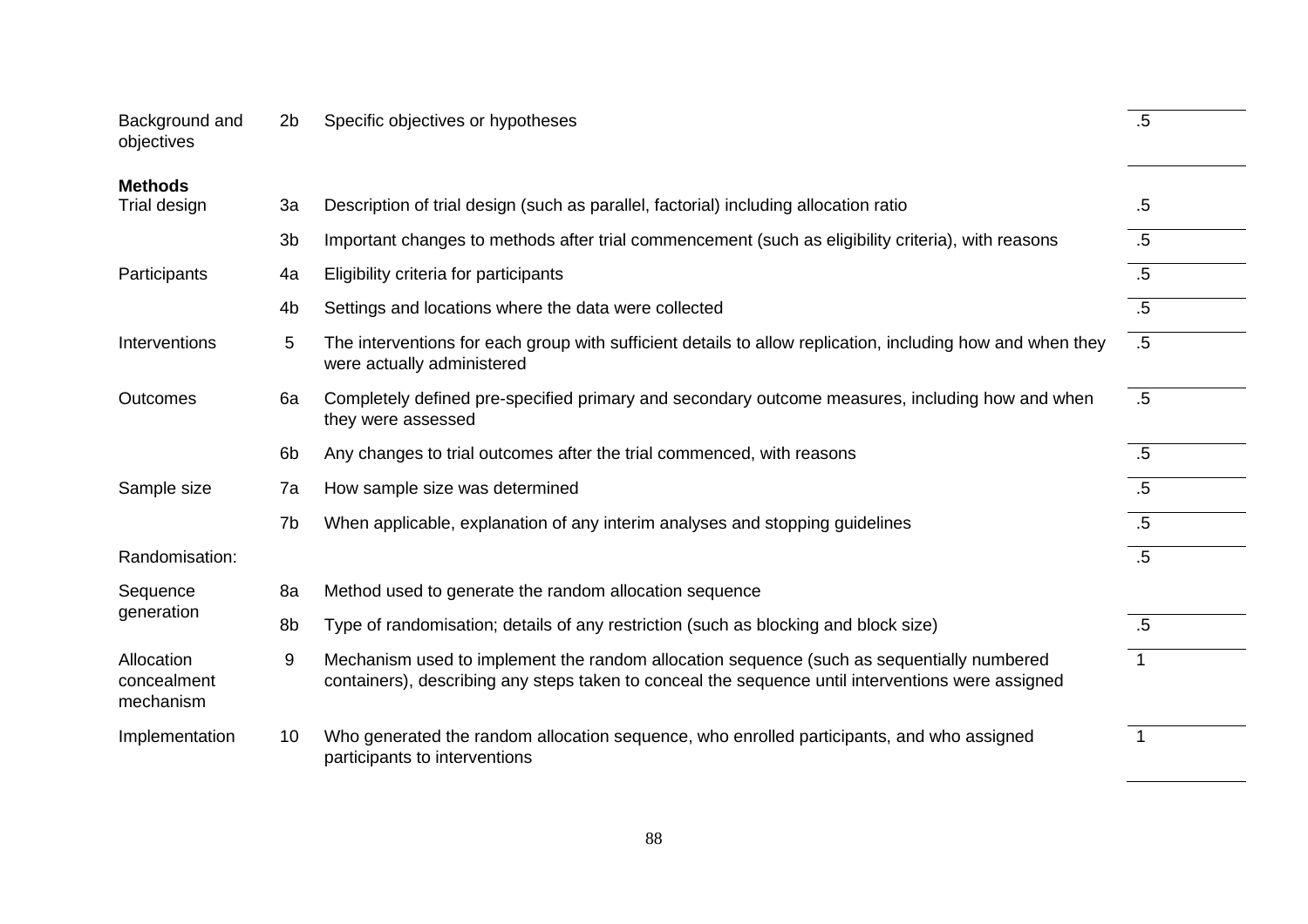| | | | |
|---|---|---|---|
| Background and objectives | 2b | Specific objectives or hypotheses | .5 |
| **Methods** | | | |
| Trial design | 3a | Description of trial design (such as parallel, factorial) including allocation ratio | .5 |
| | 3b | Important changes to methods after trial commencement (such as eligibility criteria), with reasons | .5 |
| Participants | 4a | Eligibility criteria for participants | .5 |
| | 4b | Settings and locations where the data were collected | .5 |
| Interventions | 5 | The interventions for each group with sufficient details to allow replication, including how and when they were actually administered | .5 |
| Outcomes | 6a | Completely defined pre-specified primary and secondary outcome measures, including how and when they were assessed | .5 |
| | 6b | Any changes to trial outcomes after the trial commenced, with reasons | .5 |
| Sample size | 7a | How sample size was determined | .5 |
| | 7b | When applicable, explanation of any interim analyses and stopping guidelines | .5 |
| Randomisation: | | | .5 |
| Sequence generation | 8a | Method used to generate the random allocation sequence | |
| | 8b | Type of randomisation; details of any restriction (such as blocking and block size) | .5 |
| Allocation concealment mechanism | 9 | Mechanism used to implement the random allocation sequence (such as sequentially numbered containers), describing any steps taken to conceal the sequence until interventions were assigned | 1 |
| Implementation | 10 | Who generated the random allocation sequence, who enrolled participants, and who assigned participants to interventions | 1 |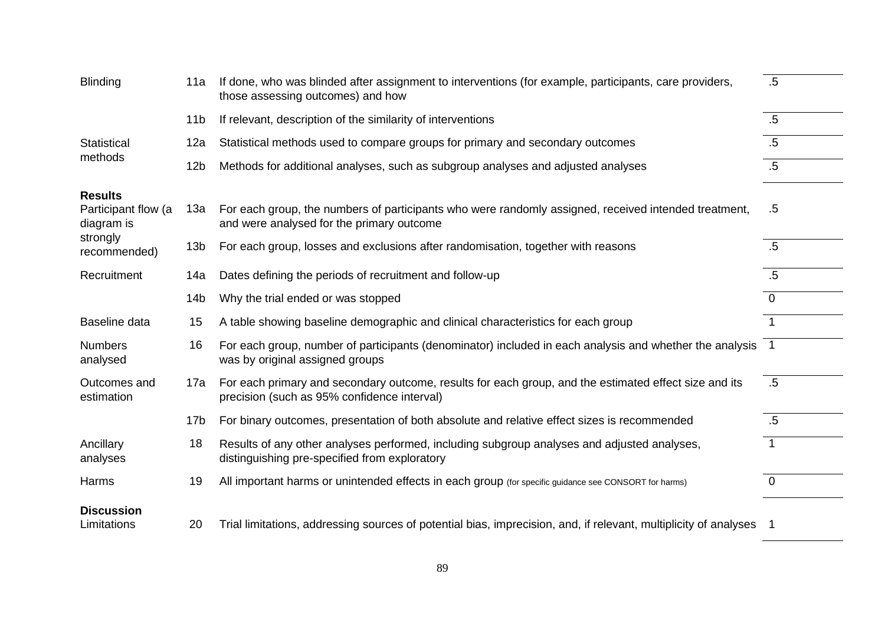| | | | |
|---|---|---|---|
| Blinding | 11a | If done, who was blinded after assignment to interventions (for example, participants, care providers, those assessing outcomes) and how | .5 |
| | 11b | If relevant, description of the similarity of interventions | .5 |
| Statistical methods | 12a | Statistical methods used to compare groups for primary and secondary outcomes | .5 |
| | 12b | Methods for additional analyses, such as subgroup analyses and adjusted analyses | .5 |
| **Results** | | | |
| Participant flow (a diagram is strongly recommended) | 13a | For each group, the numbers of participants who were randomly assigned, received intended treatment, and were analysed for the primary outcome | .5 |
| | 13b | For each group, losses and exclusions after randomisation, together with reasons | .5 |
| Recruitment | 14a | Dates defining the periods of recruitment and follow-up | .5 |
| | 14b | Why the trial ended or was stopped | 0 |
| Baseline data | 15 | A table showing baseline demographic and clinical characteristics for each group | 1 |
| Numbers analysed | 16 | For each group, number of participants (denominator) included in each analysis and whether the analysis was by original assigned groups | 1 |
| Outcomes and estimation | 17a | For each primary and secondary outcome, results for each group, and the estimated effect size and its precision (such as 95% confidence interval) | .5 |
| | 17b | For binary outcomes, presentation of both absolute and relative effect sizes is recommended | .5 |
| Ancillary analyses | 18 | Results of any other analyses performed, including subgroup analyses and adjusted analyses, distinguishing pre-specified from exploratory | 1 |
| Harms | 19 | All important harms or unintended effects in each group (for specific guidance see CONSORT for harms) | 0 |
| **Discussion** | | | |
| Limitations | 20 | Trial limitations, addressing sources of potential bias, imprecision, and, if relevant, multiplicity of analyses | 1 |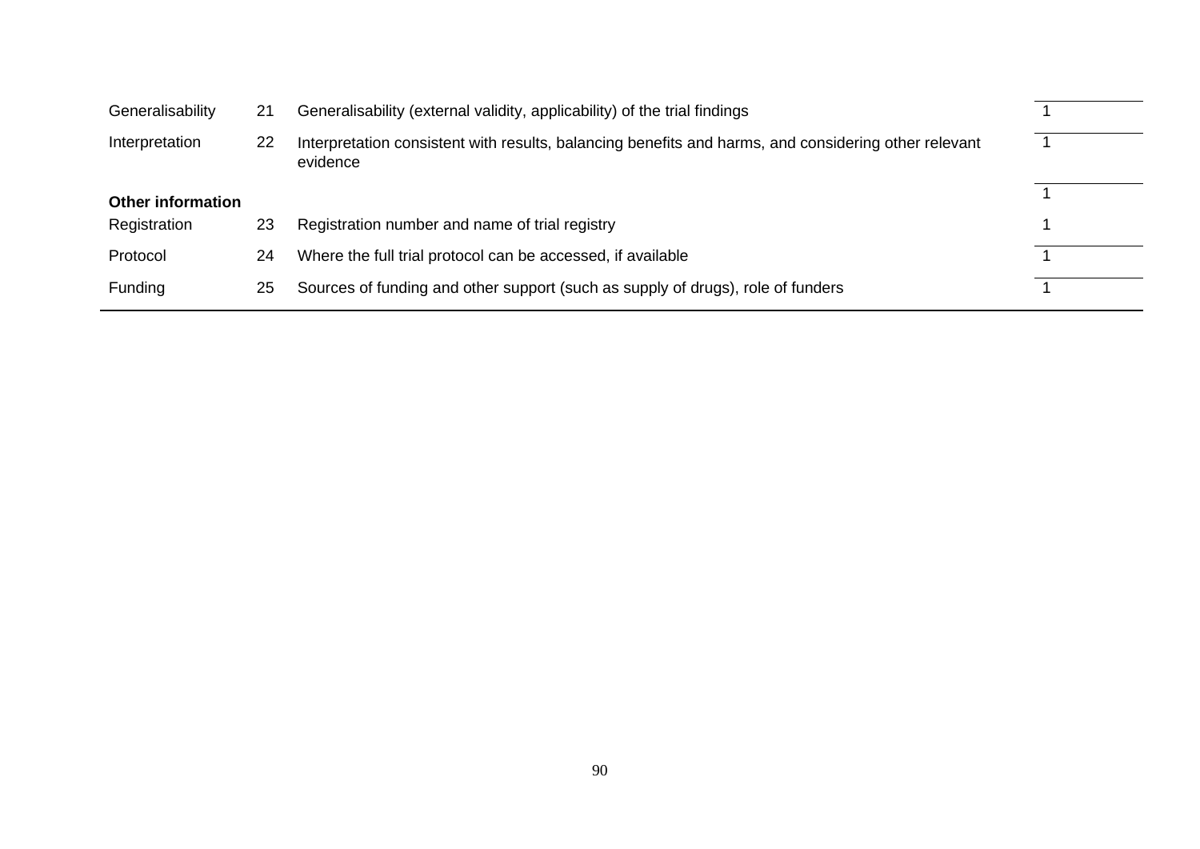| | | | |
|---|---|---|---|
| Generalisability | 21 | Generalisability (external validity, applicability) of the trial findings | 1 |
| Interpretation | 22 | Interpretation consistent with results, balancing benefits and harms, and considering other relevant evidence | 1 |
| **Other information** | | | 1 |
| Registration | 23 | Registration number and name of trial registry | 1 |
| Protocol | 24 | Where the full trial protocol can be accessed, if available | 1 |
| Funding | 25 | Sources of funding and other support (such as supply of drugs), role of funders | 1 |